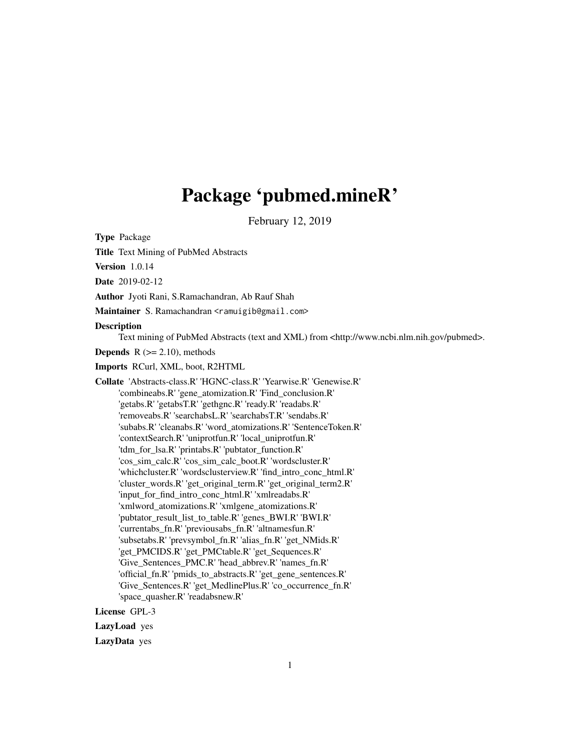# Package 'pubmed.mineR'

February 12, 2019

**Type** Package

**Title** Text Mining of PubMed Abstracts

**Version** 1.0.14

**Date** 2019-02-12

**Author** Jyoti Rani, S.Ramachandran, Ab Rauf Shah

**Maintainer** S. Ramachandran <ramuigib@gmail.com>

**Description**
Text mining of PubMed Abstracts (text and XML) from <http://www.ncbi.nlm.nih.gov/pubmed>.

**Depends** R (>= 2.10), methods

**Imports** RCurl, XML, boot, R2HTML

**Collate** 'Abstracts-class.R' 'HGNC-class.R' 'Yearwise.R' 'Genewise.R' 'combineabs.R' 'gene_atomization.R' 'Find_conclusion.R' 'getabs.R' 'getabsT.R' 'gethgnc.R' 'ready.R' 'readabs.R' 'removeabs.R' 'searchabsL.R' 'searchabsT.R' 'sendabs.R' 'subabs.R' 'cleanabs.R' 'word_atomizations.R' 'SentenceToken.R' 'contextSearch.R' 'uniprotfun.R' 'local_uniprotfun.R' 'tdm_for_lsa.R' 'printabs.R' 'pubtator_function.R' 'cos_sim_calc.R' 'cos_sim_calc_boot.R' 'wordscluster.R' 'whichcluster.R' 'wordsclusterview.R' 'find_intro_conc_html.R' 'cluster_words.R' 'get_original_term.R' 'get_original_term2.R' 'input_for_find_intro_conc_html.R' 'xmlreadabs.R' 'xmlword_atomizations.R' 'xmlgene_atomizations.R' 'pubtator_result_list_to_table.R' 'genes_BWI.R' 'BWI.R' 'currentabs_fn.R' 'previousabs_fn.R' 'altnamesfun.R' 'subsetabs.R' 'prevsymbol_fn.R' 'alias_fn.R' 'get_NMids.R' 'get_PMCIDS.R' 'get_PMCtable.R' 'get_Sequences.R' 'Give_Sentences_PMC.R' 'head_abbrev.R' 'names_fn.R' 'official_fn.R' 'pmids_to_abstracts.R' 'get_gene_sentences.R' 'Give_Sentences.R' 'get_MedlinePlus.R' 'co_occurrence_fn.R' 'space_quasher.R' 'readabsnew.R'

**License** GPL-3

**LazyLoad** yes

**LazyData** yes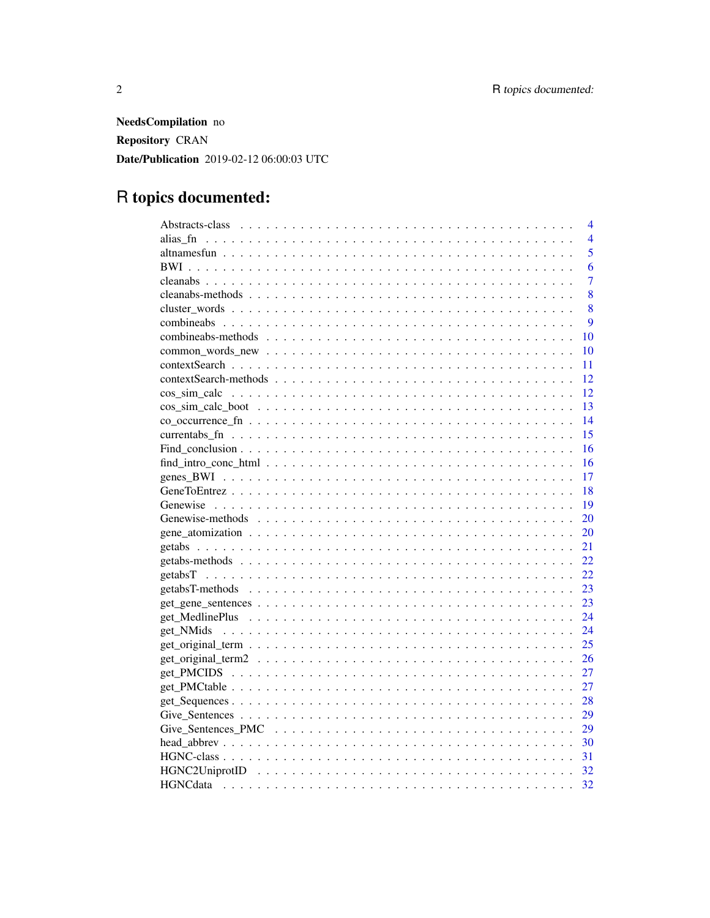**NeedsCompilation** no

**Repository** CRAN

**Date/Publication** 2019-02-12 06:00:03 UTC

# R topics documented:

| | |
|---|---|
| Abstracts-class | 4 |
| alias_fn | 4 |
| altnamesfun | 5 |
| BWI | 6 |
| cleanabs | 7 |
| cleanabs-methods | 8 |
| cluster_words | 8 |
| combineabs | 9 |
| combineabs-methods | 10 |
| common_words_new | 10 |
| contextSearch | 11 |
| contextSearch-methods | 12 |
| cos_sim_calc | 12 |
| cos_sim_calc_boot | 13 |
| co_occurrence_fn | 14 |
| currentabs_fn | 15 |
| Find_conclusion | 16 |
| find_intro_conc_html | 16 |
| genes_BWI | 17 |
| GeneToEntrez | 18 |
| Genewise | 19 |
| Genewise-methods | 20 |
| gene_atomization | 20 |
| getabs | 21 |
| getabs-methods | 22 |
| getabsT | 22 |
| getabsT-methods | 23 |
| get_gene_sentences | 23 |
| get_MedlinePlus | 24 |
| get_NMids | 24 |
| get_original_term | 25 |
| get_original_term2 | 26 |
| get_PMCIDS | 27 |
| get_PMCtable | 27 |
| get_Sequences | 28 |
| Give_Sentences | 29 |
| Give_Sentences_PMC | 29 |
| head_abbrev | 30 |
| HGNC-class | 31 |
| HGNC2UniprotID | 32 |
| HGNCdata | 32 |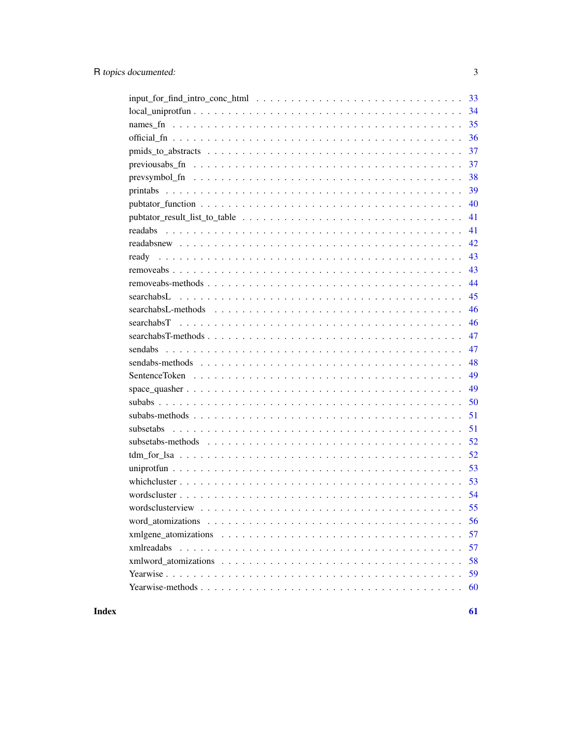input_for_find_intro_conc_html . . . . . . . . . . . . . . . . . . . . . . . . . . . . . 33
local_uniprotfun . . . . . . . . . . . . . . . . . . . . . . . . . . . . . . . . . . . . 34
names_fn . . . . . . . . . . . . . . . . . . . . . . . . . . . . . . . . . . . . . . . . 35
official_fn . . . . . . . . . . . . . . . . . . . . . . . . . . . . . . . . . . . . . . . 36
pmids_to_abstracts . . . . . . . . . . . . . . . . . . . . . . . . . . . . . . . . . . . 37
previousabs_fn . . . . . . . . . . . . . . . . . . . . . . . . . . . . . . . . . . . . . 37
prevsymbol_fn . . . . . . . . . . . . . . . . . . . . . . . . . . . . . . . . . . . . . . 38
printabs . . . . . . . . . . . . . . . . . . . . . . . . . . . . . . . . . . . . . . . . . 39
pubtator_function . . . . . . . . . . . . . . . . . . . . . . . . . . . . . . . . . . . . 40
pubtator_result_list_to_table . . . . . . . . . . . . . . . . . . . . . . . . . . . . . . 41
readabs . . . . . . . . . . . . . . . . . . . . . . . . . . . . . . . . . . . . . . . . . 41
readabsnew . . . . . . . . . . . . . . . . . . . . . . . . . . . . . . . . . . . . . . . 42
ready . . . . . . . . . . . . . . . . . . . . . . . . . . . . . . . . . . . . . . . . . . 43
removeabs . . . . . . . . . . . . . . . . . . . . . . . . . . . . . . . . . . . . . . . . 43
removeabs-methods . . . . . . . . . . . . . . . . . . . . . . . . . . . . . . . . . . . . 44
searchabsL . . . . . . . . . . . . . . . . . . . . . . . . . . . . . . . . . . . . . . . . 45
searchabsL-methods . . . . . . . . . . . . . . . . . . . . . . . . . . . . . . . . . . . . 46
searchabsT . . . . . . . . . . . . . . . . . . . . . . . . . . . . . . . . . . . . . . . . 46
searchabsT-methods . . . . . . . . . . . . . . . . . . . . . . . . . . . . . . . . . . . . 47
sendabs . . . . . . . . . . . . . . . . . . . . . . . . . . . . . . . . . . . . . . . . . 47
sendabs-methods . . . . . . . . . . . . . . . . . . . . . . . . . . . . . . . . . . . . . 48
SentenceToken . . . . . . . . . . . . . . . . . . . . . . . . . . . . . . . . . . . . . . 49
space_quasher . . . . . . . . . . . . . . . . . . . . . . . . . . . . . . . . . . . . . . 49
subabs . . . . . . . . . . . . . . . . . . . . . . . . . . . . . . . . . . . . . . . . . . 50
subabs-methods . . . . . . . . . . . . . . . . . . . . . . . . . . . . . . . . . . . . . . 51
subsetabs . . . . . . . . . . . . . . . . . . . . . . . . . . . . . . . . . . . . . . . . 51
subsetabs-methods . . . . . . . . . . . . . . . . . . . . . . . . . . . . . . . . . . . . 52
tdm_for_lsa . . . . . . . . . . . . . . . . . . . . . . . . . . . . . . . . . . . . . . . 52
uniprotfun . . . . . . . . . . . . . . . . . . . . . . . . . . . . . . . . . . . . . . . . 53
whichcluster . . . . . . . . . . . . . . . . . . . . . . . . . . . . . . . . . . . . . . . 53
wordscluster . . . . . . . . . . . . . . . . . . . . . . . . . . . . . . . . . . . . . . . 54
wordsclusterview . . . . . . . . . . . . . . . . . . . . . . . . . . . . . . . . . . . . . 55
word_atomizations . . . . . . . . . . . . . . . . . . . . . . . . . . . . . . . . . . . . 56
xmlgene_atomizations . . . . . . . . . . . . . . . . . . . . . . . . . . . . . . . . . . . 57
xmlreadabs . . . . . . . . . . . . . . . . . . . . . . . . . . . . . . . . . . . . . . . . 57
xmlword_atomizations . . . . . . . . . . . . . . . . . . . . . . . . . . . . . . . . . . . 58
Yearwise . . . . . . . . . . . . . . . . . . . . . . . . . . . . . . . . . . . . . . . . . 59
Yearwise-methods . . . . . . . . . . . . . . . . . . . . . . . . . . . . . . . . . . . . . 60

**Index** **61**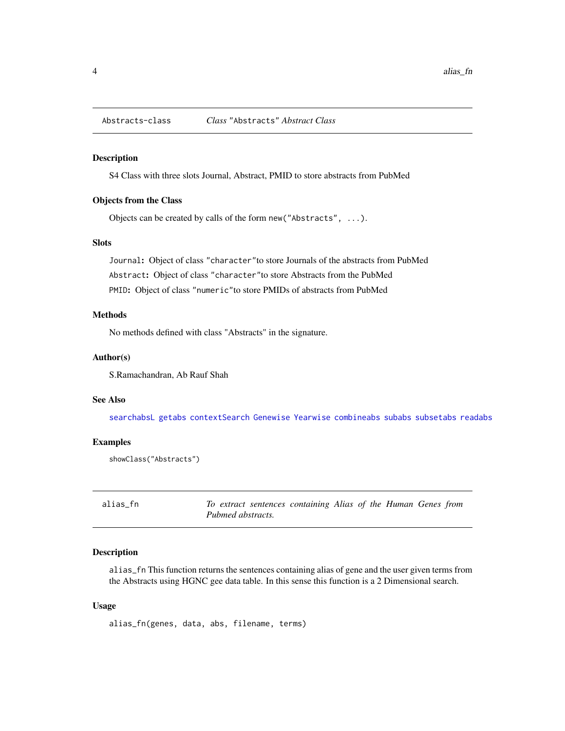## Abstracts-class *Class* "Abstracts" *Abstract Class*

### Description

S4 Class with three slots Journal, Abstract, PMID to store abstracts from PubMed

### Objects from the Class

Objects can be created by calls of the form `new("Abstracts", ...)`.

### Slots

`Journal`: Object of class `"character"`to store Journals of the abstracts from PubMed

`Abstract`: Object of class `"character"`to store Abstracts from the PubMed

`PMID`: Object of class `"numeric"`to store PMIDs of abstracts from PubMed

### Methods

No methods defined with class "Abstracts" in the signature.

### Author(s)

S.Ramachandran, Ab Rauf Shah

### See Also

`searchabsL` `getabs` `contextSearch` `Genewise` `Yearwise` `combineabs` `subabs` `subsetabs` `readabs`

### Examples

```
showClass("Abstracts")
```

## alias_fn *To extract sentences containing Alias of the Human Genes from Pubmed abstracts.*

### Description

`alias_fn` This function returns the sentences containing alias of gene and the user given terms from the Abstracts using HGNC gee data table. In this sense this function is a 2 Dimensional search.

### Usage

```
alias_fn(genes, data, abs, filename, terms)
```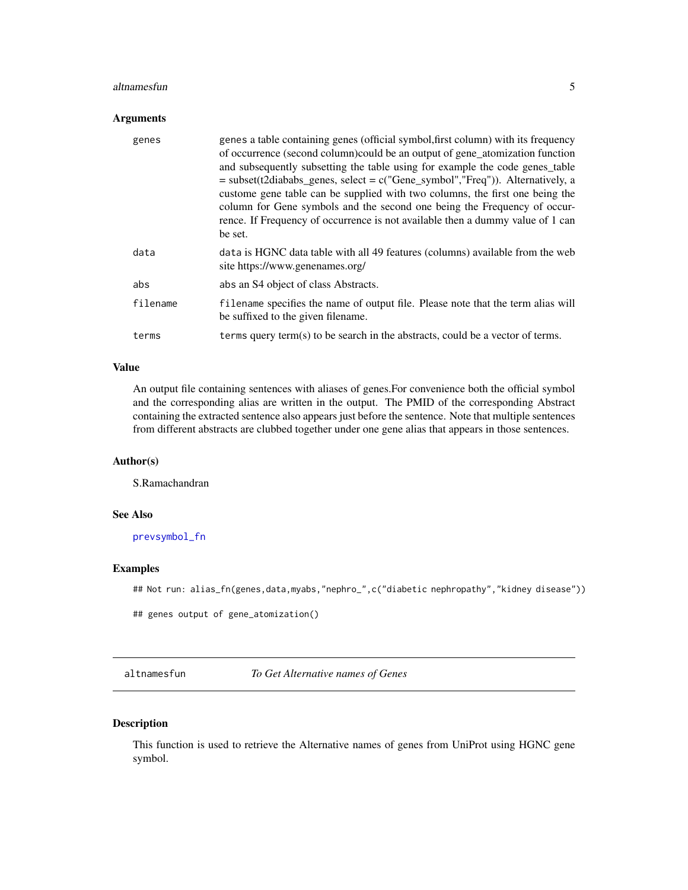### Arguments

| | |
|---|---|
| genes | genes a table containing genes (official symbol,first column) with its frequency of occurrence (second column)could be an output of gene_atomization function and subsequently subsetting the table using for example the code genes_table = subset(t2diababs_genes, select = c("Gene_symbol","Freq")). Alternatively, a custome gene table can be supplied with two columns, the first one being the column for Gene symbols and the second one being the Frequency of occurrence. If Frequency of occurrence is not available then a dummy value of 1 can be set. |
| data | data is HGNC data table with all 49 features (columns) available from the web site https://www.genenames.org/ |
| abs | abs an S4 object of class Abstracts. |
| filename | filename specifies the name of output file. Please note that the term alias will be suffixed to the given filename. |
| terms | terms query term(s) to be search in the abstracts, could be a vector of terms. |

### Value

An output file containing sentences with aliases of genes.For convenience both the official symbol and the corresponding alias are written in the output. The PMID of the corresponding Abstract containing the extracted sentence also appears just before the sentence. Note that multiple sentences from different abstracts are clubbed together under one gene alias that appears in those sentences.

### Author(s)

S.Ramachandran

### See Also

prevsymbol_fn

### Examples

```
## Not run: alias_fn(genes,data,myabs,"nephro_",c("diabetic nephropathy","kidney disease"))

## genes output of gene_atomization()
```

## altnamesfun *To Get Alternative names of Genes*

### Description

This function is used to retrieve the Alternative names of genes from UniProt using HGNC gene symbol.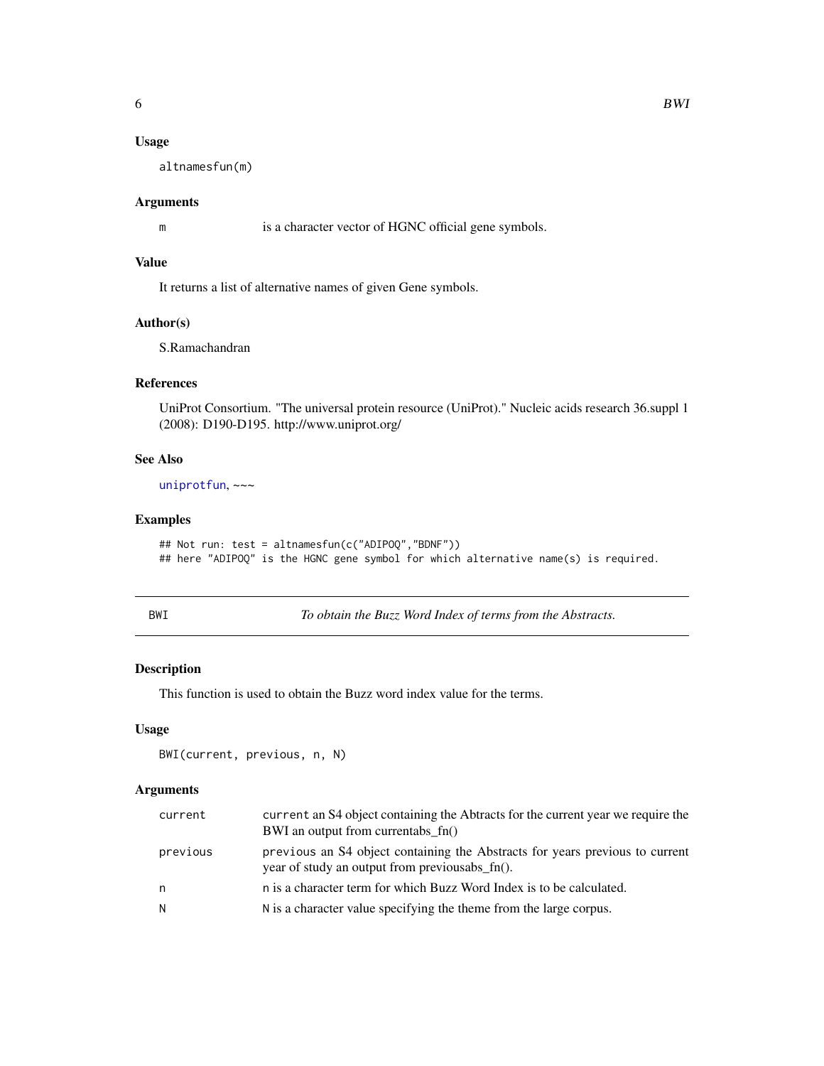### Usage

```
altnamesfun(m)
```

### Arguments

| | |
|---|---|
| m | is a character vector of HGNC official gene symbols. |

### Value

It returns a list of alternative names of given Gene symbols.

### Author(s)

S.Ramachandran

### References

UniProt Consortium. "The universal protein resource (UniProt)." Nucleic acids research 36.suppl 1 (2008): D190-D195. http://www.uniprot.org/

### See Also

uniprotfun, ~~~

### Examples

```
## Not run: test = altnamesfun(c("ADIPOQ","BDNF"))
## here "ADIPOQ" is the HGNC gene symbol for which alternative name(s) is required.
```

---

## BWI — *To obtain the Buzz Word Index of terms from the Abstracts.*

### Description

This function is used to obtain the Buzz word index value for the terms.

### Usage

```
BWI(current, previous, n, N)
```

### Arguments

| | |
|---|---|
| current | current an S4 object containing the Abtracts for the current year we require the BWI an output from currentabs_fn() |
| previous | previous an S4 object containing the Abstracts for years previous to current year of study an output from previousabs_fn(). |
| n | n is a character term for which Buzz Word Index is to be calculated. |
| N | N is a character value specifying the theme from the large corpus. |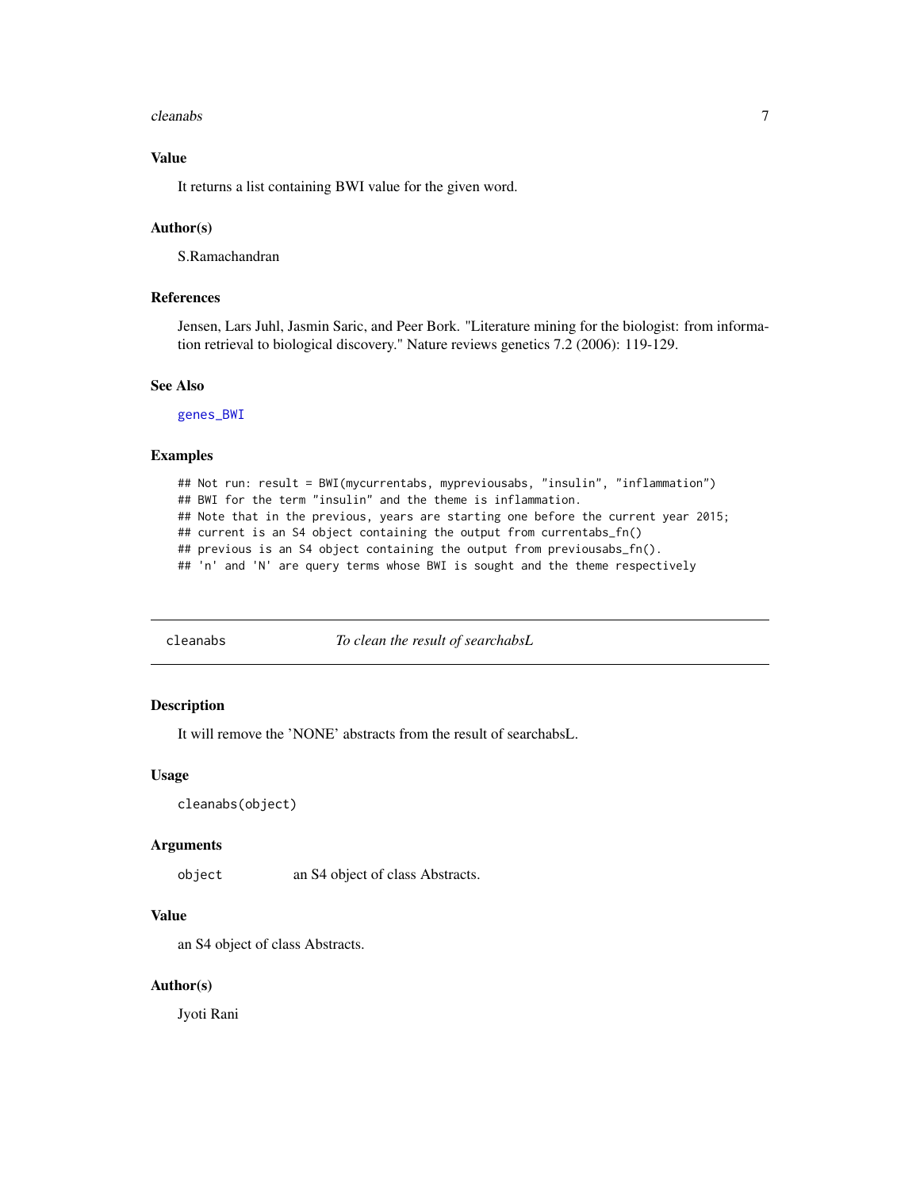### Value

It returns a list containing BWI value for the given word.

### Author(s)

S.Ramachandran

### References

Jensen, Lars Juhl, Jasmin Saric, and Peer Bork. "Literature mining for the biologist: from information retrieval to biological discovery." Nature reviews genetics 7.2 (2006): 119-129.

### See Also

genes_BWI

### Examples

```
## Not run: result = BWI(mycurrentabs, mypreviousabs, "insulin", "inflammation")
## BWI for the term "insulin" and the theme is inflammation.
## Note that in the previous, years are starting one before the current year 2015;
## current is an S4 object containing the output from currentabs_fn()
## previous is an S4 object containing the output from previousabs_fn().
## 'n' and 'N' are query terms whose BWI is sought and the theme respectively
```

---

## cleanabs — *To clean the result of searchabsL*

### Description

It will remove the 'NONE' abstracts from the result of searchabsL.

### Usage

```
cleanabs(object)
```

### Arguments

| | |
|---|---|
| object | an S4 object of class Abstracts. |

### Value

an S4 object of class Abstracts.

### Author(s)

Jyoti Rani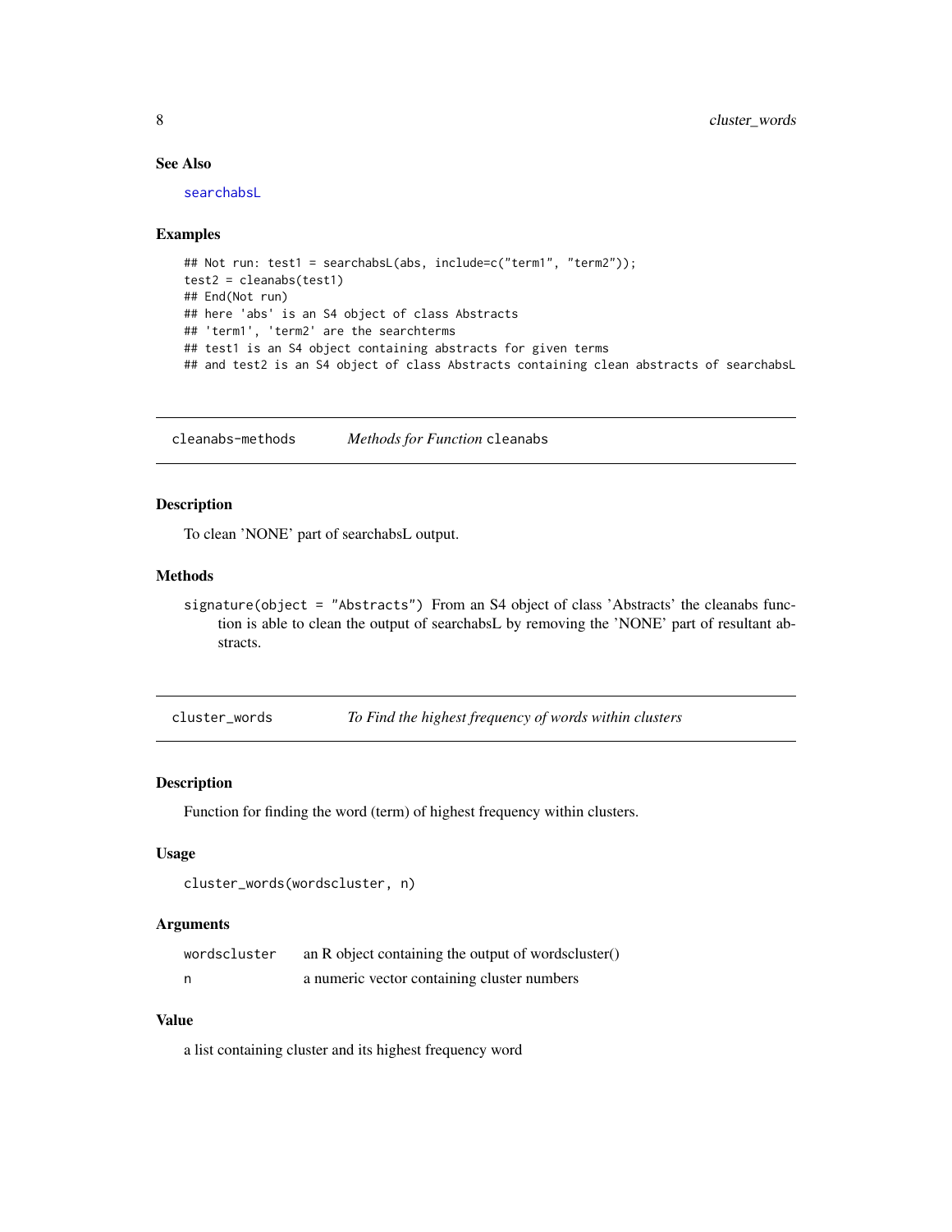### See Also

searchabsL

### Examples

```
## Not run: test1 = searchabsL(abs, include=c("term1", "term2"));
test2 = cleanabs(test1)
## End(Not run)
## here 'abs' is an S4 object of class Abstracts
## 'term1', 'term2' are the searchterms
## test1 is an S4 object containing abstracts for given terms
## and test2 is an S4 object of class Abstracts containing clean abstracts of searchabsL
```

---

## cleanabs-methods — *Methods for Function* cleanabs

### Description

To clean 'NONE' part of searchabsL output.

### Methods

`signature(object = "Abstracts")` From an S4 object of class 'Abstracts' the cleanabs function is able to clean the output of searchabsL by removing the 'NONE' part of resultant abstracts.

---

## cluster_words — *To Find the highest frequency of words within clusters*

### Description

Function for finding the word (term) of highest frequency within clusters.

### Usage

```
cluster_words(wordscluster, n)
```

### Arguments

| | |
|---|---|
| wordscluster | an R object containing the output of wordscluster() |
| n | a numeric vector containing cluster numbers |

### Value

a list containing cluster and its highest frequency word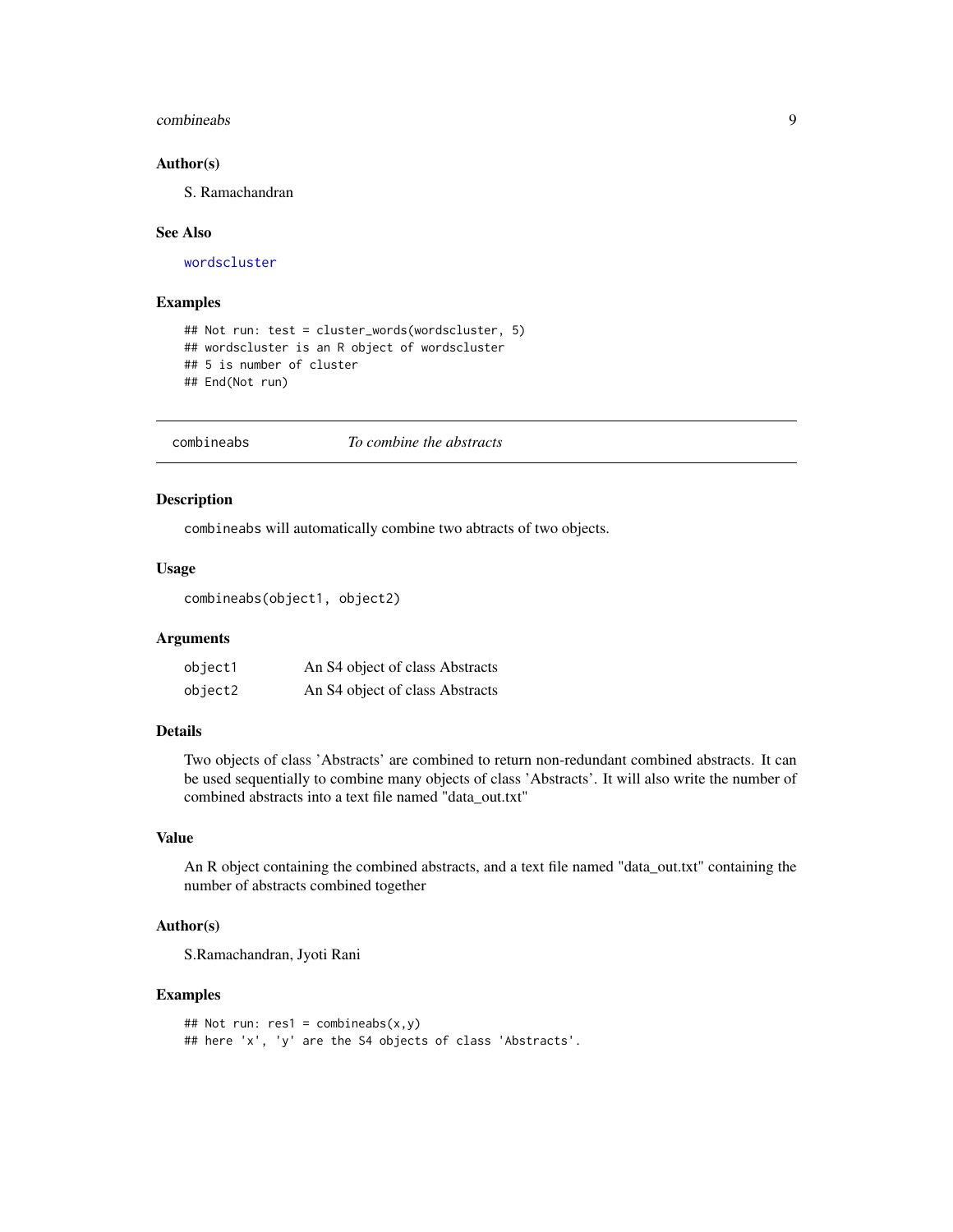### Author(s)

S. Ramachandran

### See Also

wordscluster

### Examples

```
## Not run: test = cluster_words(wordscluster, 5)
## wordscluster is an R object of wordscluster
## 5 is number of cluster
## End(Not run)
```

---

## combineabs — *To combine the abstracts*

---

### Description

combineabs will automatically combine two abtracts of two objects.

### Usage

```
combineabs(object1, object2)
```

### Arguments

| | |
|---|---|
| object1 | An S4 object of class Abstracts |
| object2 | An S4 object of class Abstracts |

### Details

Two objects of class 'Abstracts' are combined to return non-redundant combined abstracts. It can be used sequentially to combine many objects of class 'Abstracts'. It will also write the number of combined abstracts into a text file named "data_out.txt"

### Value

An R object containing the combined abstracts, and a text file named "data_out.txt" containing the number of abstracts combined together

### Author(s)

S.Ramachandran, Jyoti Rani

### Examples

```
## Not run: res1 = combineabs(x,y)
## here 'x', 'y' are the S4 objects of class 'Abstracts'.
```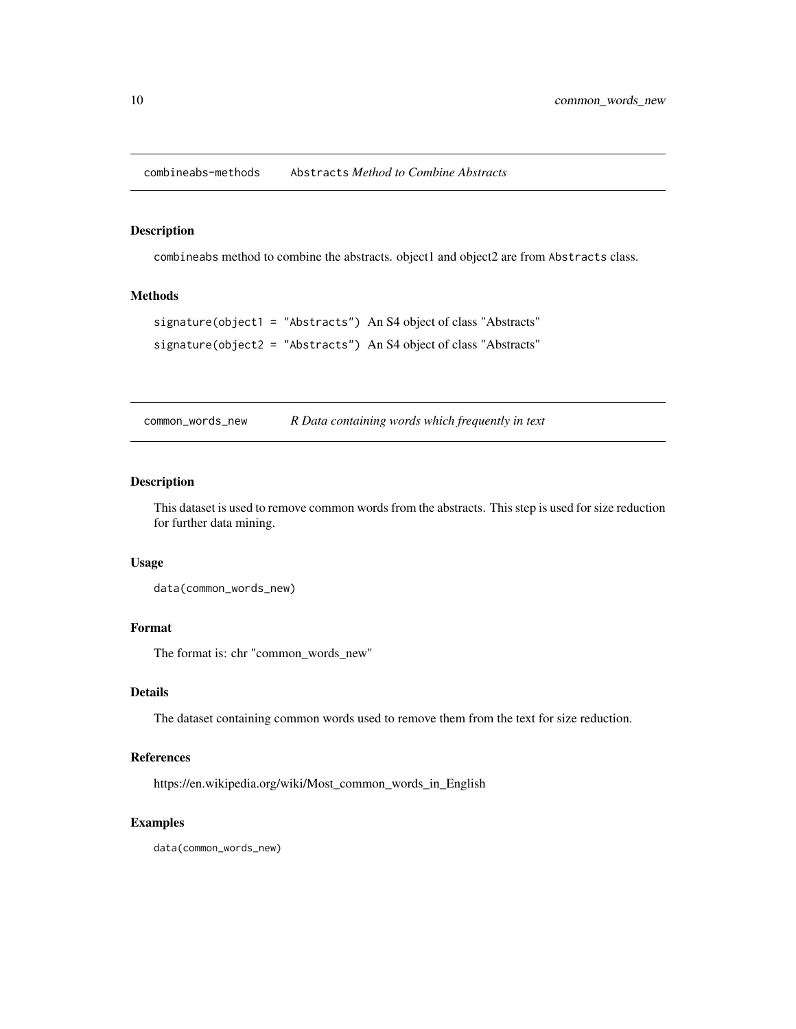## combineabs-methods — `Abstracts` *Method to Combine Abstracts*

### Description

`combineabs` method to combine the abstracts. object1 and object2 are from `Abstracts` class.

### Methods

`signature(object1 = "Abstracts")` An S4 object of class "Abstracts"

`signature(object2 = "Abstracts")` An S4 object of class "Abstracts"

## common_words_new — *R Data containing words which frequently in text*

### Description

This dataset is used to remove common words from the abstracts. This step is used for size reduction for further data mining.

### Usage

```
data(common_words_new)
```

### Format

The format is: chr "common_words_new"

### Details

The dataset containing common words used to remove them from the text for size reduction.

### References

https://en.wikipedia.org/wiki/Most_common_words_in_English

### Examples

```
data(common_words_new)
```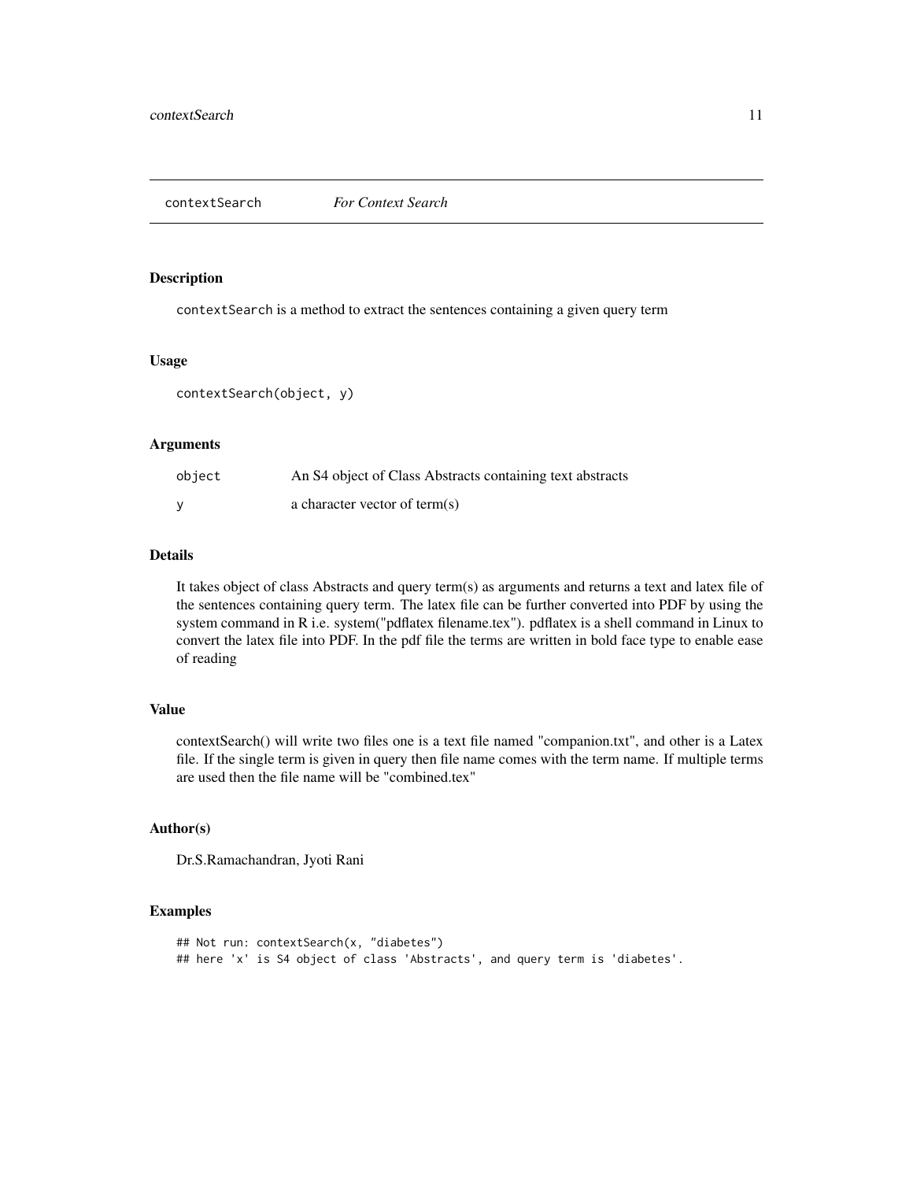## contextSearch &nbsp;&nbsp;&nbsp; *For Context Search*

### Description

contextSearch is a method to extract the sentences containing a given query term

### Usage

```
contextSearch(object, y)
```

### Arguments

| | |
|---|---|
| object | An S4 object of Class Abstracts containing text abstracts |
| y | a character vector of term(s) |

### Details

It takes object of class Abstracts and query term(s) as arguments and returns a text and latex file of the sentences containing query term. The latex file can be further converted into PDF by using the system command in R i.e. system("pdflatex filename.tex"). pdflatex is a shell command in Linux to convert the latex file into PDF. In the pdf file the terms are written in bold face type to enable ease of reading

### Value

contextSearch() will write two files one is a text file named "companion.txt", and other is a Latex file. If the single term is given in query then file name comes with the term name. If multiple terms are used then the file name will be "combined.tex"

### Author(s)

Dr.S.Ramachandran, Jyoti Rani

### Examples

```
## Not run: contextSearch(x, "diabetes")
## here 'x' is S4 object of class 'Abstracts', and query term is 'diabetes'.
```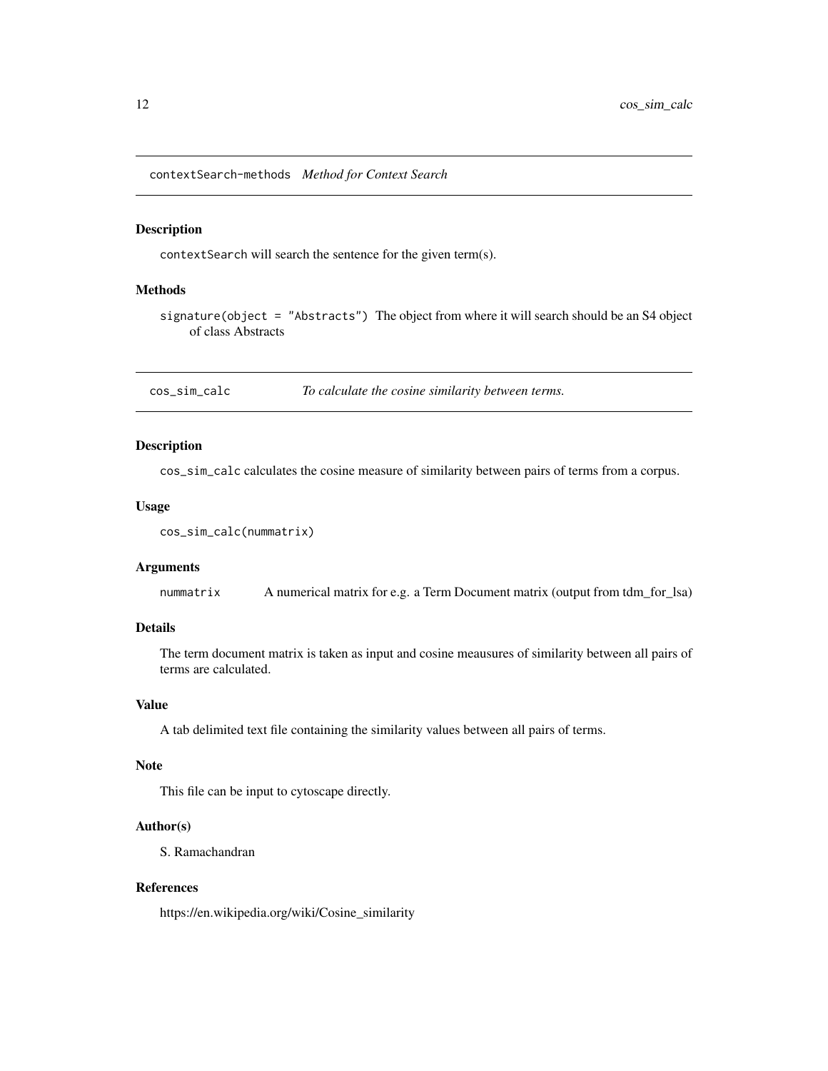## contextSearch-methods *Method for Context Search*

### Description

contextSearch will search the sentence for the given term(s).

### Methods

signature(object = "Abstracts") The object from where it will search should be an S4 object of class Abstracts

## cos_sim_calc *To calculate the cosine similarity between terms.*

### Description

cos_sim_calc calculates the cosine measure of similarity between pairs of terms from a corpus.

### Usage

```
cos_sim_calc(nummatrix)
```

### Arguments

nummatrix A numerical matrix for e.g. a Term Document matrix (output from tdm_for_lsa)

### Details

The term document matrix is taken as input and cosine meausures of similarity between all pairs of terms are calculated.

### Value

A tab delimited text file containing the similarity values between all pairs of terms.

### Note

This file can be input to cytoscape directly.

### Author(s)

S. Ramachandran

### References

https://en.wikipedia.org/wiki/Cosine_similarity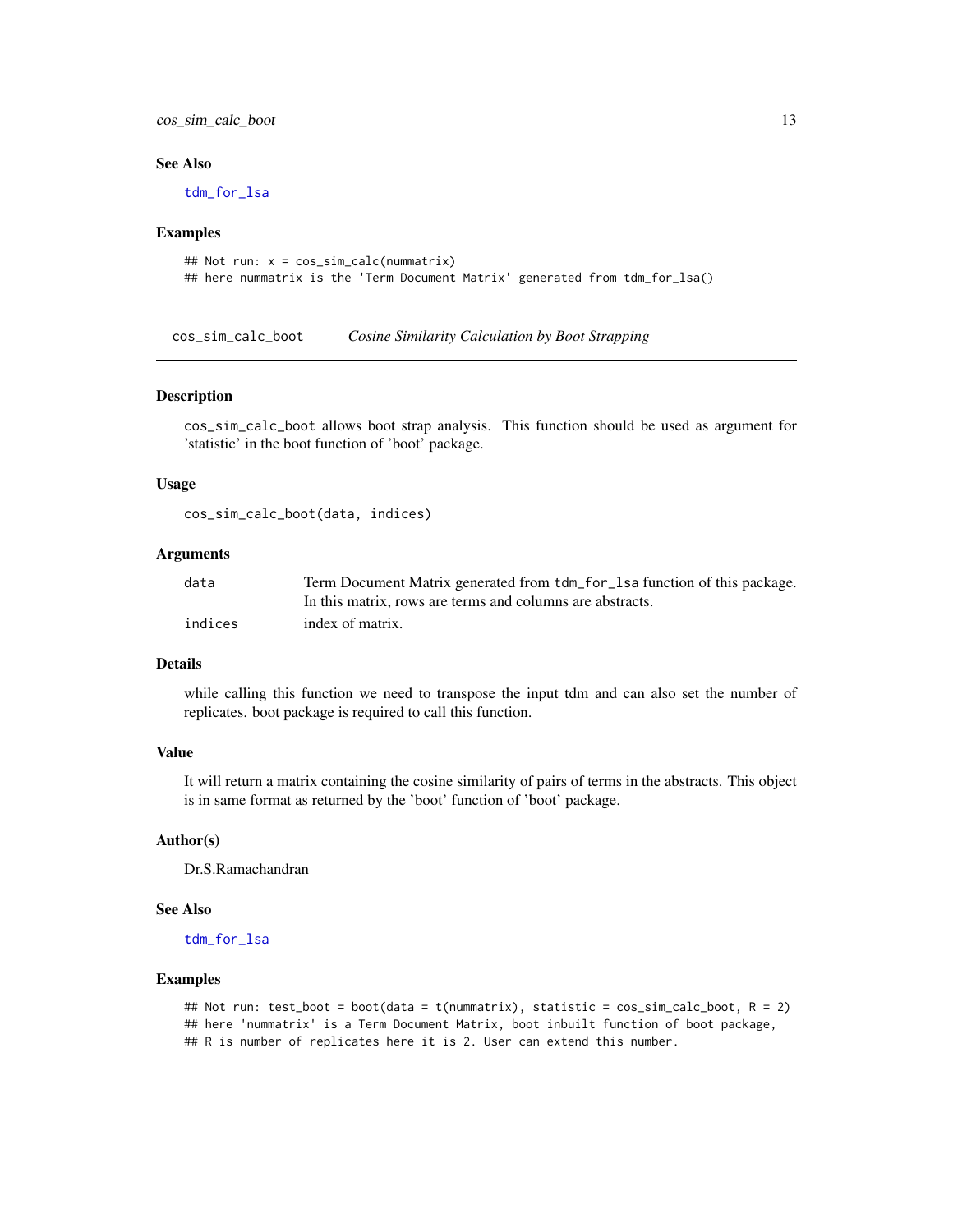### See Also

tdm_for_lsa

### Examples

```
## Not run: x = cos_sim_calc(nummatrix)
## here nummatrix is the 'Term Document Matrix' generated from tdm_for_lsa()
```

---

## cos_sim_calc_boot    *Cosine Similarity Calculation by Boot Strapping*

### Description

cos_sim_calc_boot allows boot strap analysis. This function should be used as argument for 'statistic' in the boot function of 'boot' package.

### Usage

```
cos_sim_calc_boot(data, indices)
```

### Arguments

| | |
|---|---|
| data | Term Document Matrix generated from tdm_for_lsa function of this package. In this matrix, rows are terms and columns are abstracts. |
| indices | index of matrix. |

### Details

while calling this function we need to transpose the input tdm and can also set the number of replicates. boot package is required to call this function.

### Value

It will return a matrix containing the cosine similarity of pairs of terms in the abstracts. This object is in same format as returned by the 'boot' function of 'boot' package.

### Author(s)

Dr.S.Ramachandran

### See Also

tdm_for_lsa

### Examples

```
## Not run: test_boot = boot(data = t(nummatrix), statistic = cos_sim_calc_boot, R = 2)
## here 'nummatrix' is a Term Document Matrix, boot inbuilt function of boot package,
## R is number of replicates here it is 2. User can extend this number.
```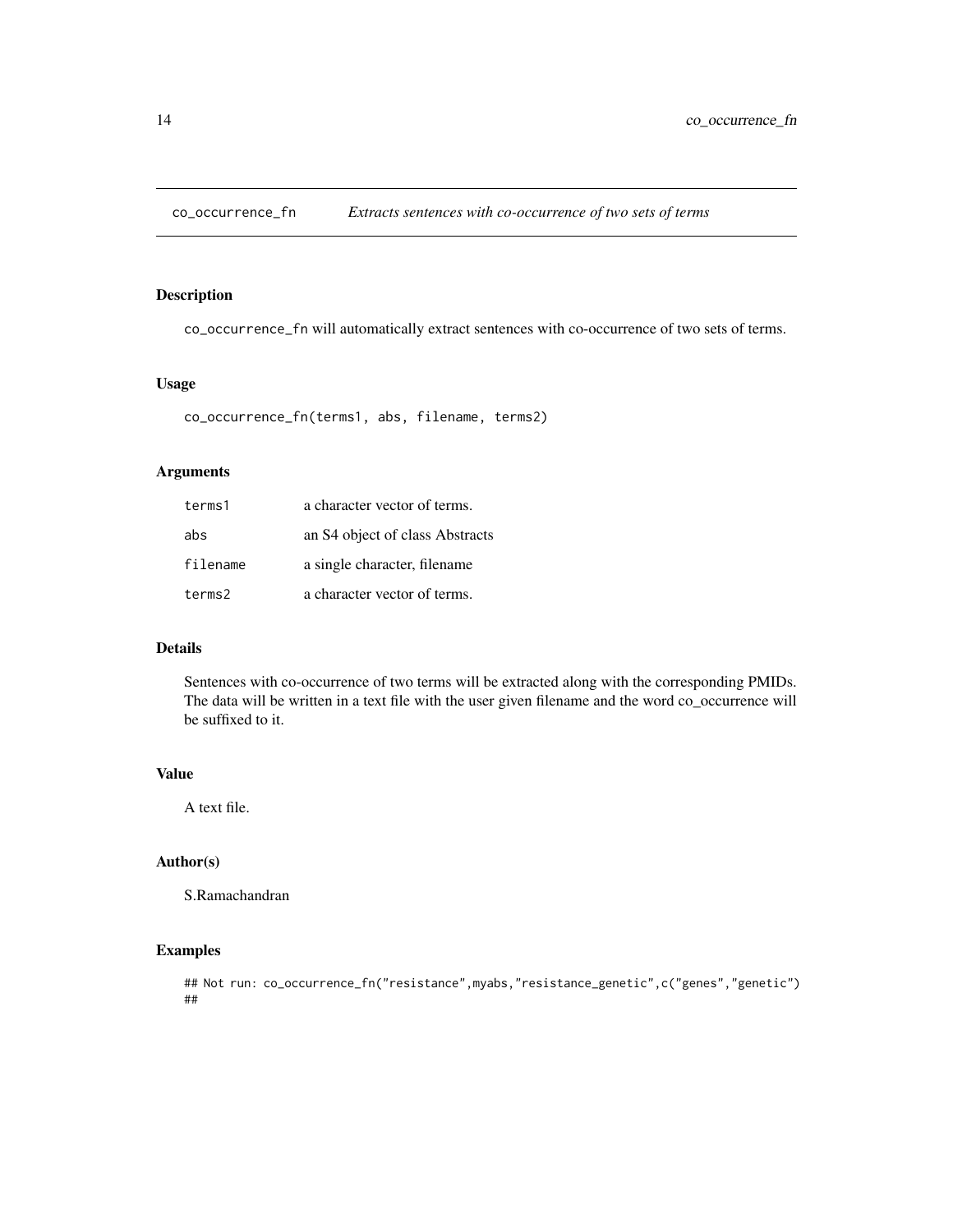# co_occurrence_fn *Extracts sentences with co-occurrence of two sets of terms*

## Description

co_occurrence_fn will automatically extract sentences with co-occurrence of two sets of terms.

## Usage

```
co_occurrence_fn(terms1, abs, filename, terms2)
```

## Arguments

| | |
|---|---|
| terms1 | a character vector of terms. |
| abs | an S4 object of class Abstracts |
| filename | a single character, filename |
| terms2 | a character vector of terms. |

## Details

Sentences with co-occurrence of two terms will be extracted along with the corresponding PMIDs. The data will be written in a text file with the user given filename and the word co_occurrence will be suffixed to it.

## Value

A text file.

## Author(s)

S.Ramachandran

## Examples

```
## Not run: co_occurrence_fn("resistance",myabs,"resistance_genetic",c("genes","genetic")
##
```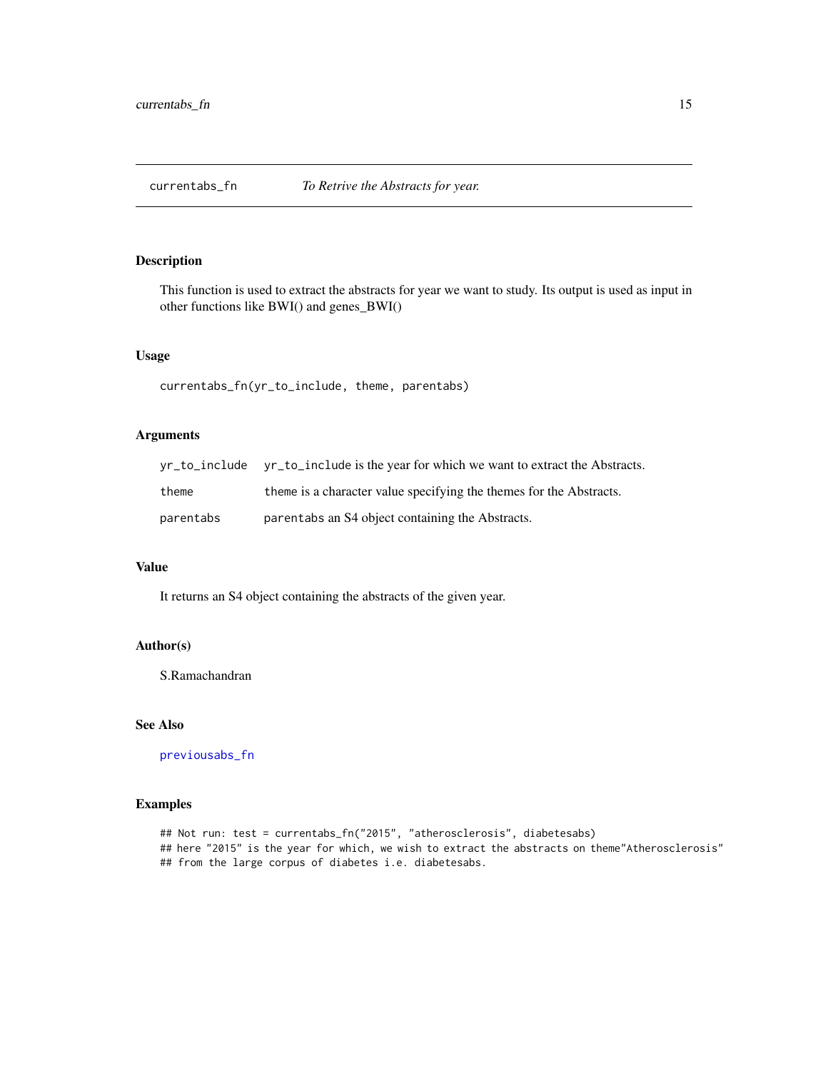currentabs_fn *To Retrive the Abstracts for year.*

### Description

This function is used to extract the abstracts for year we want to study. Its output is used as input in other functions like BWI() and genes_BWI()

### Usage

```
currentabs_fn(yr_to_include, theme, parentabs)
```

### Arguments

| | |
|---|---|
| yr_to_include | yr_to_include is the year for which we want to extract the Abstracts. |
| theme | theme is a character value specifying the themes for the Abstracts. |
| parentabs | parentabs an S4 object containing the Abstracts. |

### Value

It returns an S4 object containing the abstracts of the given year.

### Author(s)

S.Ramachandran

### See Also

previousabs_fn

### Examples

```
## Not run: test = currentabs_fn("2015", "atherosclerosis", diabetesabs)
## here "2015" is the year for which, we wish to extract the abstracts on theme"Atherosclerosis"
## from the large corpus of diabetes i.e. diabetesabs.
```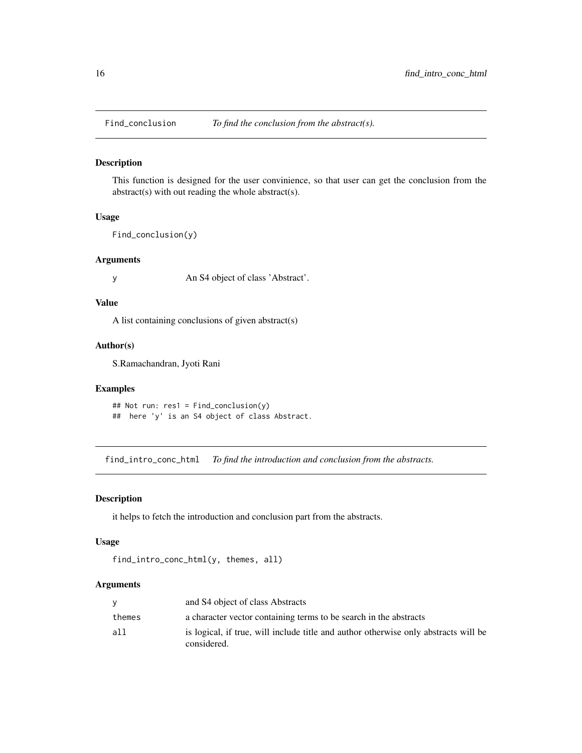## Find_conclusion — *To find the conclusion from the abstract(s).*

### Description

This function is designed for the user convinience, so that user can get the conclusion from the abstract(s) with out reading the whole abstract(s).

### Usage

```
Find_conclusion(y)
```

### Arguments

| | |
|---|---|
| y | An S4 object of class 'Abstract'. |

### Value

A list containing conclusions of given abstract(s)

### Author(s)

S.Ramachandran, Jyoti Rani

### Examples

```
## Not run: res1 = Find_conclusion(y)
##  here 'y' is an S4 object of class Abstract.
```

## find_intro_conc_html — *To find the introduction and conclusion from the abstracts.*

### Description

it helps to fetch the introduction and conclusion part from the abstracts.

### Usage

```
find_intro_conc_html(y, themes, all)
```

### Arguments

| | |
|---|---|
| y | and S4 object of class Abstracts |
| themes | a character vector containing terms to be search in the abstracts |
| all | is logical, if true, will include title and author otherwise only abstracts will be considered. |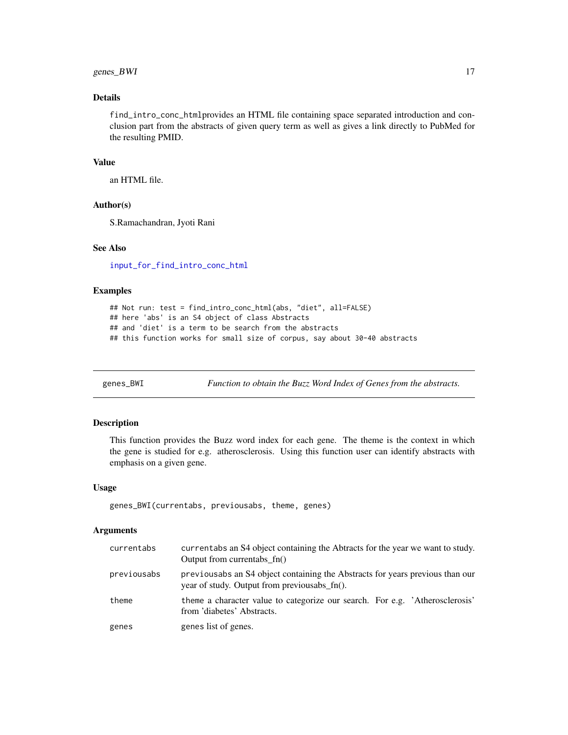### Details

find_intro_conc_htmlprovides an HTML file containing space separated introduction and conclusion part from the abstracts of given query term as well as gives a link directly to PubMed for the resulting PMID.

### Value

an HTML file.

### Author(s)

S.Ramachandran, Jyoti Rani

### See Also

input_for_find_intro_conc_html

### Examples

```
## Not run: test = find_intro_conc_html(abs, "diet", all=FALSE)
## here 'abs' is an S4 object of class Abstracts
## and 'diet' is a term to be search from the abstracts
## this function works for small size of corpus, say about 30-40 abstracts
```

---

## genes_BWI — *Function to obtain the Buzz Word Index of Genes from the abstracts.*

---

### Description

This function provides the Buzz word index for each gene. The theme is the context in which the gene is studied for e.g. atherosclerosis. Using this function user can identify abstracts with emphasis on a given gene.

### Usage

```
genes_BWI(currentabs, previousabs, theme, genes)
```

### Arguments

| | |
|---|---|
| currentabs | currentabs an S4 object containing the Abtracts for the year we want to study. Output from currentabs_fn() |
| previousabs | previousabs an S4 object containing the Abstracts for years previous than our year of study. Output from previousabs_fn(). |
| theme | theme a character value to categorize our search. For e.g. 'Atherosclerosis' from 'diabetes' Abstracts. |
| genes | genes list of genes. |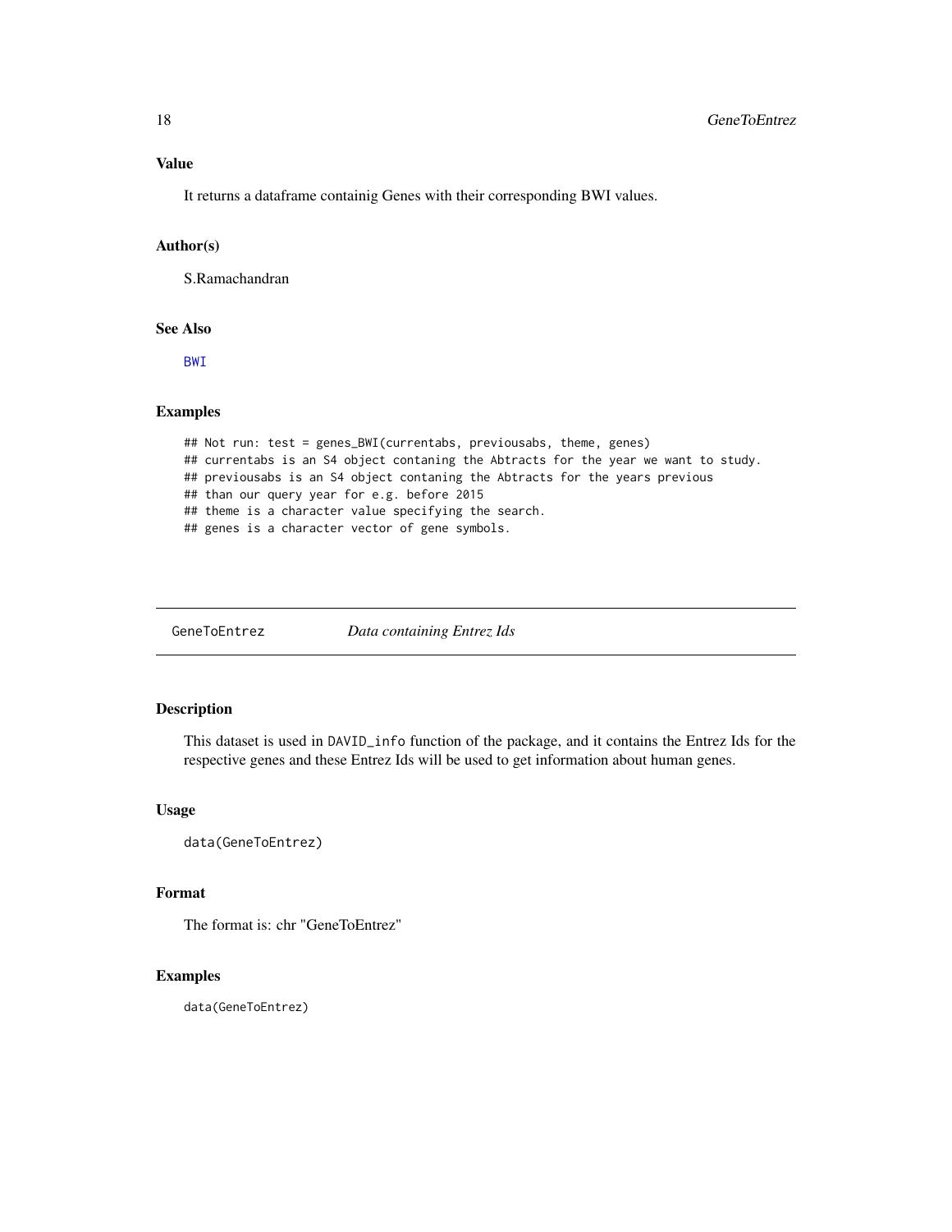### Value

It returns a dataframe containig Genes with their corresponding BWI values.

### Author(s)

S.Ramachandran

### See Also

BWI

### Examples

```
## Not run: test = genes_BWI(currentabs, previousabs, theme, genes)
## currentabs is an S4 object contaning the Abtracts for the year we want to study.
## previousabs is an S4 object contaning the Abtracts for the years previous
## than our query year for e.g. before 2015
## theme is a character value specifying the search.
## genes is a character vector of gene symbols.
```

---

## GeneToEntrez — *Data containing Entrez Ids*

### Description

This dataset is used in DAVID_info function of the package, and it contains the Entrez Ids for the respective genes and these Entrez Ids will be used to get information about human genes.

### Usage

```
data(GeneToEntrez)
```

### Format

The format is: chr "GeneToEntrez"

### Examples

```
data(GeneToEntrez)
```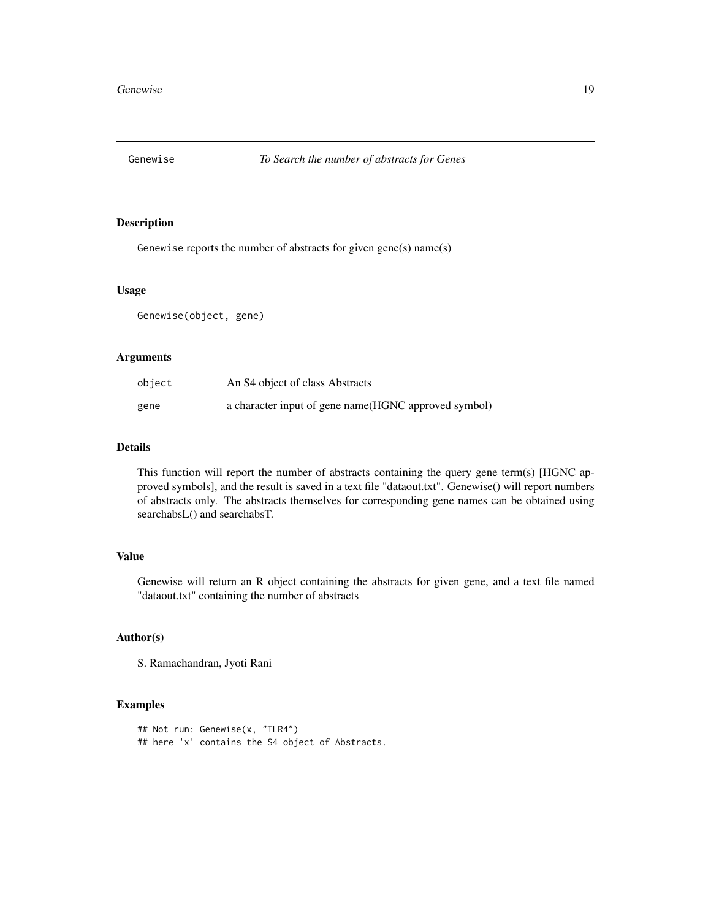Genewise — *To Search the number of abstracts for Genes*

## Description

Genewise reports the number of abstracts for given gene(s) name(s)

## Usage

```
Genewise(object, gene)
```

## Arguments

| | |
|---|---|
| object | An S4 object of class Abstracts |
| gene | a character input of gene name(HGNC approved symbol) |

## Details

This function will report the number of abstracts containing the query gene term(s) [HGNC approved symbols], and the result is saved in a text file "dataout.txt". Genewise() will report numbers of abstracts only. The abstracts themselves for corresponding gene names can be obtained using searchabsL() and searchabsT.

## Value

Genewise will return an R object containing the abstracts for given gene, and a text file named "dataout.txt" containing the number of abstracts

## Author(s)

S. Ramachandran, Jyoti Rani

## Examples

```
## Not run: Genewise(x, "TLR4")
## here 'x' contains the S4 object of Abstracts.
```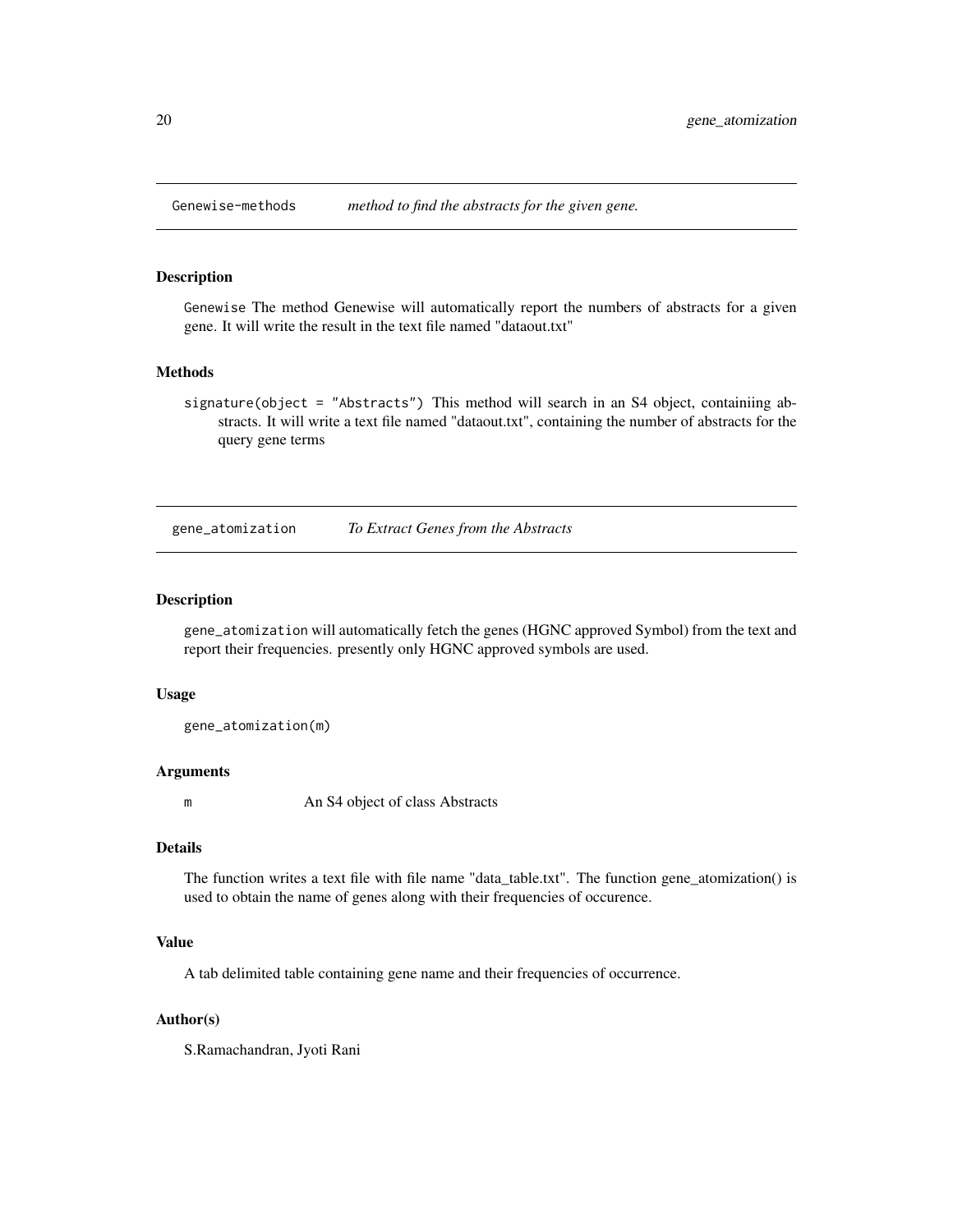## Genewise-methods — *method to find the abstracts for the given gene.*

### Description

Genewise The method Genewise will automatically report the numbers of abstracts for a given gene. It will write the result in the text file named "dataout.txt"

### Methods

signature(object = "Abstracts") This method will search in an S4 object, containiing abstracts. It will write a text file named "dataout.txt", containing the number of abstracts for the query gene terms

## gene_atomization — *To Extract Genes from the Abstracts*

### Description

gene_atomization will automatically fetch the genes (HGNC approved Symbol) from the text and report their frequencies. presently only HGNC approved symbols are used.

### Usage

```
gene_atomization(m)
```

### Arguments

| | |
|---|---|
| m | An S4 object of class Abstracts |

### Details

The function writes a text file with file name "data_table.txt". The function gene_atomization() is used to obtain the name of genes along with their frequencies of occurence.

### Value

A tab delimited table containing gene name and their frequencies of occurrence.

### Author(s)

S.Ramachandran, Jyoti Rani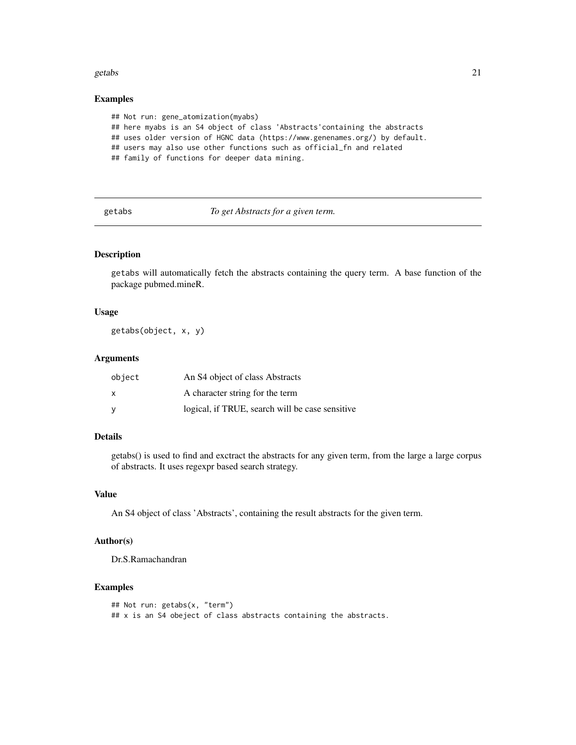## Examples

```
## Not run: gene_atomization(myabs)
## here myabs is an S4 object of class 'Abstracts'containing the abstracts
## uses older version of HGNC data (https://www.genenames.org/) by default.
## users may also use other functions such as official_fn and related
## family of functions for deeper data mining.
```

---

# getabs — *To get Abstracts for a given term.*

---

## Description

getabs will automatically fetch the abstracts containing the query term. A base function of the package pubmed.mineR.

## Usage

```
getabs(object, x, y)
```

## Arguments

| | |
|---|---|
| object | An S4 object of class Abstracts |
| x | A character string for the term |
| y | logical, if TRUE, search will be case sensitive |

## Details

getabs() is used to find and exctract the abstracts for any given term, from the large a large corpus of abstracts. It uses regexpr based search strategy.

## Value

An S4 object of class 'Abstracts', containing the result abstracts for the given term.

## Author(s)

Dr.S.Ramachandran

## Examples

```
## Not run: getabs(x, "term")
## x is an S4 obeject of class abstracts containing the abstracts.
```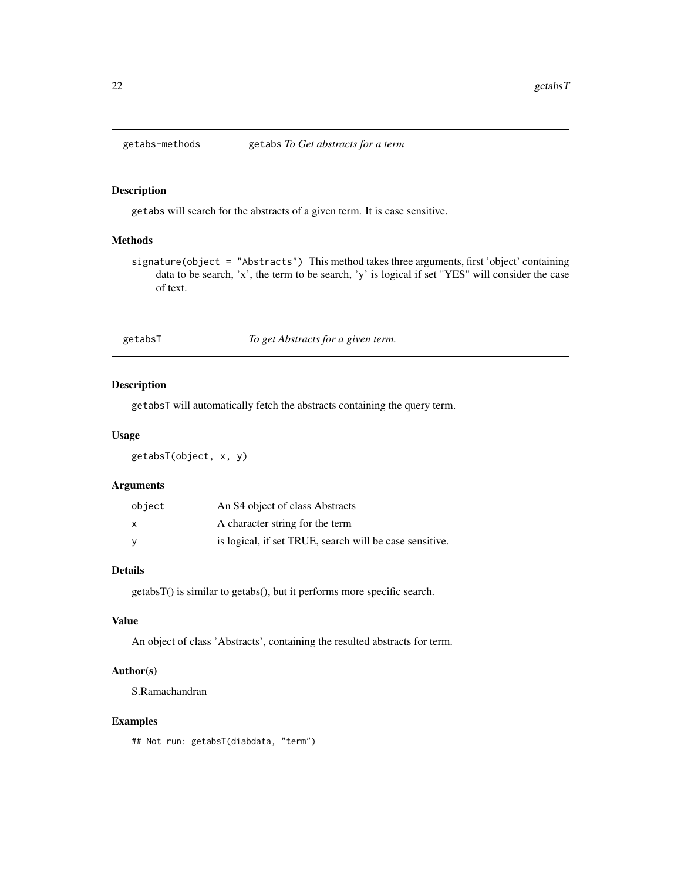## getabs-methods — getabs *To Get abstracts for a term*

### Description

getabs will search for the abstracts of a given term. It is case sensitive.

### Methods

signature(object = "Abstracts") This method takes three arguments, first 'object' containing data to be search, 'x', the term to be search, 'y' is logical if set "YES" will consider the case of text.

## getabsT — *To get Abstracts for a given term.*

### Description

getabsT will automatically fetch the abstracts containing the query term.

### Usage

```
getabsT(object, x, y)
```

### Arguments

| | |
|---|---|
| object | An S4 object of class Abstracts |
| x | A character string for the term |
| y | is logical, if set TRUE, search will be case sensitive. |

### Details

getabsT() is similar to getabs(), but it performs more specific search.

### Value

An object of class 'Abstracts', containing the resulted abstracts for term.

### Author(s)

S.Ramachandran

### Examples

```
## Not run: getabsT(diabdata, "term")
```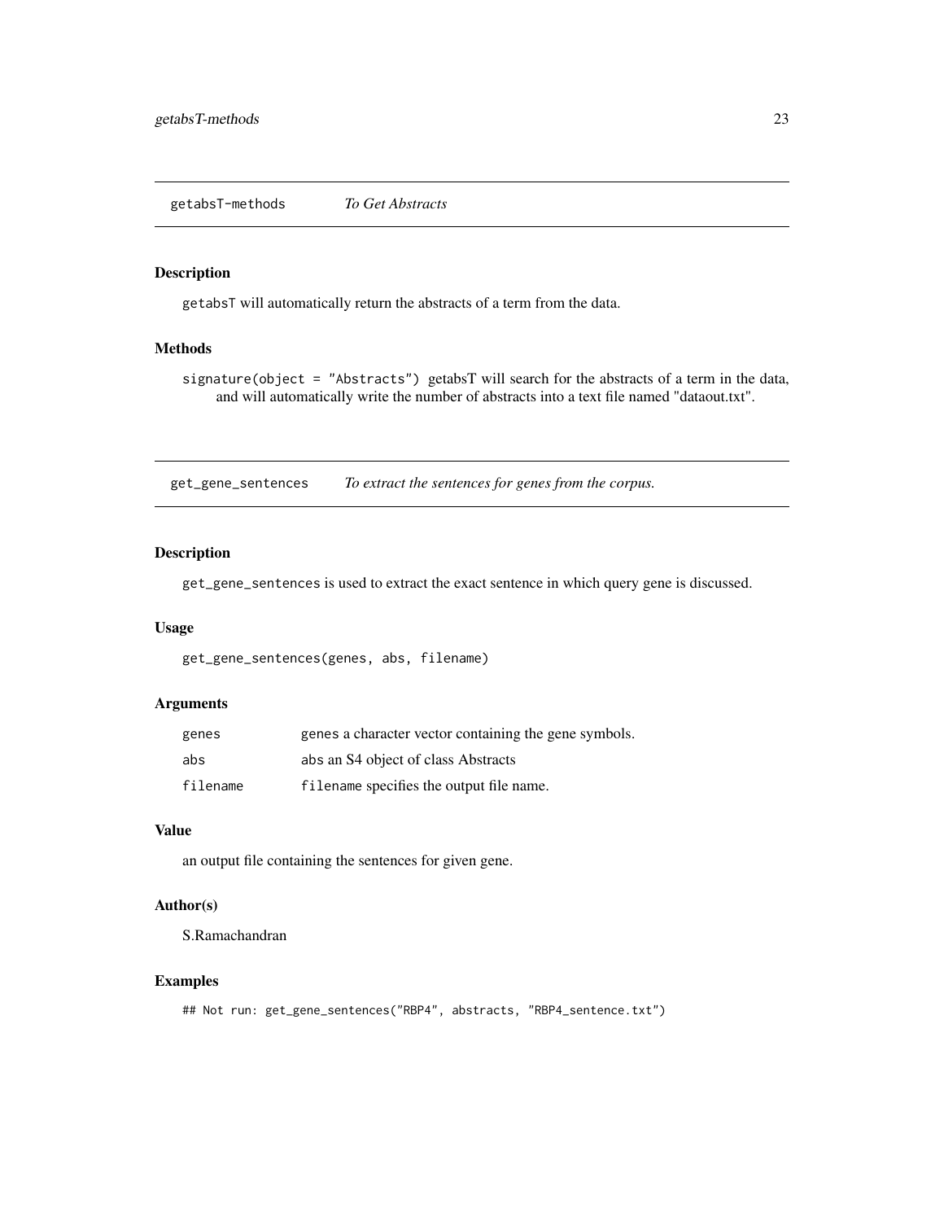## getabsT-methods *To Get Abstracts*

### Description

`getabsT` will automatically return the abstracts of a term from the data.

### Methods

`signature(object = "Abstracts")` getabsT will search for the abstracts of a term in the data, and will automatically write the number of abstracts into a text file named "dataout.txt".

## get_gene_sentences *To extract the sentences for genes from the corpus.*

### Description

`get_gene_sentences` is used to extract the exact sentence in which query gene is discussed.

### Usage

```
get_gene_sentences(genes, abs, filename)
```

### Arguments

| | |
|---|---|
| `genes` | `genes` a character vector containing the gene symbols. |
| `abs` | `abs` an S4 object of class Abstracts |
| `filename` | `filename` specifies the output file name. |

### Value

an output file containing the sentences for given gene.

### Author(s)

S.Ramachandran

### Examples

```
## Not run: get_gene_sentences("RBP4", abstracts, "RBP4_sentence.txt")
```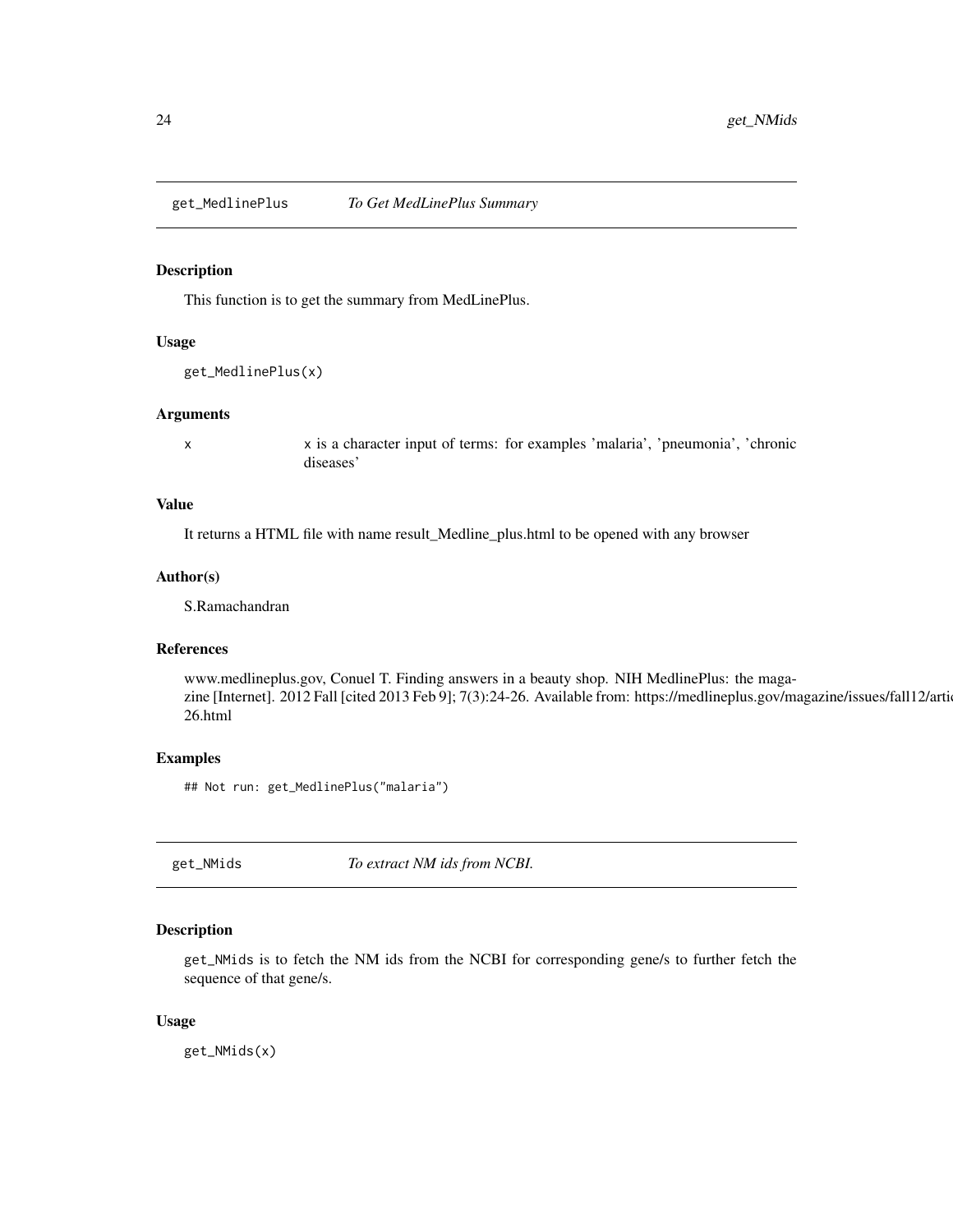## get_MedlinePlus *To Get MedLinePlus Summary*

### Description

This function is to get the summary from MedLinePlus.

### Usage

```
get_MedlinePlus(x)
```

### Arguments

| | |
|---|---|
| x | x is a character input of terms: for examples 'malaria', 'pneumonia', 'chronic diseases' |

### Value

It returns a HTML file with name result_Medline_plus.html to be opened with any browser

### Author(s)

S.Ramachandran

### References

www.medlineplus.gov, Conuel T. Finding answers in a beauty shop. NIH MedlinePlus: the magazine [Internet]. 2012 Fall [cited 2013 Feb 9]; 7(3):24-26. Available from: https://medlineplus.gov/magazine/issues/fall12/artic 26.html

### Examples

```
## Not run: get_MedlinePlus("malaria")
```

## get_NMids *To extract NM ids from NCBI.*

### Description

`get_NMids` is to fetch the NM ids from the NCBI for corresponding gene/s to further fetch the sequence of that gene/s.

### Usage

```
get_NMids(x)
```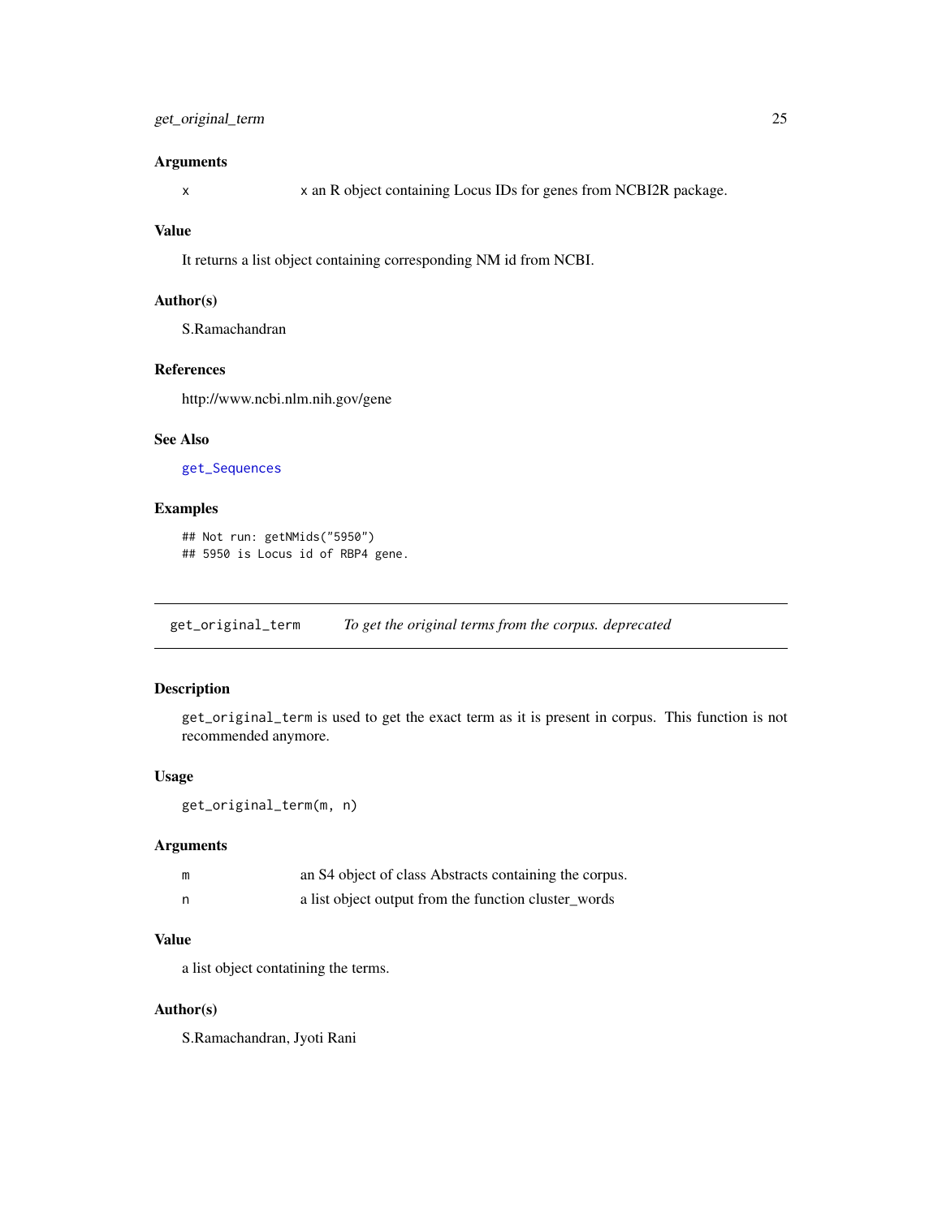### Arguments

| | |
|---|---|
| x | x an R object containing Locus IDs for genes from NCBI2R package. |

### Value

It returns a list object containing corresponding NM id from NCBI.

### Author(s)

S.Ramachandran

### References

http://www.ncbi.nlm.nih.gov/gene

### See Also

get_Sequences

### Examples

```
## Not run: getNMids("5950")
## 5950 is Locus id of RBP4 gene.
```

---

## get_original_term &nbsp;&nbsp;&nbsp; *To get the original terms from the corpus. deprecated*

---

### Description

get_original_term is used to get the exact term as it is present in corpus. This function is not recommended anymore.

### Usage

```
get_original_term(m, n)
```

### Arguments

| | |
|---|---|
| m | an S4 object of class Abstracts containing the corpus. |
| n | a list object output from the function cluster_words |

### Value

a list object contatining the terms.

### Author(s)

S.Ramachandran, Jyoti Rani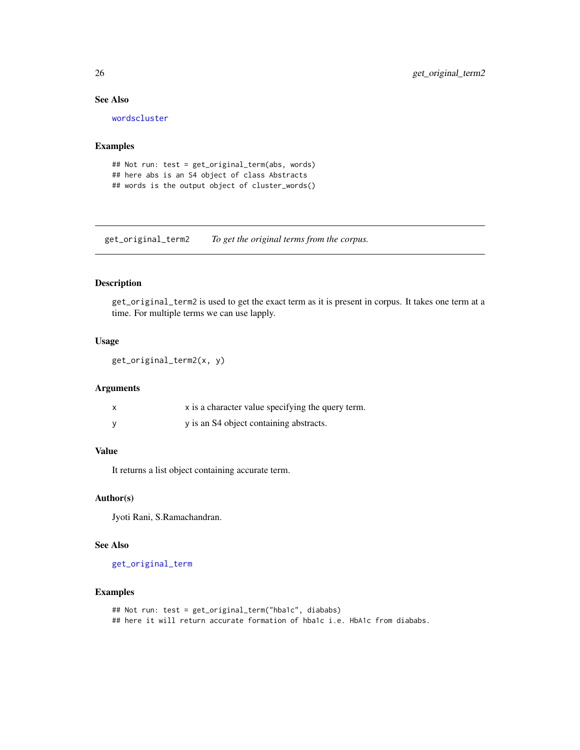### See Also

wordscluster

### Examples

```
## Not run: test = get_original_term(abs, words)
## here abs is an S4 object of class Abstracts
## words is the output object of cluster_words()
```

---

## get_original_term2 *To get the original terms from the corpus.*

---

### Description

get_original_term2 is used to get the exact term as it is present in corpus. It takes one term at a time. For multiple terms we can use lapply.

### Usage

```
get_original_term2(x, y)
```

### Arguments

| | |
|---|---|
| x | x is a character value specifying the query term. |
| y | y is an S4 object containing abstracts. |

### Value

It returns a list object containing accurate term.

### Author(s)

Jyoti Rani, S.Ramachandran.

### See Also

get_original_term

### Examples

```
## Not run: test = get_original_term("hba1c", diababs)
## here it will return accurate formation of hba1c i.e. HbA1c from diababs.
```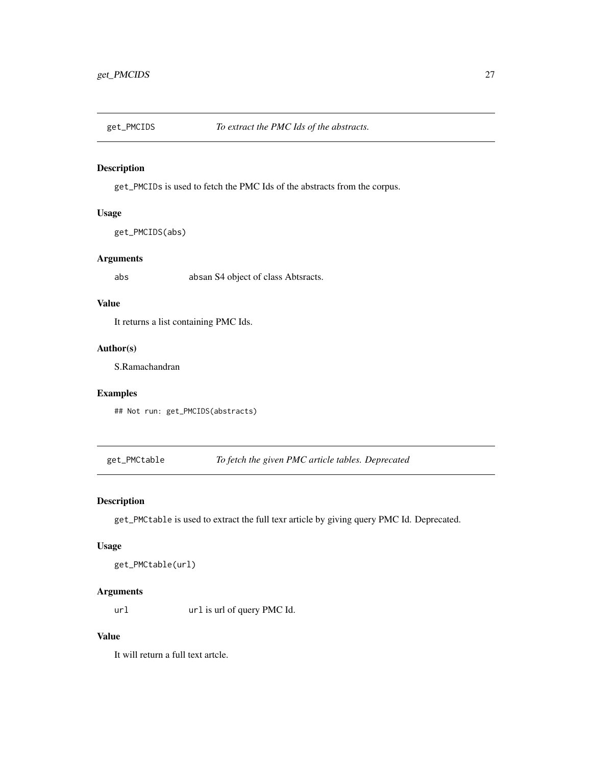## get_PMCIDS — *To extract the PMC Ids of the abstracts.*

### Description

`get_PMCIDs` is used to fetch the PMC Ids of the abstracts from the corpus.

### Usage

```
get_PMCIDS(abs)
```

### Arguments

| | |
|---|---|
| `abs` | `abs`an S4 object of class Abtsracts. |

### Value

It returns a list containing PMC Ids.

### Author(s)

S.Ramachandran

### Examples

```
## Not run: get_PMCIDS(abstracts)
```

## get_PMCtable — *To fetch the given PMC article tables. Deprecated*

### Description

`get_PMCtable` is used to extract the full texr article by giving query PMC Id. Deprecated.

### Usage

```
get_PMCtable(url)
```

### Arguments

| | |
|---|---|
| `url` | `url` is url of query PMC Id. |

### Value

It will return a full text artcle.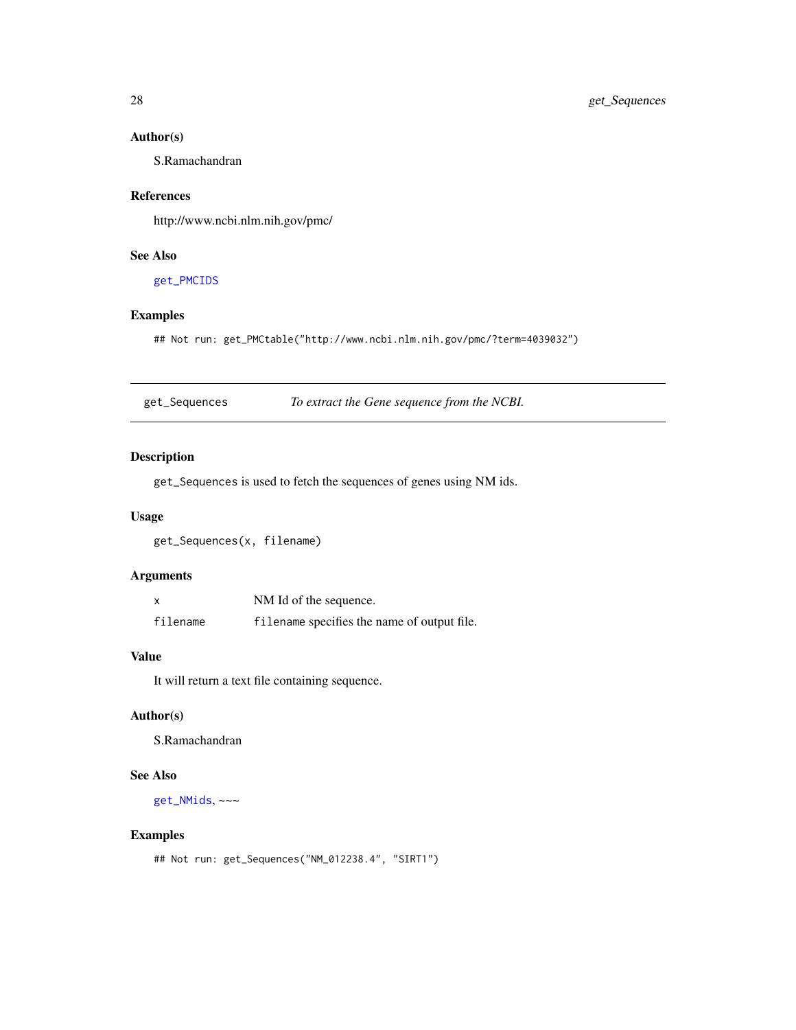### Author(s)

S.Ramachandran

### References

http://www.ncbi.nlm.nih.gov/pmc/

### See Also

get_PMCIDS

### Examples

```
## Not run: get_PMCtable("http://www.ncbi.nlm.nih.gov/pmc/?term=4039032")
```

---

## get_Sequences — *To extract the Gene sequence from the NCBI.*

---

### Description

`get_Sequences` is used to fetch the sequences of genes using NM ids.

### Usage

```
get_Sequences(x, filename)
```

### Arguments

| | |
|---|---|
| `x` | NM Id of the sequence. |
| `filename` | `filename` specifies the name of output file. |

### Value

It will return a text file containing sequence.

### Author(s)

S.Ramachandran

### See Also

get_NMids, ~~~

### Examples

```
## Not run: get_Sequences("NM_012238.4", "SIRT1")
```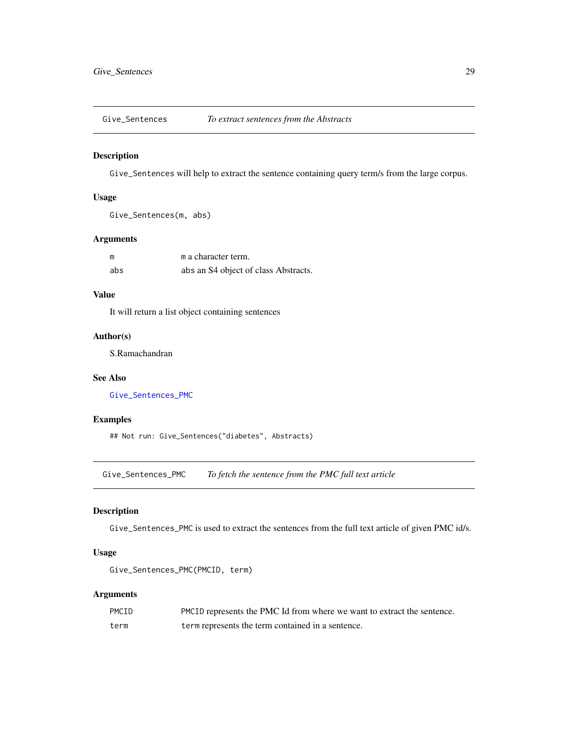## Give_Sentences — *To extract sentences from the Abstracts*

### Description

`Give_Sentences` will help to extract the sentence containing query term/s from the large corpus.

### Usage

```
Give_Sentences(m, abs)
```

### Arguments

| | |
|---|---|
| m | `m` a character term. |
| abs | `abs` an S4 object of class Abstracts. |

### Value

It will return a list object containing sentences

### Author(s)

S.Ramachandran

### See Also

`Give_Sentences_PMC`

### Examples

```
## Not run: Give_Sentences("diabetes", Abstracts)
```

## Give_Sentences_PMC — *To fetch the sentence from the PMC full text article*

### Description

`Give_Sentences_PMC` is used to extract the sentences from the full text article of given PMC id/s.

### Usage

```
Give_Sentences_PMC(PMCID, term)
```

### Arguments

| | |
|---|---|
| PMCID | `PMCID` represents the PMC Id from where we want to extract the sentence. |
| term | `term` represents the term contained in a sentence. |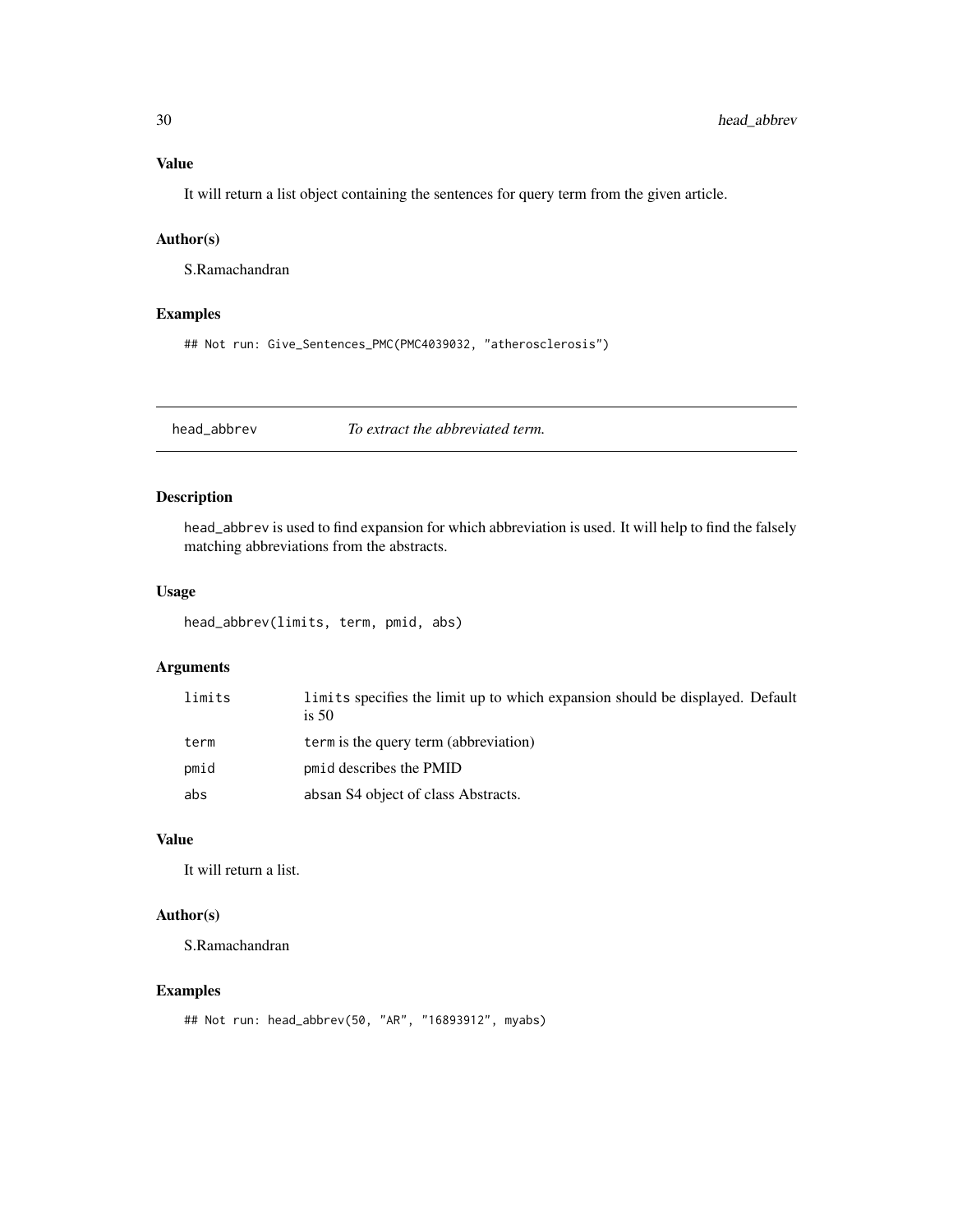### Value

It will return a list object containing the sentences for query term from the given article.

### Author(s)

S.Ramachandran

### Examples

```
## Not run: Give_Sentences_PMC(PMC4039032, "atherosclerosis")
```

---

## head_abbrev — *To extract the abbreviated term.*

---

### Description

head_abbrev is used to find expansion for which abbreviation is used. It will help to find the falsely matching abbreviations from the abstracts.

### Usage

```
head_abbrev(limits, term, pmid, abs)
```

### Arguments

| | |
|---|---|
| limits | limits specifies the limit up to which expansion should be displayed. Default is 50 |
| term | term is the query term (abbreviation) |
| pmid | pmid describes the PMID |
| abs | absan S4 object of class Abstracts. |

### Value

It will return a list.

### Author(s)

S.Ramachandran

### Examples

```
## Not run: head_abbrev(50, "AR", "16893912", myabs)
```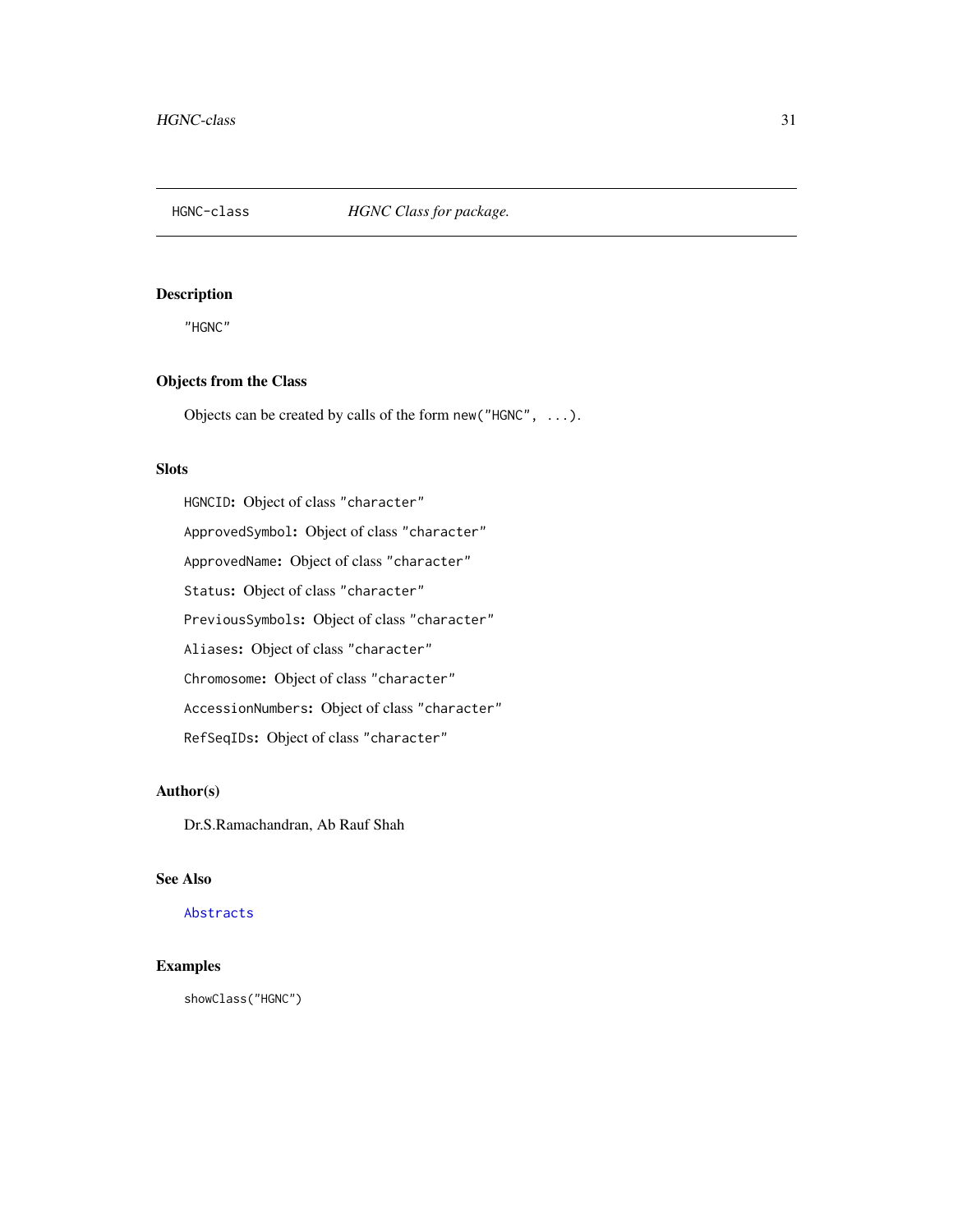HGNC-class *HGNC Class for package.*

### Description

"HGNC"

### Objects from the Class

Objects can be created by calls of the form `new("HGNC", ...)`.

### Slots

`HGNCID`: Object of class "character"

`ApprovedSymbol`: Object of class "character"

`ApprovedName`: Object of class "character"

`Status`: Object of class "character"

`PreviousSymbols`: Object of class "character"

`Aliases`: Object of class "character"

`Chromosome`: Object of class "character"

`AccessionNumbers`: Object of class "character"

`RefSeqIDs`: Object of class "character"

### Author(s)

Dr.S.Ramachandran, Ab Rauf Shah

### See Also

Abstracts

### Examples

```
showClass("HGNC")
```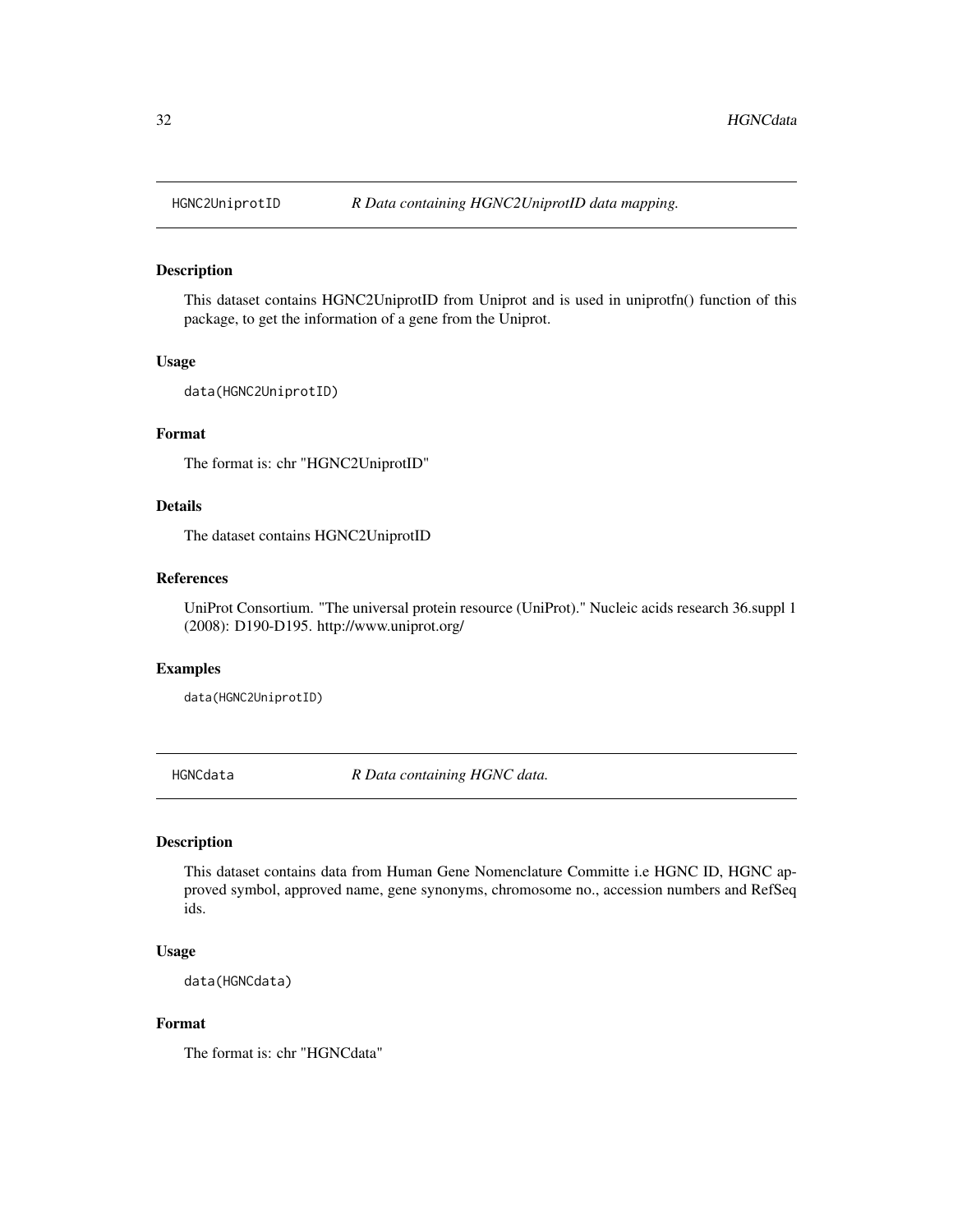## HGNC2UniprotID — *R Data containing HGNC2UniprotID data mapping.*

### Description

This dataset contains HGNC2UniprotID from Uniprot and is used in uniprotfn() function of this package, to get the information of a gene from the Uniprot.

### Usage

```
data(HGNC2UniprotID)
```

### Format

The format is: chr "HGNC2UniprotID"

### Details

The dataset contains HGNC2UniprotID

### References

UniProt Consortium. "The universal protein resource (UniProt)." Nucleic acids research 36.suppl 1 (2008): D190-D195. http://www.uniprot.org/

### Examples

```
data(HGNC2UniprotID)
```

## HGNCdata — *R Data containing HGNC data.*

### Description

This dataset contains data from Human Gene Nomenclature Committe i.e HGNC ID, HGNC approved symbol, approved name, gene synonyms, chromosome no., accession numbers and RefSeq ids.

### Usage

```
data(HGNCdata)
```

### Format

The format is: chr "HGNCdata"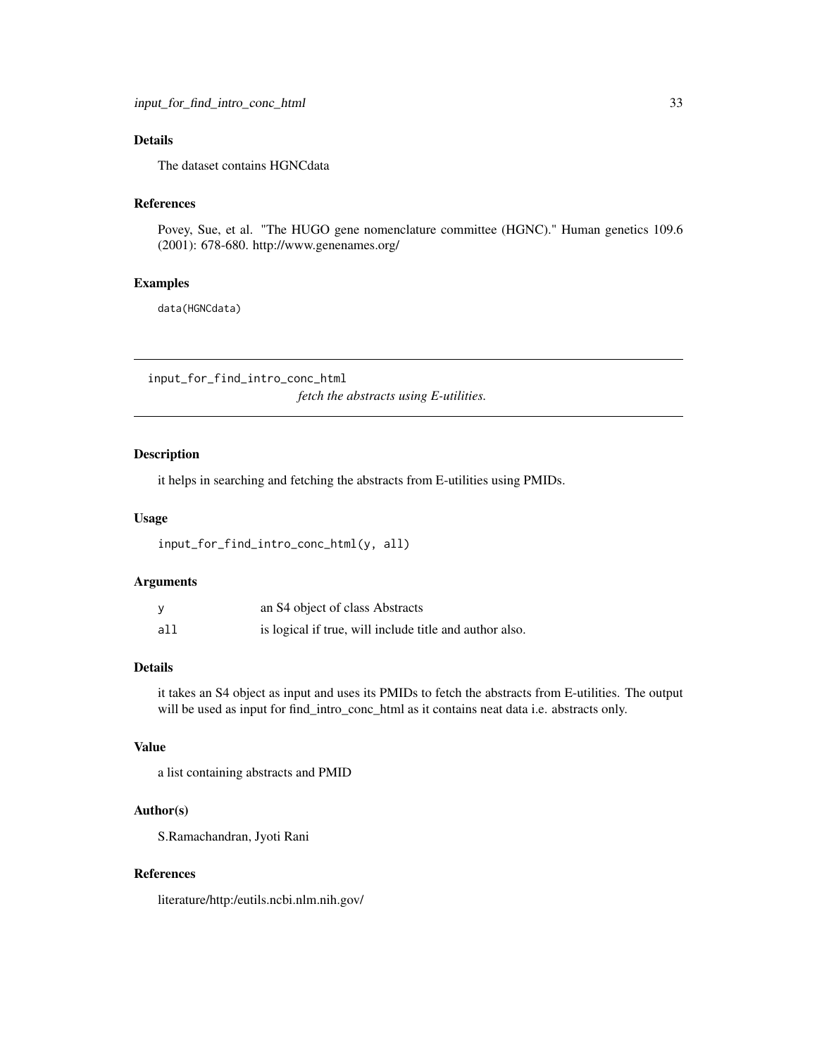## Details

The dataset contains HGNCdata

## References

Povey, Sue, et al. "The HUGO gene nomenclature committee (HGNC)." Human genetics 109.6 (2001): 678-680. http://www.genenames.org/

## Examples

```
data(HGNCdata)
```

---

# input_for_find_intro_conc_html

*fetch the abstracts using E-utilities.*

---

## Description

it helps in searching and fetching the abstracts from E-utilities using PMIDs.

## Usage

```
input_for_find_intro_conc_html(y, all)
```

## Arguments

| | |
|---|---|
| `y` | an S4 object of class Abstracts |
| `all` | is logical if true, will include title and author also. |

## Details

it takes an S4 object as input and uses its PMIDs to fetch the abstracts from E-utilities. The output will be used as input for find_intro_conc_html as it contains neat data i.e. abstracts only.

## Value

a list containing abstracts and PMID

## Author(s)

S.Ramachandran, Jyoti Rani

## References

literature/http:/eutils.ncbi.nlm.nih.gov/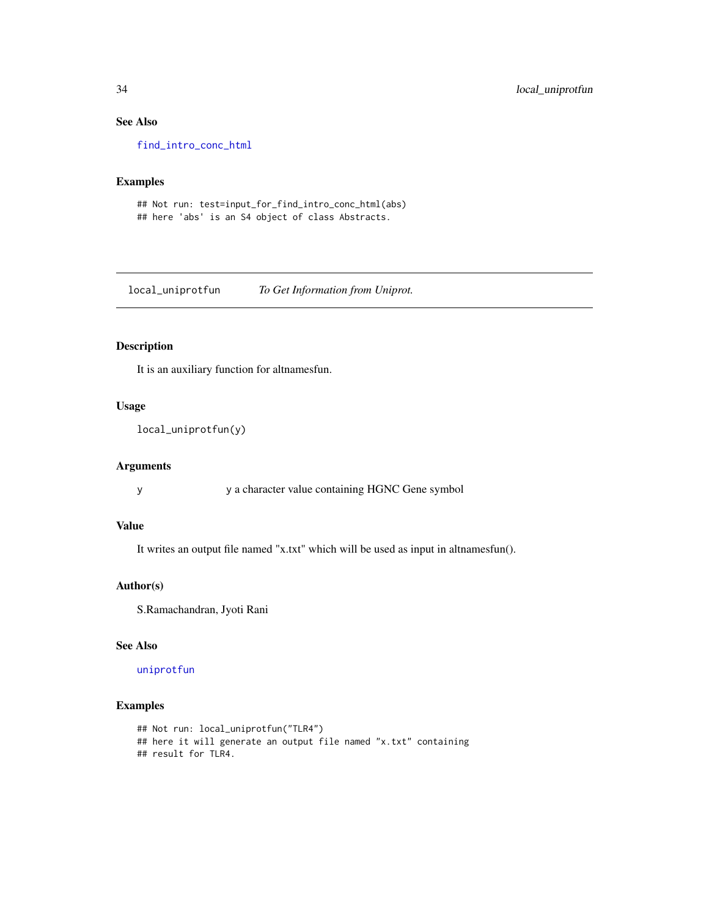### See Also

find_intro_conc_html

### Examples

```
## Not run: test=input_for_find_intro_conc_html(abs)
## here 'abs' is an S4 object of class Abstracts.
```

---

## local_uniprotfun — *To Get Information from Uniprot.*

---

### Description

It is an auxiliary function for altnamesfun.

### Usage

```
local_uniprotfun(y)
```

### Arguments

| | |
|---|---|
| y | y a character value containing HGNC Gene symbol |

### Value

It writes an output file named "x.txt" which will be used as input in altnamesfun().

### Author(s)

S.Ramachandran, Jyoti Rani

### See Also

uniprotfun

### Examples

```
## Not run: local_uniprotfun("TLR4")
## here it will generate an output file named "x.txt" containing
## result for TLR4.
```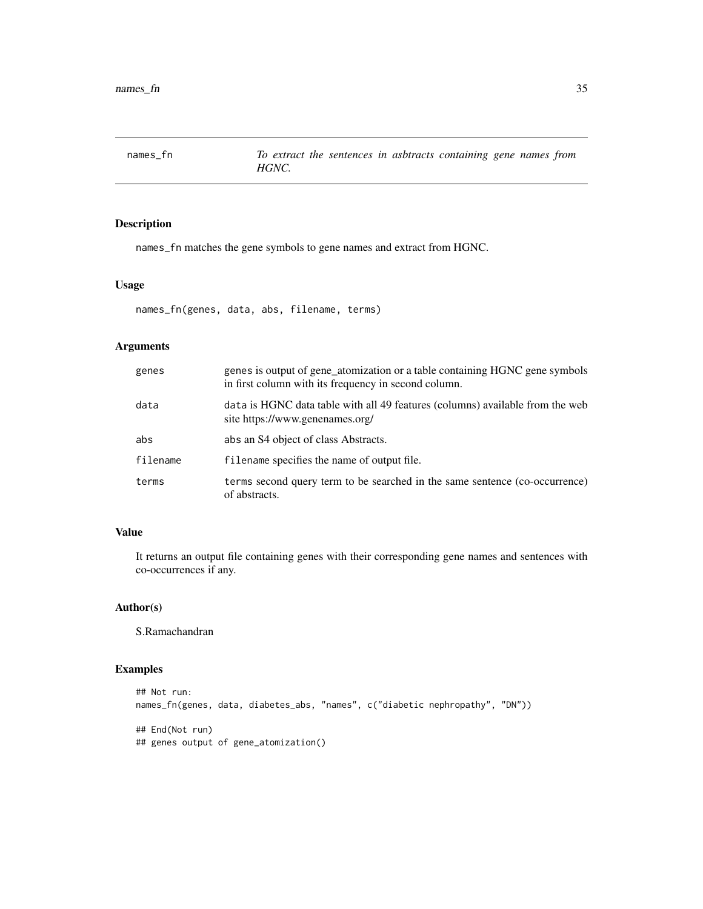names_fn *To extract the sentences in asbtracts containing gene names from HGNC.*

## Description

names_fn matches the gene symbols to gene names and extract from HGNC.

## Usage

```
names_fn(genes, data, abs, filename, terms)
```

## Arguments

| | |
|---|---|
| genes | genes is output of gene_atomization or a table containing HGNC gene symbols in first column with its frequency in second column. |
| data | data is HGNC data table with all 49 features (columns) available from the web site https://www.genenames.org/ |
| abs | abs an S4 object of class Abstracts. |
| filename | filename specifies the name of output file. |
| terms | terms second query term to be searched in the same sentence (co-occurrence) of abstracts. |

## Value

It returns an output file containing genes with their corresponding gene names and sentences with co-occurrences if any.

## Author(s)

S.Ramachandran

## Examples

```
## Not run:
names_fn(genes, data, diabetes_abs, "names", c("diabetic nephropathy", "DN"))

## End(Not run)
## genes output of gene_atomization()
```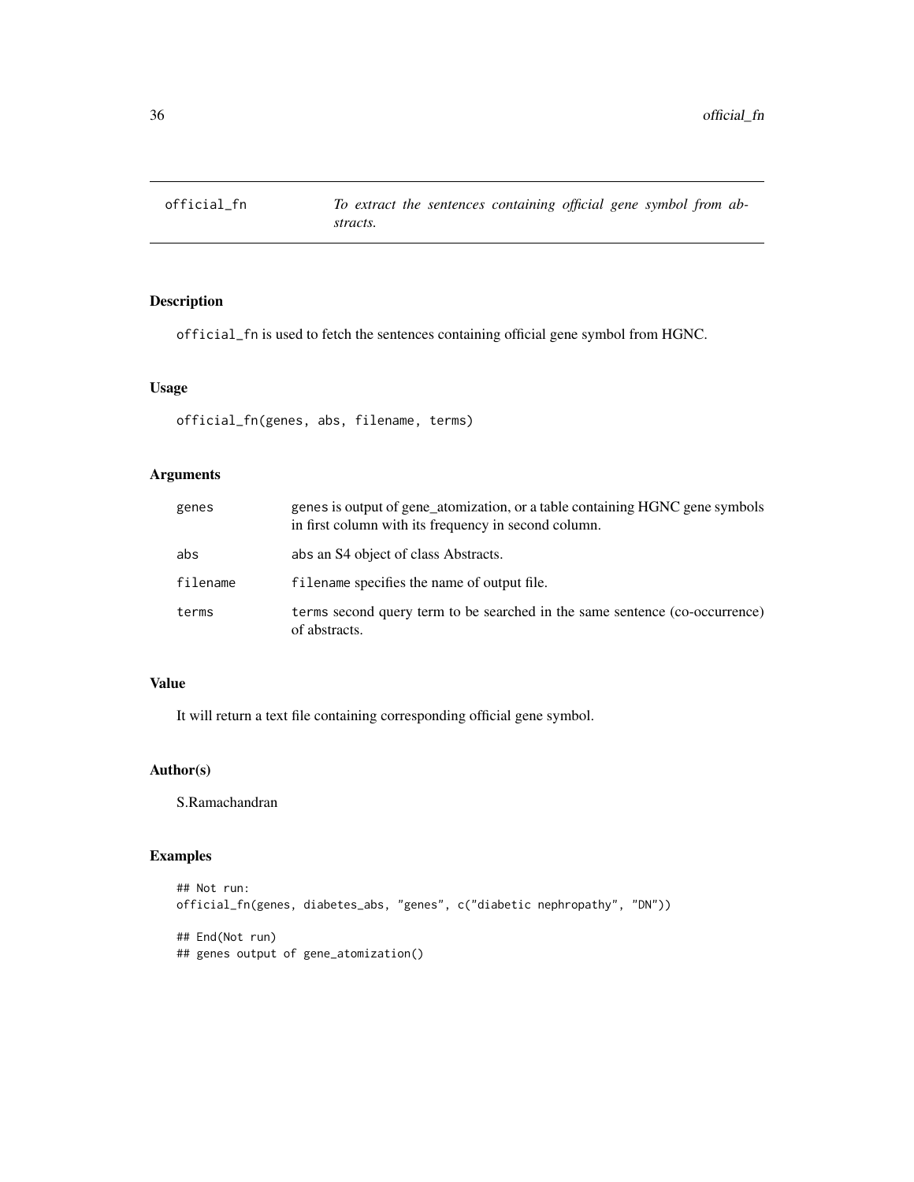# official_fn

*To extract the sentences containing official gene symbol from abstracts.*

## Description

`official_fn` is used to fetch the sentences containing official gene symbol from HGNC.

## Usage

```
official_fn(genes, abs, filename, terms)
```

## Arguments

| | |
|---|---|
| genes | `genes` is output of gene_atomization, or a table containing HGNC gene symbols in first column with its frequency in second column. |
| abs | `abs` an S4 object of class Abstracts. |
| filename | `filename` specifies the name of output file. |
| terms | `terms` second query term to be searched in the same sentence (co-occurrence) of abstracts. |

## Value

It will return a text file containing corresponding official gene symbol.

## Author(s)

S.Ramachandran

## Examples

```
## Not run:
official_fn(genes, diabetes_abs, "genes", c("diabetic nephropathy", "DN"))

## End(Not run)
## genes output of gene_atomization()
```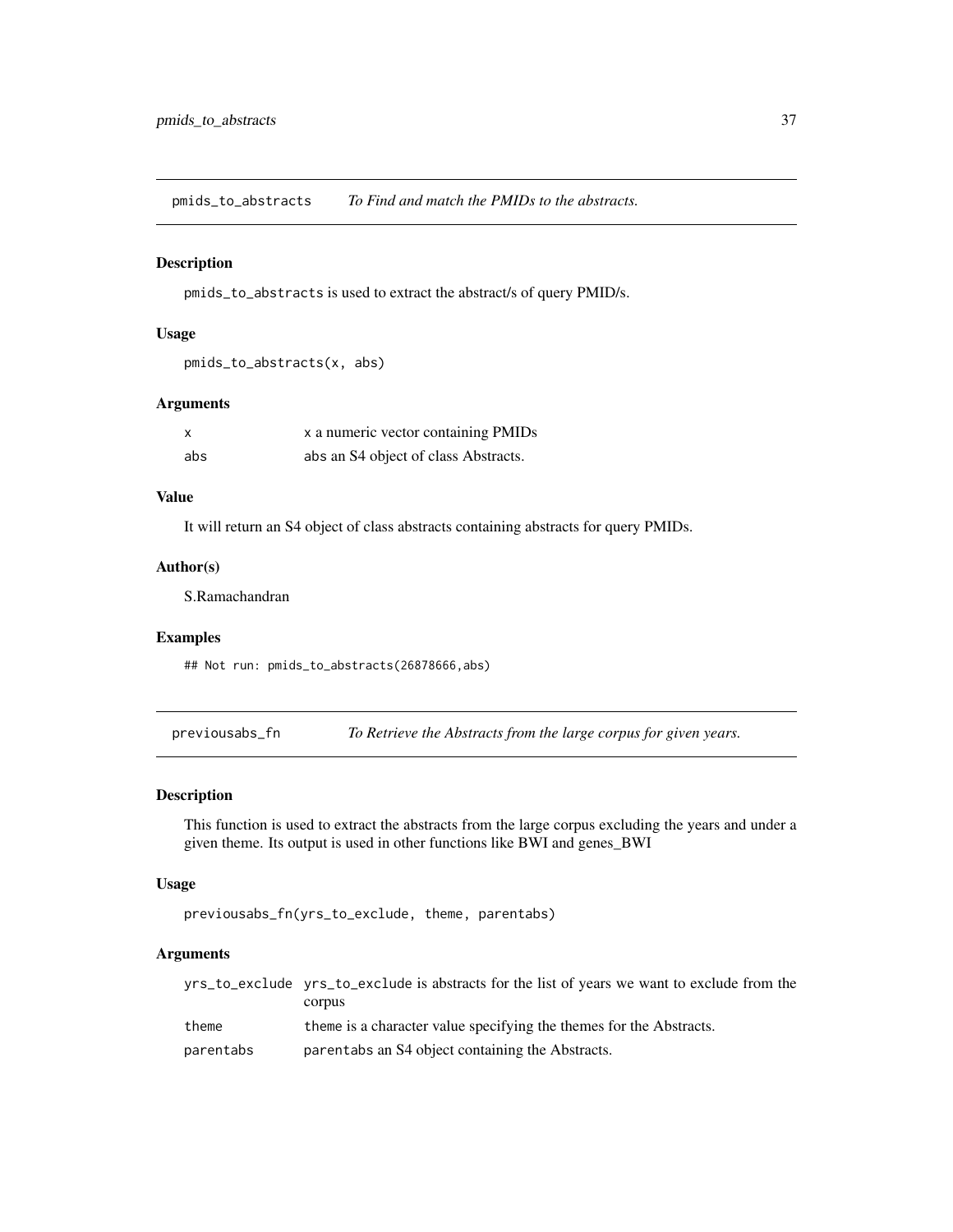## pmids_to_abstracts — *To Find and match the PMIDs to the abstracts.*

### Description

pmids_to_abstracts is used to extract the abstract/s of query PMID/s.

### Usage

```
pmids_to_abstracts(x, abs)
```

### Arguments

| | |
|---|---|
| x | x a numeric vector containing PMIDs |
| abs | abs an S4 object of class Abstracts. |

### Value

It will return an S4 object of class abstracts containing abstracts for query PMIDs.

### Author(s)

S.Ramachandran

### Examples

```
## Not run: pmids_to_abstracts(26878666,abs)
```

## previousabs_fn — *To Retrieve the Abstracts from the large corpus for given years.*

### Description

This function is used to extract the abstracts from the large corpus excluding the years and under a given theme. Its output is used in other functions like BWI and genes_BWI

### Usage

```
previousabs_fn(yrs_to_exclude, theme, parentabs)
```

### Arguments

| | |
|---|---|
| yrs_to_exclude | yrs_to_exclude is abstracts for the list of years we want to exclude from the corpus |
| theme | theme is a character value specifying the themes for the Abstracts. |
| parentabs | parentabs an S4 object containing the Abstracts. |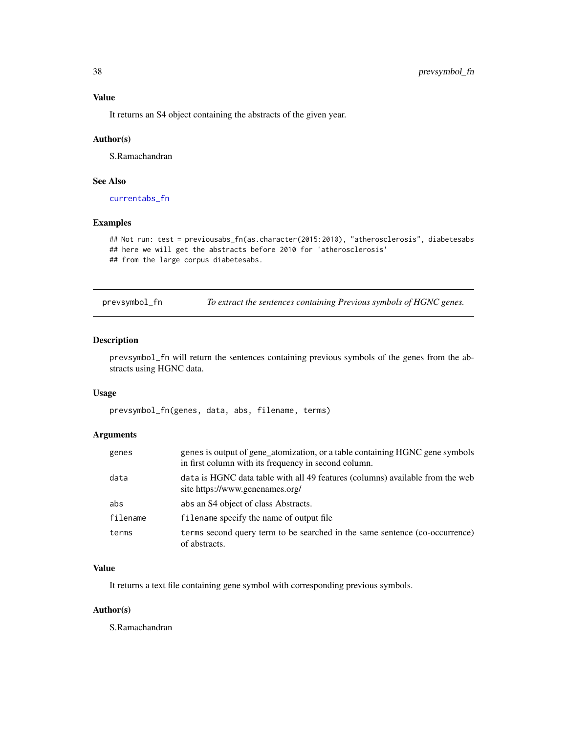### Value

It returns an S4 object containing the abstracts of the given year.

### Author(s)

S.Ramachandran

### See Also

currentabs_fn

### Examples

```
## Not run: test = previousabs_fn(as.character(2015:2010), "atherosclerosis", diabetesabs
## here we will get the abstracts before 2010 for 'atherosclerosis'
## from the large corpus diabetesabs.
```

---

## prevsymbol_fn *To extract the sentences containing Previous symbols of HGNC genes.*

### Description

prevsymbol_fn will return the sentences containing previous symbols of the genes from the abstracts using HGNC data.

### Usage

```
prevsymbol_fn(genes, data, abs, filename, terms)
```

### Arguments

| | |
|---|---|
| genes | genes is output of gene_atomization, or a table containing HGNC gene symbols in first column with its frequency in second column. |
| data | data is HGNC data table with all 49 features (columns) available from the web site https://www.genenames.org/ |
| abs | abs an S4 object of class Abstracts. |
| filename | filename specify the name of output file |
| terms | terms second query term to be searched in the same sentence (co-occurrence) of abstracts. |

### Value

It returns a text file containing gene symbol with corresponding previous symbols.

### Author(s)

S.Ramachandran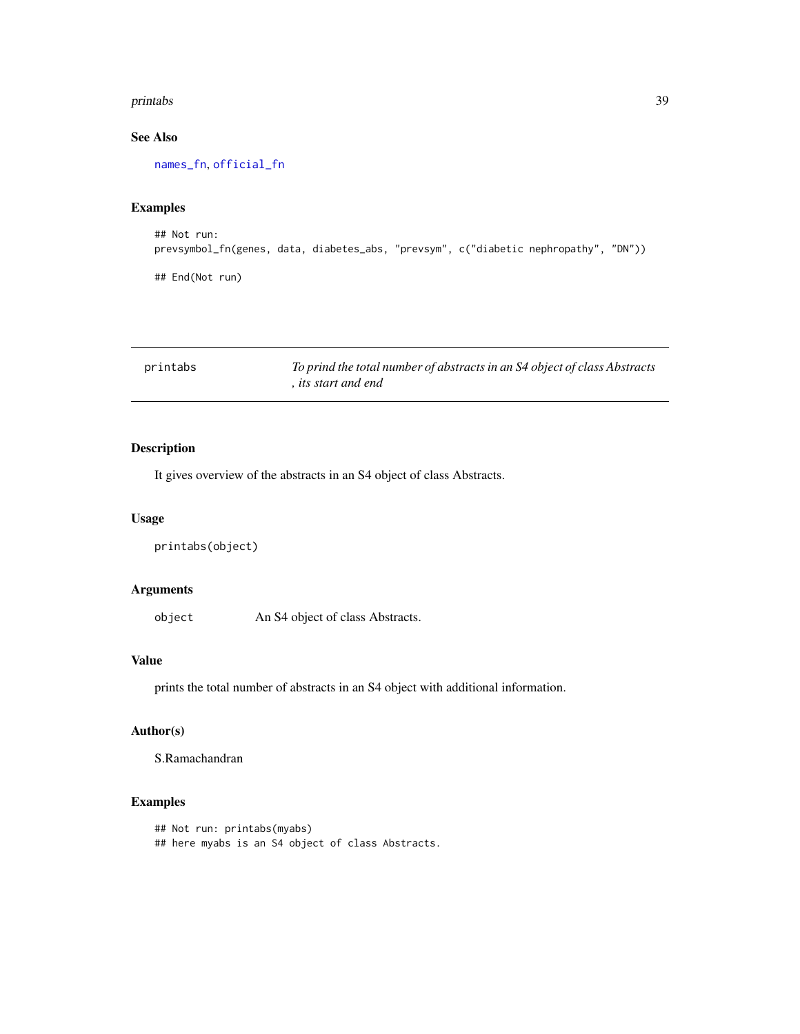## See Also

names_fn, official_fn

## Examples

```
## Not run:
prevsymbol_fn(genes, data, diabetes_abs, "prevsym", c("diabetic nephropathy", "DN"))

## End(Not run)
```

---

# printabs — *To prind the total number of abstracts in an S4 object of class Abstracts , its start and end*

---

## Description

It gives overview of the abstracts in an S4 object of class Abstracts.

## Usage

```
printabs(object)
```

## Arguments

| | |
|---|---|
| object | An S4 object of class Abstracts. |

## Value

prints the total number of abstracts in an S4 object with additional information.

## Author(s)

S.Ramachandran

## Examples

```
## Not run: printabs(myabs)
## here myabs is an S4 object of class Abstracts.
```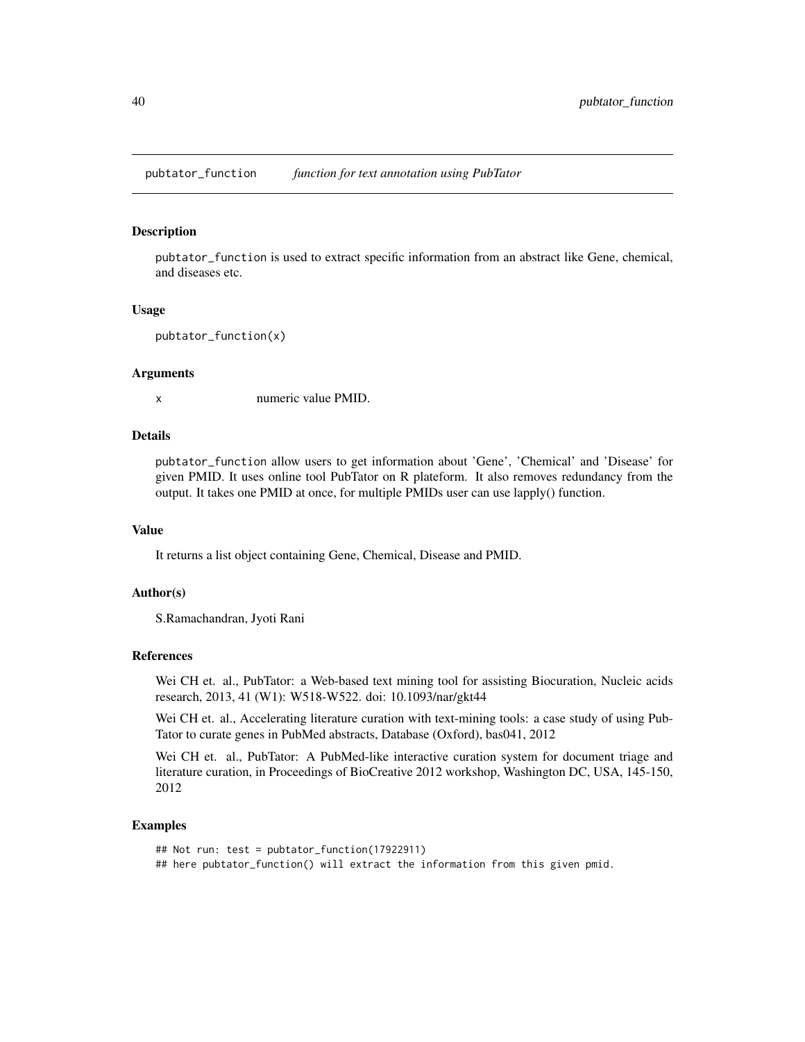pubtator_function    *function for text annotation using PubTator*

### Description

pubtator_function is used to extract specific information from an abstract like Gene, chemical, and diseases etc.

### Usage

```
pubtator_function(x)
```

### Arguments

x    numeric value PMID.

### Details

pubtator_function allow users to get information about 'Gene', 'Chemical' and 'Disease' for given PMID. It uses online tool PubTator on R plateform. It also removes redundancy from the output. It takes one PMID at once, for multiple PMIDs user can use lapply() function.

### Value

It returns a list object containing Gene, Chemical, Disease and PMID.

### Author(s)

S.Ramachandran, Jyoti Rani

### References

Wei CH et. al., PubTator: a Web-based text mining tool for assisting Biocuration, Nucleic acids research, 2013, 41 (W1): W518-W522. doi: 10.1093/nar/gkt44

Wei CH et. al., Accelerating literature curation with text-mining tools: a case study of using PubTator to curate genes in PubMed abstracts, Database (Oxford), bas041, 2012

Wei CH et. al., PubTator: A PubMed-like interactive curation system for document triage and literature curation, in Proceedings of BioCreative 2012 workshop, Washington DC, USA, 145-150, 2012

### Examples

```
## Not run: test = pubtator_function(17922911)
## here pubtator_function() will extract the information from this given pmid.
```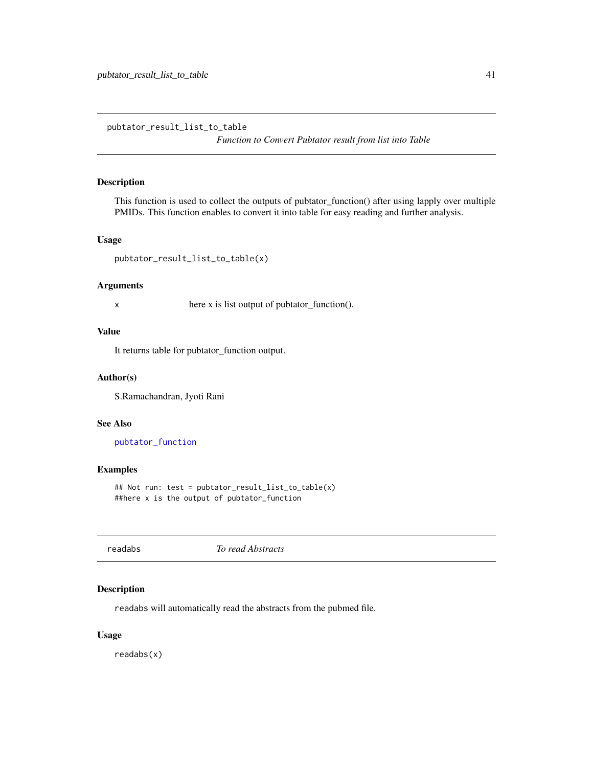## pubtator_result_list_to_table

*Function to Convert Pubtator result from list into Table*

### Description

This function is used to collect the outputs of pubtator_function() after using lapply over multiple PMIDs. This function enables to convert it into table for easy reading and further analysis.

### Usage

```
pubtator_result_list_to_table(x)
```

### Arguments

| | |
|---|---|
| x | here x is list output of pubtator_function(). |

### Value

It returns table for pubtator_function output.

### Author(s)

S.Ramachandran, Jyoti Rani

### See Also

pubtator_function

### Examples

```
## Not run: test = pubtator_result_list_to_table(x)
##here x is the output of pubtator_function
```

## readabs

*To read Abstracts*

### Description

readabs will automatically read the abstracts from the pubmed file.

### Usage

```
readabs(x)
```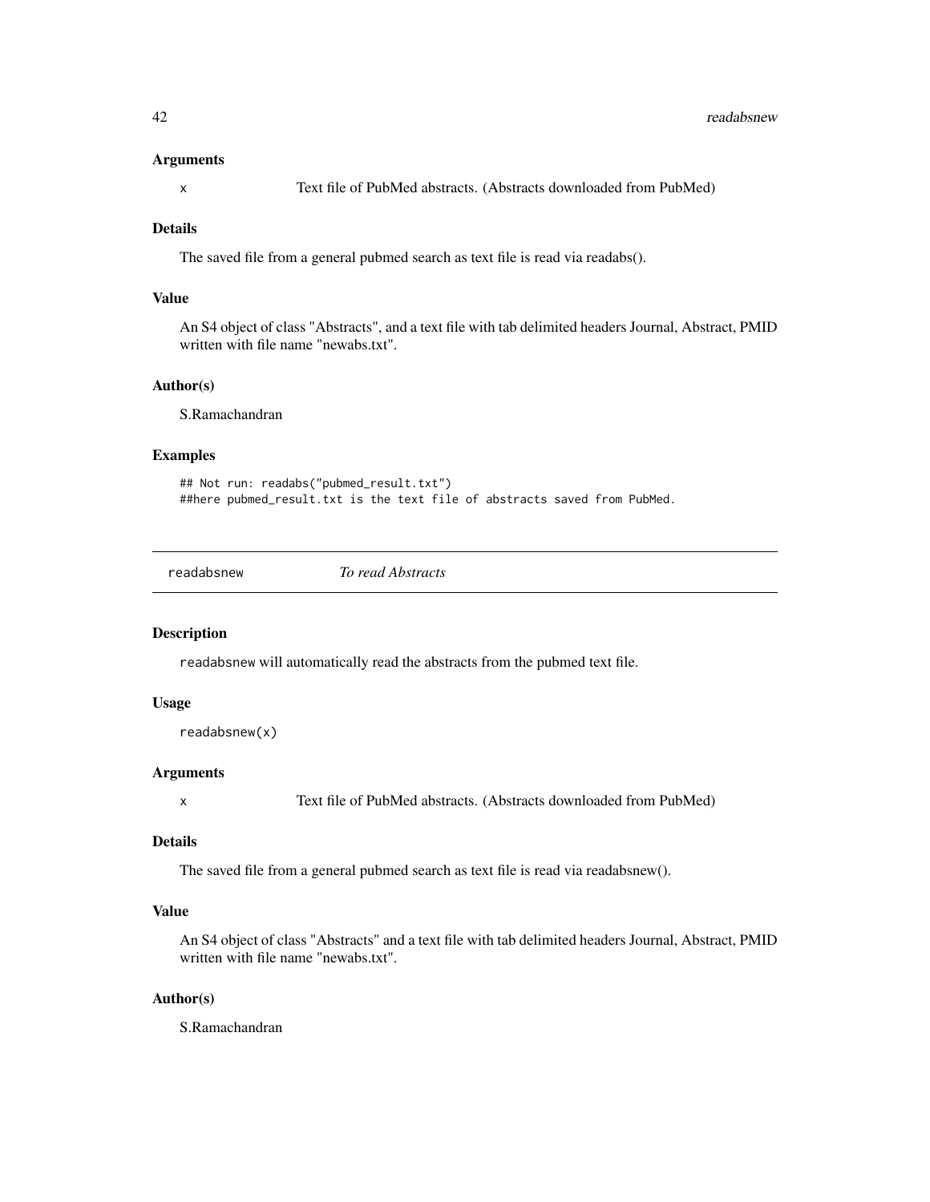### Arguments

x Text file of PubMed abstracts. (Abstracts downloaded from PubMed)

### Details

The saved file from a general pubmed search as text file is read via readabs().

### Value

An S4 object of class "Abstracts", and a text file with tab delimited headers Journal, Abstract, PMID written with file name "newabs.txt".

### Author(s)

S.Ramachandran

### Examples

```
## Not run: readabs("pubmed_result.txt")
##here pubmed_result.txt is the text file of abstracts saved from PubMed.
```

---

## readabsnew *To read Abstracts*

---

### Description

readabsnew will automatically read the abstracts from the pubmed text file.

### Usage

```
readabsnew(x)
```

### Arguments

x Text file of PubMed abstracts. (Abstracts downloaded from PubMed)

### Details

The saved file from a general pubmed search as text file is read via readabsnew().

### Value

An S4 object of class "Abstracts" and a text file with tab delimited headers Journal, Abstract, PMID written with file name "newabs.txt".

### Author(s)

S.Ramachandran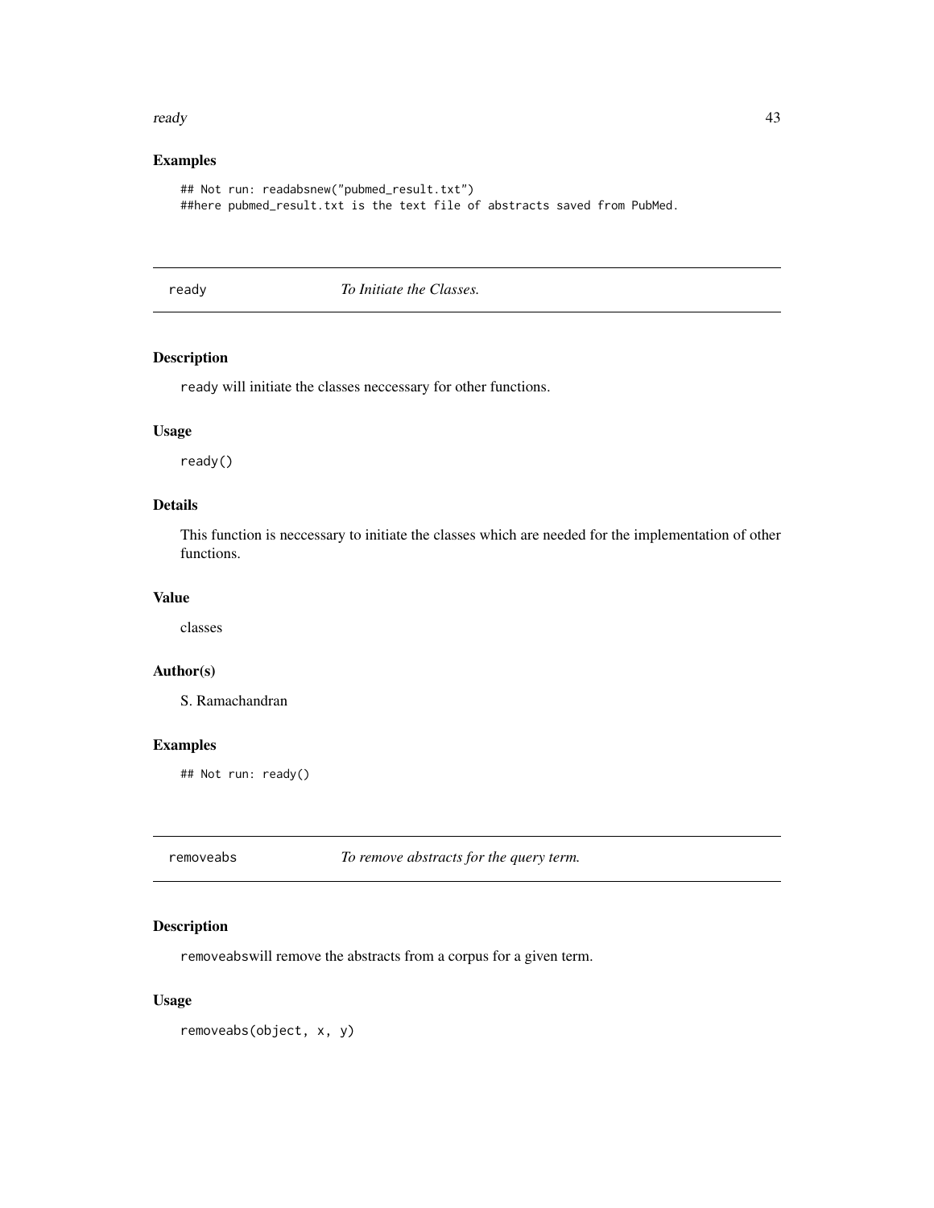## Examples

```
## Not run: readabsnew("pubmed_result.txt")
##here pubmed_result.txt is the text file of abstracts saved from PubMed.
```

---

## ready *To Initiate the Classes.*

### Description

ready will initiate the classes neccessary for other functions.

### Usage

```
ready()
```

### Details

This function is neccessary to initiate the classes which are needed for the implementation of other functions.

### Value

classes

### Author(s)

S. Ramachandran

### Examples

```
## Not run: ready()
```

---

## removeabs *To remove abstracts for the query term.*

### Description

removeabswill remove the abstracts from a corpus for a given term.

### Usage

```
removeabs(object, x, y)
```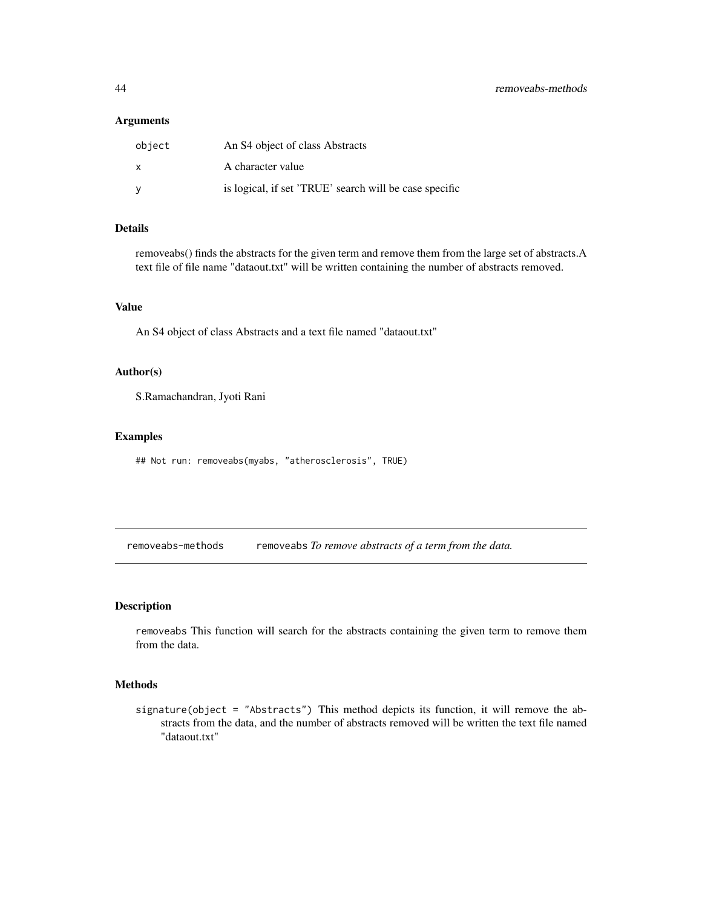### Arguments

| | |
|---|---|
| `object` | An S4 object of class Abstracts |
| `x` | A character value |
| `y` | is logical, if set 'TRUE' search will be case specific |

### Details

removeabs() finds the abstracts for the given term and remove them from the large set of abstracts.A text file of file name "dataout.txt" will be written containing the number of abstracts removed.

### Value

An S4 object of class Abstracts and a text file named "dataout.txt"

### Author(s)

S.Ramachandran, Jyoti Rani

### Examples

```
## Not run: removeabs(myabs, "atherosclerosis", TRUE)
```

---

## removeabs-methods — `removeabs` *To remove abstracts of a term from the data.*

### Description

`removeabs` This function will search for the abstracts containing the given term to remove them from the data.

### Methods

`signature(object = "Abstracts")` This method depicts its function, it will remove the abstracts from the data, and the number of abstracts removed will be written the text file named "dataout.txt"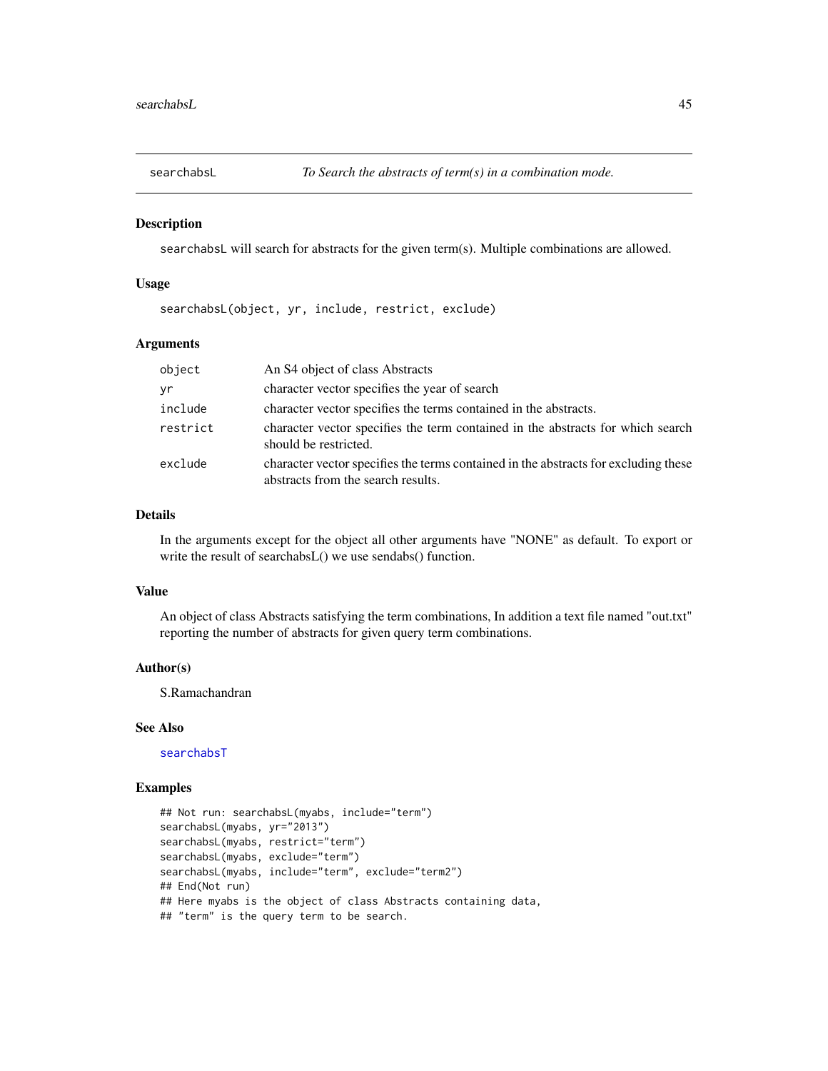# searchabsL *To Search the abstracts of term(s) in a combination mode.*

## Description

searchabsL will search for abstracts for the given term(s). Multiple combinations are allowed.

## Usage

```
searchabsL(object, yr, include, restrict, exclude)
```

## Arguments

| | |
|---|---|
| object | An S4 object of class Abstracts |
| yr | character vector specifies the year of search |
| include | character vector specifies the terms contained in the abstracts. |
| restrict | character vector specifies the term contained in the abstracts for which search should be restricted. |
| exclude | character vector specifies the terms contained in the abstracts for excluding these abstracts from the search results. |

## Details

In the arguments except for the object all other arguments have "NONE" as default. To export or write the result of searchabsL() we use sendabs() function.

## Value

An object of class Abstracts satisfying the term combinations, In addition a text file named "out.txt" reporting the number of abstracts for given query term combinations.

## Author(s)

S.Ramachandran

## See Also

searchabsT

## Examples

```
## Not run: searchabsL(myabs, include="term")
searchabsL(myabs, yr="2013")
searchabsL(myabs, restrict="term")
searchabsL(myabs, exclude="term")
searchabsL(myabs, include="term", exclude="term2")
## End(Not run)
## Here myabs is the object of class Abstracts containing data,
## "term" is the query term to be search.
```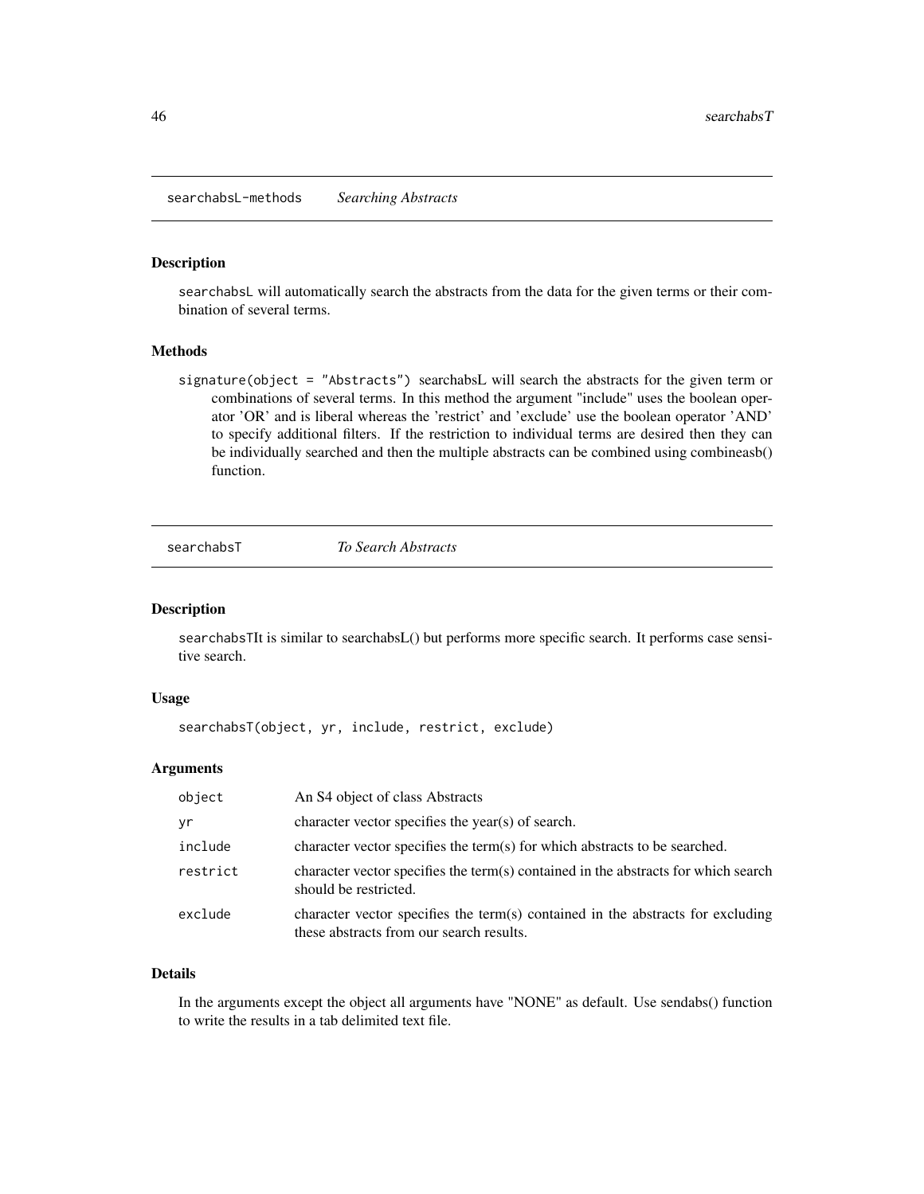## searchabsL-methods *Searching Abstracts*

### Description

searchabsL will automatically search the abstracts from the data for the given terms or their combination of several terms.

### Methods

signature(object = "Abstracts") searchabsL will search the abstracts for the given term or combinations of several terms. In this method the argument "include" uses the boolean operator 'OR' and is liberal whereas the 'restrict' and 'exclude' use the boolean operator 'AND' to specify additional filters. If the restriction to individual terms are desired then they can be individually searched and then the multiple abstracts can be combined using combineasb() function.

## searchabsT *To Search Abstracts*

### Description

searchabsTIt is similar to searchabsL() but performs more specific search. It performs case sensitive search.

### Usage

```
searchabsT(object, yr, include, restrict, exclude)
```

### Arguments

| | |
|---|---|
| object | An S4 object of class Abstracts |
| yr | character vector specifies the year(s) of search. |
| include | character vector specifies the term(s) for which abstracts to be searched. |
| restrict | character vector specifies the term(s) contained in the abstracts for which search should be restricted. |
| exclude | character vector specifies the term(s) contained in the abstracts for excluding these abstracts from our search results. |

### Details

In the arguments except the object all arguments have "NONE" as default. Use sendabs() function to write the results in a tab delimited text file.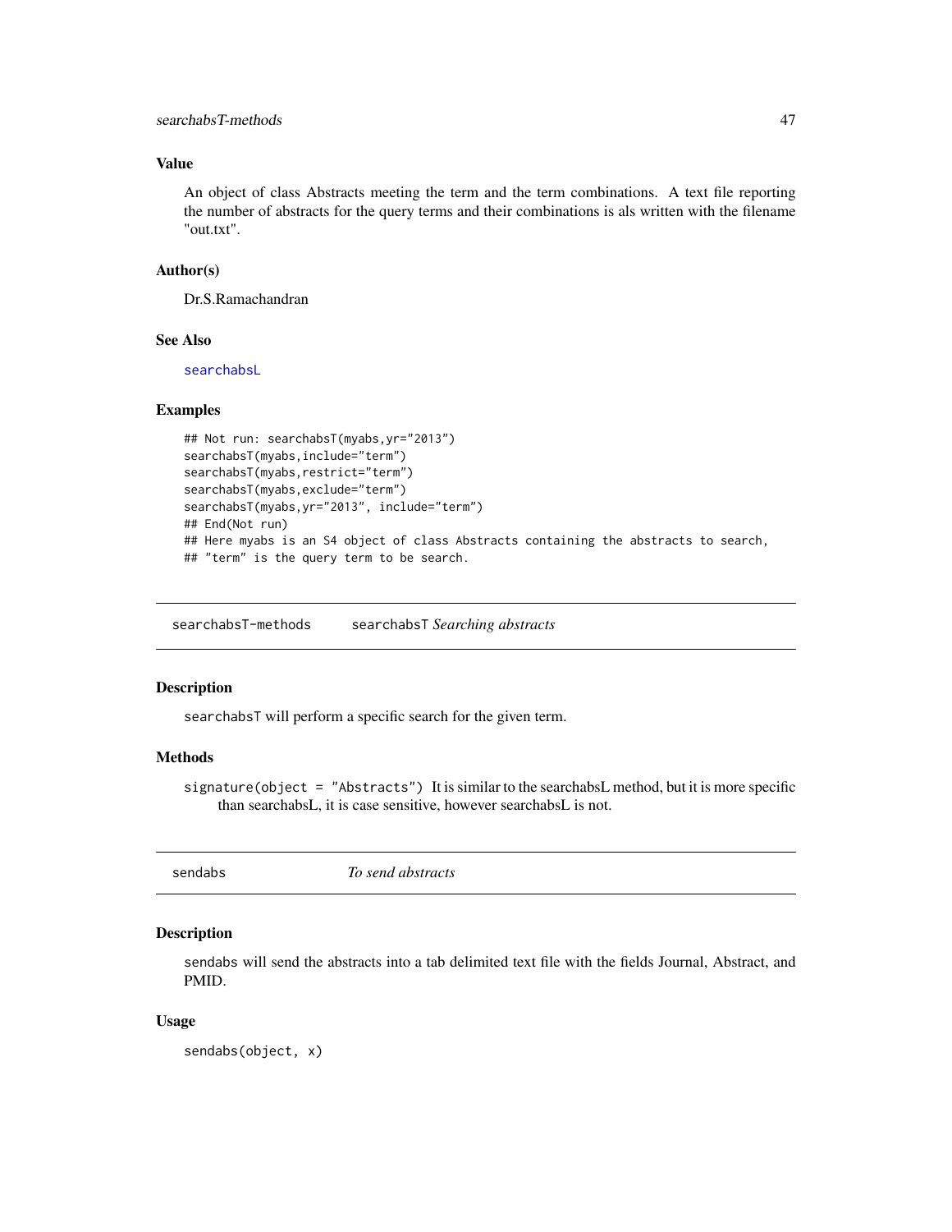## Value

An object of class Abstracts meeting the term and the term combinations. A text file reporting the number of abstracts for the query terms and their combinations is als written with the filename "out.txt".

## Author(s)

Dr.S.Ramachandran

## See Also

searchabsL

## Examples

```
## Not run: searchabsT(myabs,yr="2013")
searchabsT(myabs,include="term")
searchabsT(myabs,restrict="term")
searchabsT(myabs,exclude="term")
searchabsT(myabs,yr="2013", include="term")
## End(Not run)
## Here myabs is an S4 object of class Abstracts containing the abstracts to search,
## "term" is the query term to be search.
```

---

# searchabsT-methods — searchabsT *Searching abstracts*

## Description

searchabsT will perform a specific search for the given term.

## Methods

signature(object = "Abstracts") It is similar to the searchabsL method, but it is more specific than searchabsL, it is case sensitive, however searchabsL is not.

---

# sendabs — *To send abstracts*

## Description

sendabs will send the abstracts into a tab delimited text file with the fields Journal, Abstract, and PMID.

## Usage

```
sendabs(object, x)
```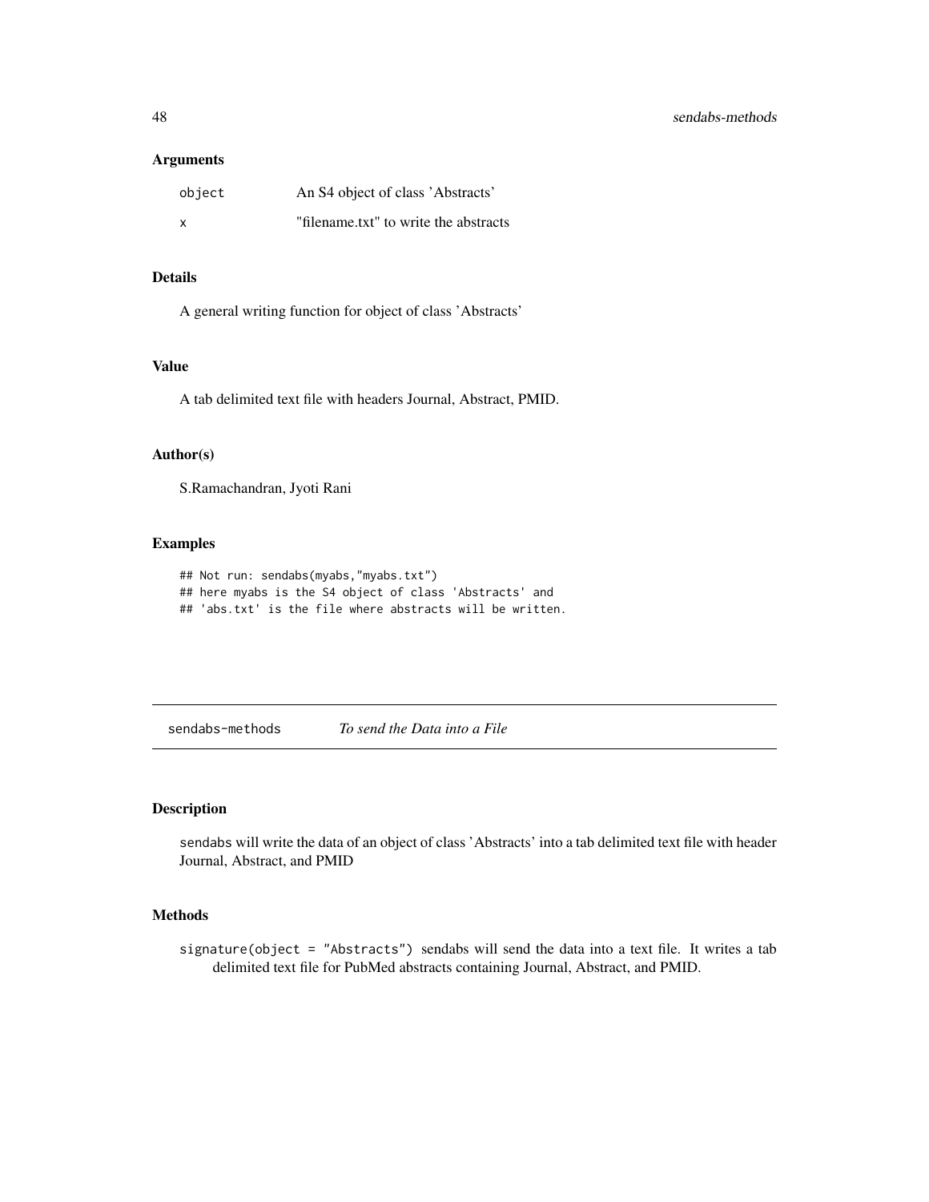### Arguments

| | |
|---|---|
| `object` | An S4 object of class 'Abstracts' |
| `x` | "filename.txt" to write the abstracts |

### Details

A general writing function for object of class 'Abstracts'

### Value

A tab delimited text file with headers Journal, Abstract, PMID.

### Author(s)

S.Ramachandran, Jyoti Rani

### Examples

```
## Not run: sendabs(myabs,"myabs.txt")
## here myabs is the S4 object of class 'Abstracts' and
## 'abs.txt' is the file where abstracts will be written.
```

---

## `sendabs-methods` *To send the Data into a File*

---

### Description

`sendabs` will write the data of an object of class 'Abstracts' into a tab delimited text file with header Journal, Abstract, and PMID

### Methods

`signature(object = "Abstracts")` sendabs will send the data into a text file. It writes a tab delimited text file for PubMed abstracts containing Journal, Abstract, and PMID.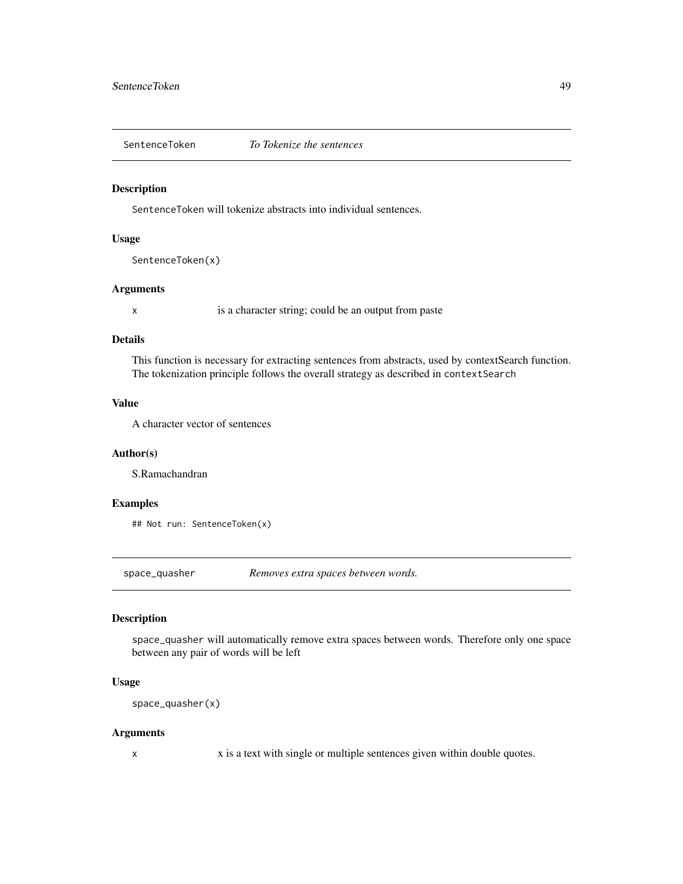## SentenceToken *To Tokenize the sentences*

### Description

`SentenceToken` will tokenize abstracts into individual sentences.

### Usage

```
SentenceToken(x)
```

### Arguments

| | |
|---|---|
| x | is a character string; could be an output from paste |

### Details

This function is necessary for extracting sentences from abstracts, used by contextSearch function. The tokenization principle follows the overall strategy as described in `contextSearch`

### Value

A character vector of sentences

### Author(s)

S.Ramachandran

### Examples

```
## Not run: SentenceToken(x)
```

## space_quasher *Removes extra spaces between words.*

### Description

`space_quasher` will automatically remove extra spaces between words. Therefore only one space between any pair of words will be left

### Usage

```
space_quasher(x)
```

### Arguments

| | |
|---|---|
| x | x is a text with single or multiple sentences given within double quotes. |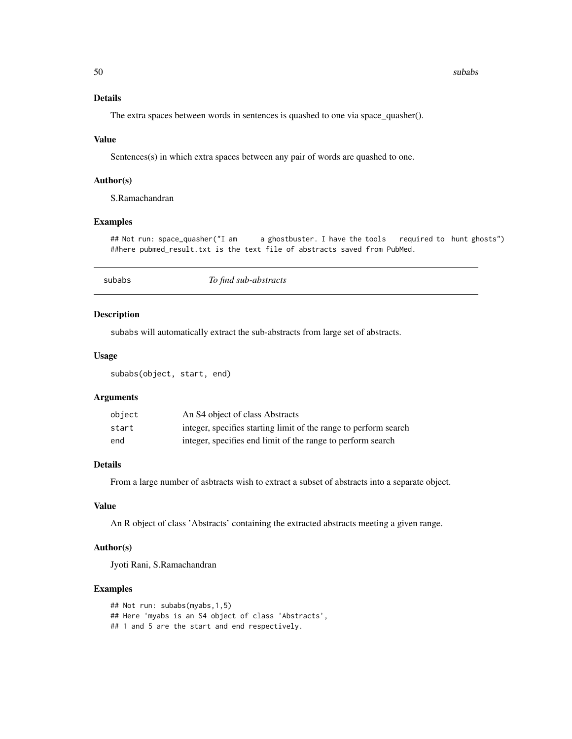### Details

The extra spaces between words in sentences is quashed to one via space_quasher().

### Value

Sentences(s) in which extra spaces between any pair of words are quashed to one.

### Author(s)

S.Ramachandran

### Examples

```
## Not run: space_quasher("I am      a ghostbuster. I have the tools   required to  hunt ghosts")
##here pubmed_result.txt is the text file of abstracts saved from PubMed.
```

---

## subabs — *To find sub-abstracts*

### Description

subabs will automatically extract the sub-abstracts from large set of abstracts.

### Usage

```
subabs(object, start, end)
```

### Arguments

| | |
|---|---|
| object | An S4 object of class Abstracts |
| start | integer, specifies starting limit of the range to perform search |
| end | integer, specifies end limit of the range to perform search |

### Details

From a large number of asbtracts wish to extract a subset of abstracts into a separate object.

### Value

An R object of class 'Abstracts' containing the extracted abstracts meeting a given range.

### Author(s)

Jyoti Rani, S.Ramachandran

### Examples

```
## Not run: subabs(myabs,1,5)
## Here 'myabs is an S4 object of class 'Abstracts',
## 1 and 5 are the start and end respectively.
```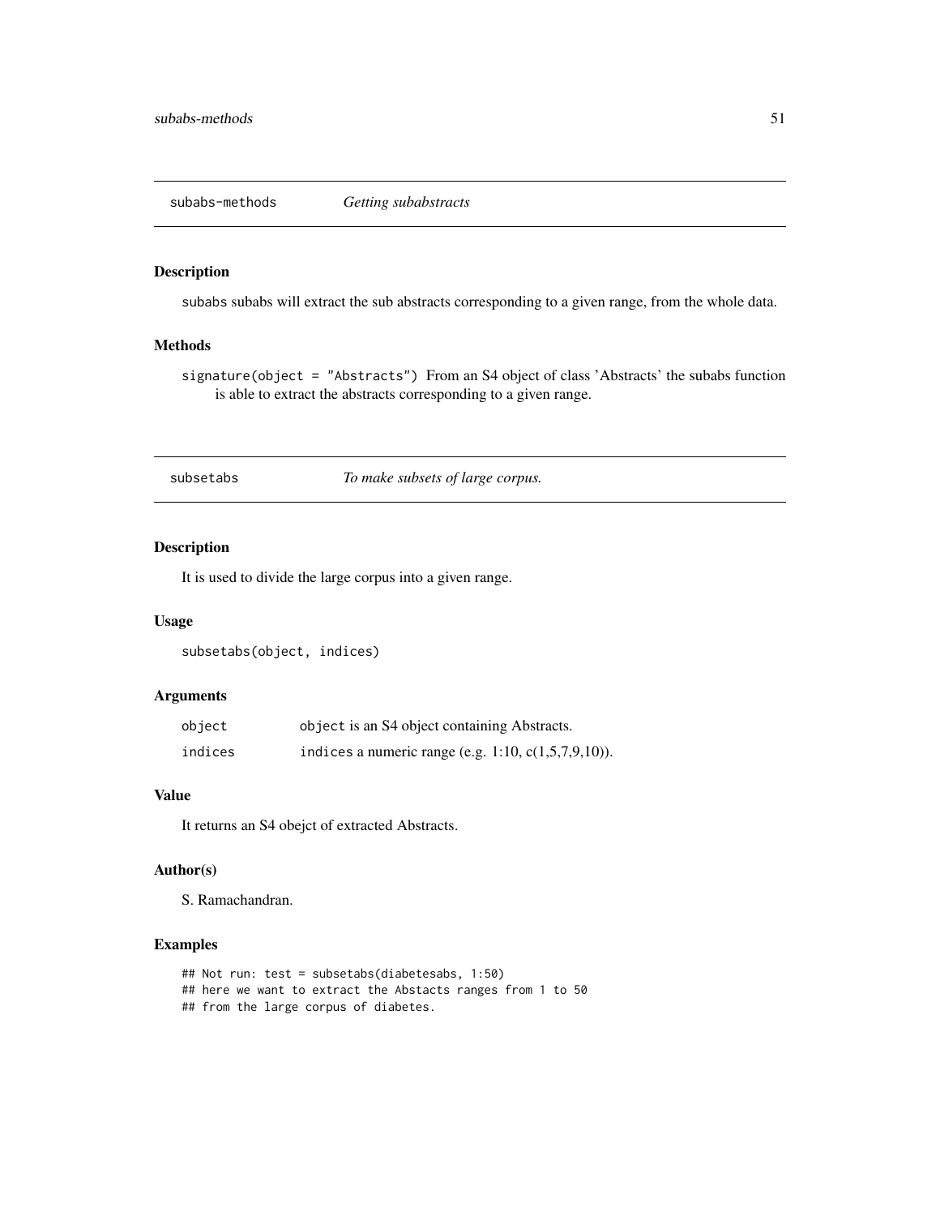## subabs-methods — *Getting subabstracts*

### Description

subabs subabs will extract the sub abstracts corresponding to a given range, from the whole data.

### Methods

`signature(object = "Abstracts")` From an S4 object of class 'Abstracts' the subabs function is able to extract the abstracts corresponding to a given range.

## subsetabs — *To make subsets of large corpus.*

### Description

It is used to divide the large corpus into a given range.

### Usage

```
subsetabs(object, indices)
```

### Arguments

| | |
|---|---|
| object | object is an S4 object containing Abstracts. |
| indices | indices a numeric range (e.g. 1:10, c(1,5,7,9,10)). |

### Value

It returns an S4 obejct of extracted Abstracts.

### Author(s)

S. Ramachandran.

### Examples

```
## Not run: test = subsetabs(diabetesabs, 1:50)
## here we want to extract the Abstacts ranges from 1 to 50
## from the large corpus of diabetes.
```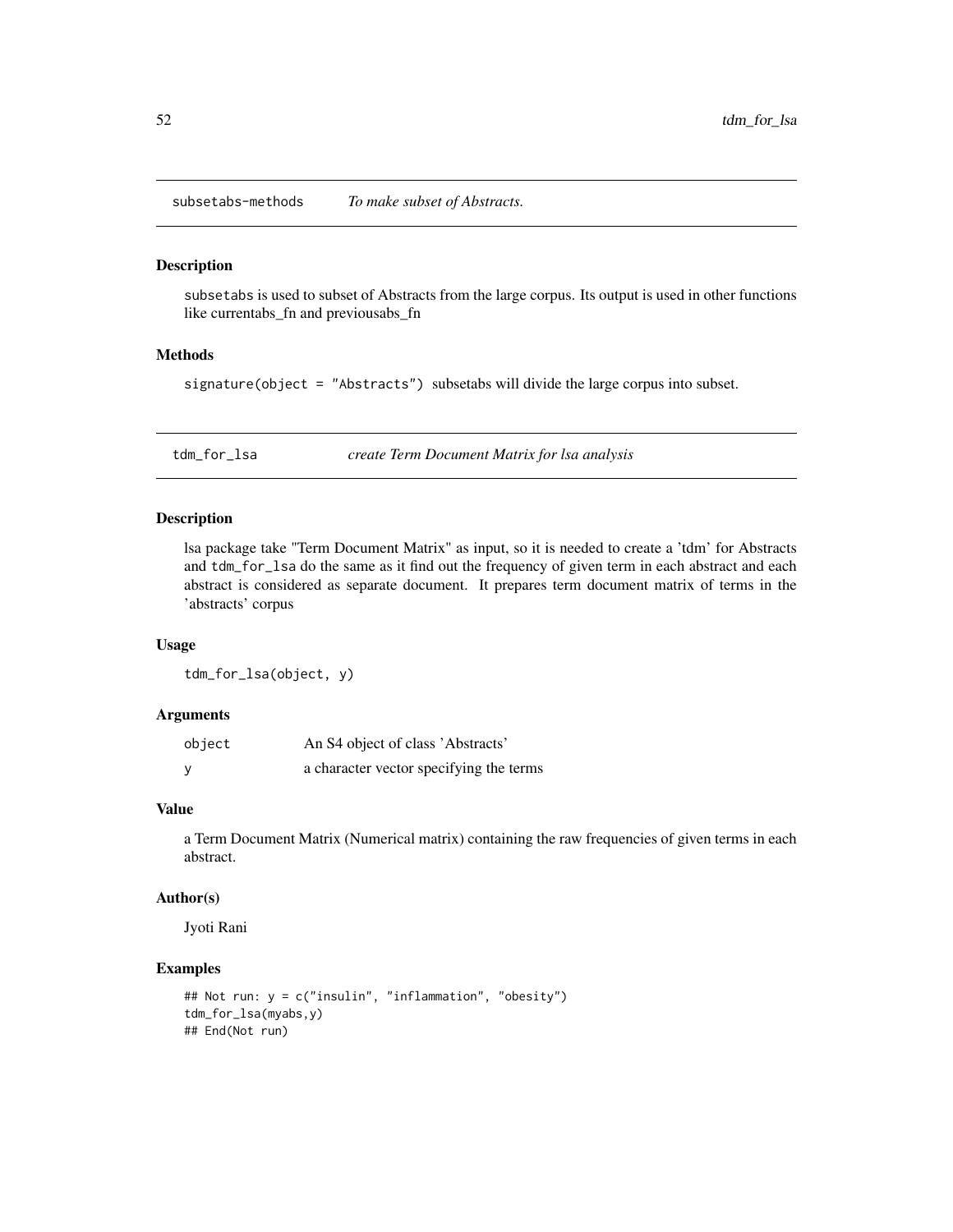## subsetabs-methods *To make subset of Abstracts.*

### Description

subsetabs is used to subset of Abstracts from the large corpus. Its output is used in other functions like currentabs_fn and previousabs_fn

### Methods

signature(object = "Abstracts") subsetabs will divide the large corpus into subset.

## tdm_for_lsa *create Term Document Matrix for lsa analysis*

### Description

lsa package take "Term Document Matrix" as input, so it is needed to create a 'tdm' for Abstracts and tdm_for_lsa do the same as it find out the frequency of given term in each abstract and each abstract is considered as separate document. It prepares term document matrix of terms in the 'abstracts' corpus

### Usage

```
tdm_for_lsa(object, y)
```

### Arguments

| | |
|---|---|
| object | An S4 object of class 'Abstracts' |
| y | a character vector specifying the terms |

### Value

a Term Document Matrix (Numerical matrix) containing the raw frequencies of given terms in each abstract.

### Author(s)

Jyoti Rani

### Examples

```
## Not run: y = c("insulin", "inflammation", "obesity")
tdm_for_lsa(myabs,y)
## End(Not run)
```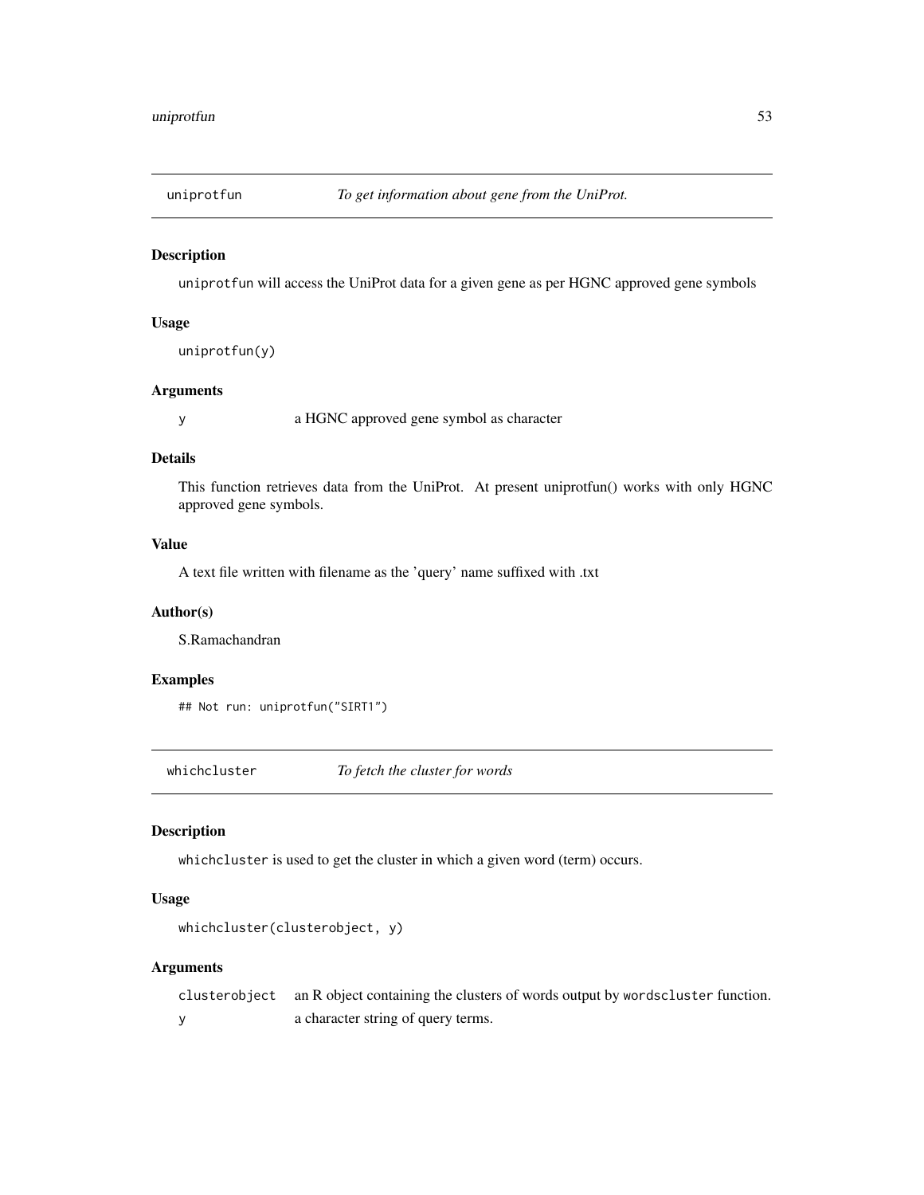## uniprotfun — *To get information about gene from the UniProt.*

### Description

`uniprotfun` will access the UniProt data for a given gene as per HGNC approved gene symbols

### Usage

```
uniprotfun(y)
```

### Arguments

| | |
|---|---|
| y | a HGNC approved gene symbol as character |

### Details

This function retrieves data from the UniProt. At present uniprotfun() works with only HGNC approved gene symbols.

### Value

A text file written with filename as the 'query' name suffixed with .txt

### Author(s)

S.Ramachandran

### Examples

```
## Not run: uniprotfun("SIRT1")
```

## whichcluster — *To fetch the cluster for words*

### Description

`whichcluster` is used to get the cluster in which a given word (term) occurs.

### Usage

```
whichcluster(clusterobject, y)
```

### Arguments

| | |
|---|---|
| clusterobject | an R object containing the clusters of words output by `wordscluster` function. |
| y | a character string of query terms. |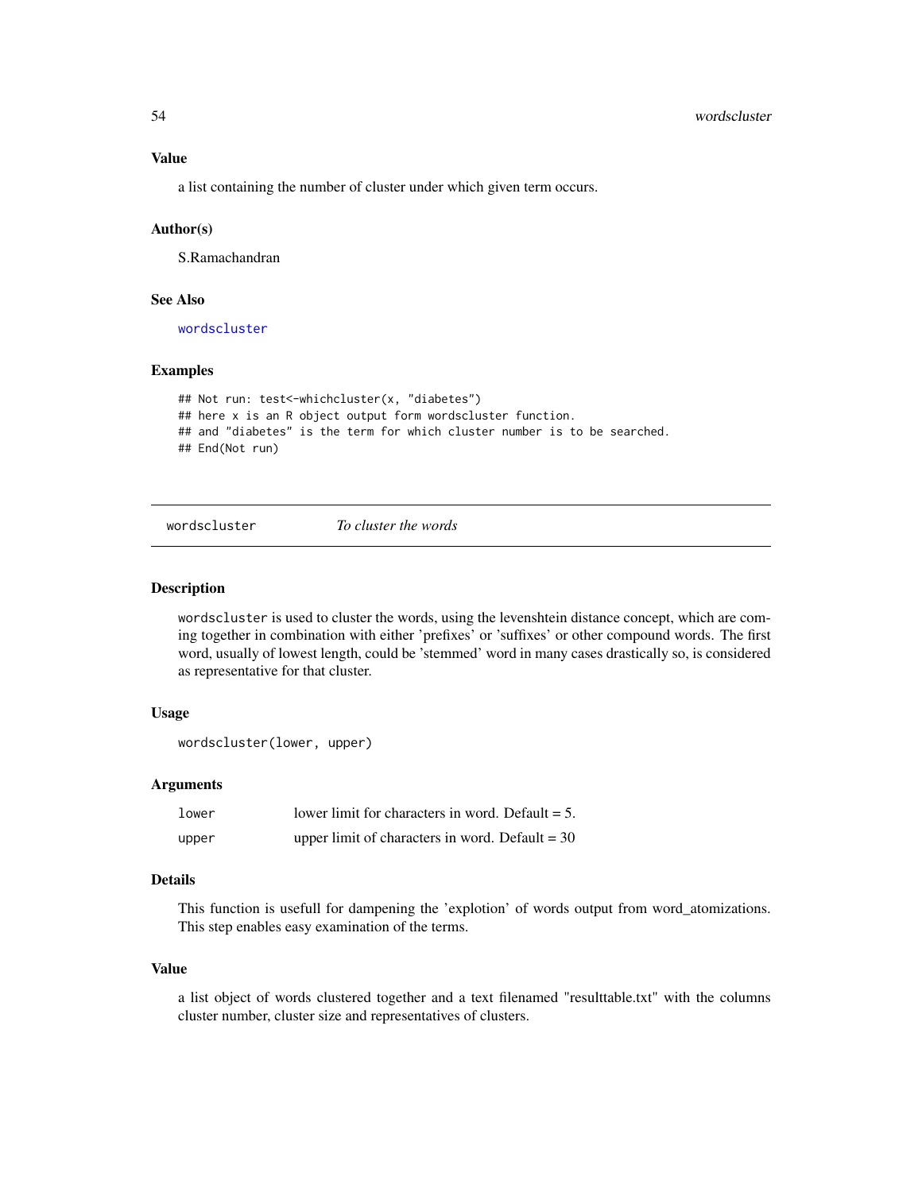### Value

a list containing the number of cluster under which given term occurs.

### Author(s)

S.Ramachandran

### See Also

wordscluster

### Examples

```
## Not run: test<-whichcluster(x, "diabetes")
## here x is an R object output form wordscluster function.
## and "diabetes" is the term for which cluster number is to be searched.
## End(Not run)
```

---

## wordscluster — *To cluster the words*

### Description

`wordscluster` is used to cluster the words, using the levenshtein distance concept, which are coming together in combination with either 'prefixes' or 'suffixes' or other compound words. The first word, usually of lowest length, could be 'stemmed' word in many cases drastically so, is considered as representative for that cluster.

### Usage

```
wordscluster(lower, upper)
```

### Arguments

| | |
|---|---|
| `lower` | lower limit for characters in word. Default = 5. |
| `upper` | upper limit of characters in word. Default = 30 |

### Details

This function is usefull for dampening the 'explotion' of words output from word_atomizations. This step enables easy examination of the terms.

### Value

a list object of words clustered together and a text filenamed "resulttable.txt" with the columns cluster number, cluster size and representatives of clusters.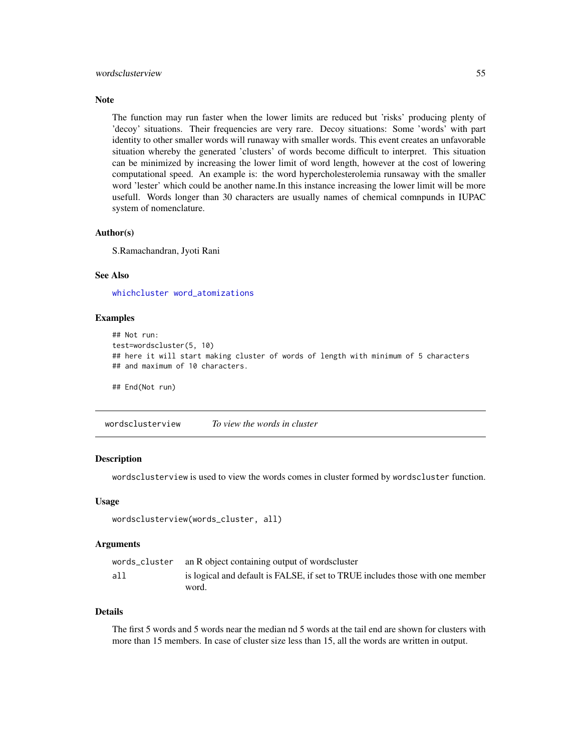### Note

The function may run faster when the lower limits are reduced but 'risks' producing plenty of 'decoy' situations. Their frequencies are very rare. Decoy situations: Some 'words' with part identity to other smaller words will runaway with smaller words. This event creates an unfavorable situation whereby the generated 'clusters' of words become difficult to interpret. This situation can be minimized by increasing the lower limit of word length, however at the cost of lowering computational speed. An example is: the word hypercholesterolemia runsaway with the smaller word 'lester' which could be another name.In this instance increasing the lower limit will be more usefull. Words longer than 30 characters are usually names of chemical comnpunds in IUPAC system of nomenclature.

### Author(s)

S.Ramachandran, Jyoti Rani

### See Also

whichcluster word_atomizations

### Examples

```
## Not run:
test=wordscluster(5, 10)
## here it will start making cluster of words of length with minimum of 5 characters
## and maximum of 10 characters.

## End(Not run)
```

---

## wordsclusterview *To view the words in cluster*

### Description

wordsclusterview is used to view the words comes in cluster formed by wordscluster function.

### Usage

```
wordsclusterview(words_cluster, all)
```

### Arguments

| | |
|---|---|
| words_cluster | an R object containing output of wordscluster |
| all | is logical and default is FALSE, if set to TRUE includes those with one member word. |

### Details

The first 5 words and 5 words near the median nd 5 words at the tail end are shown for clusters with more than 15 members. In case of cluster size less than 15, all the words are written in output.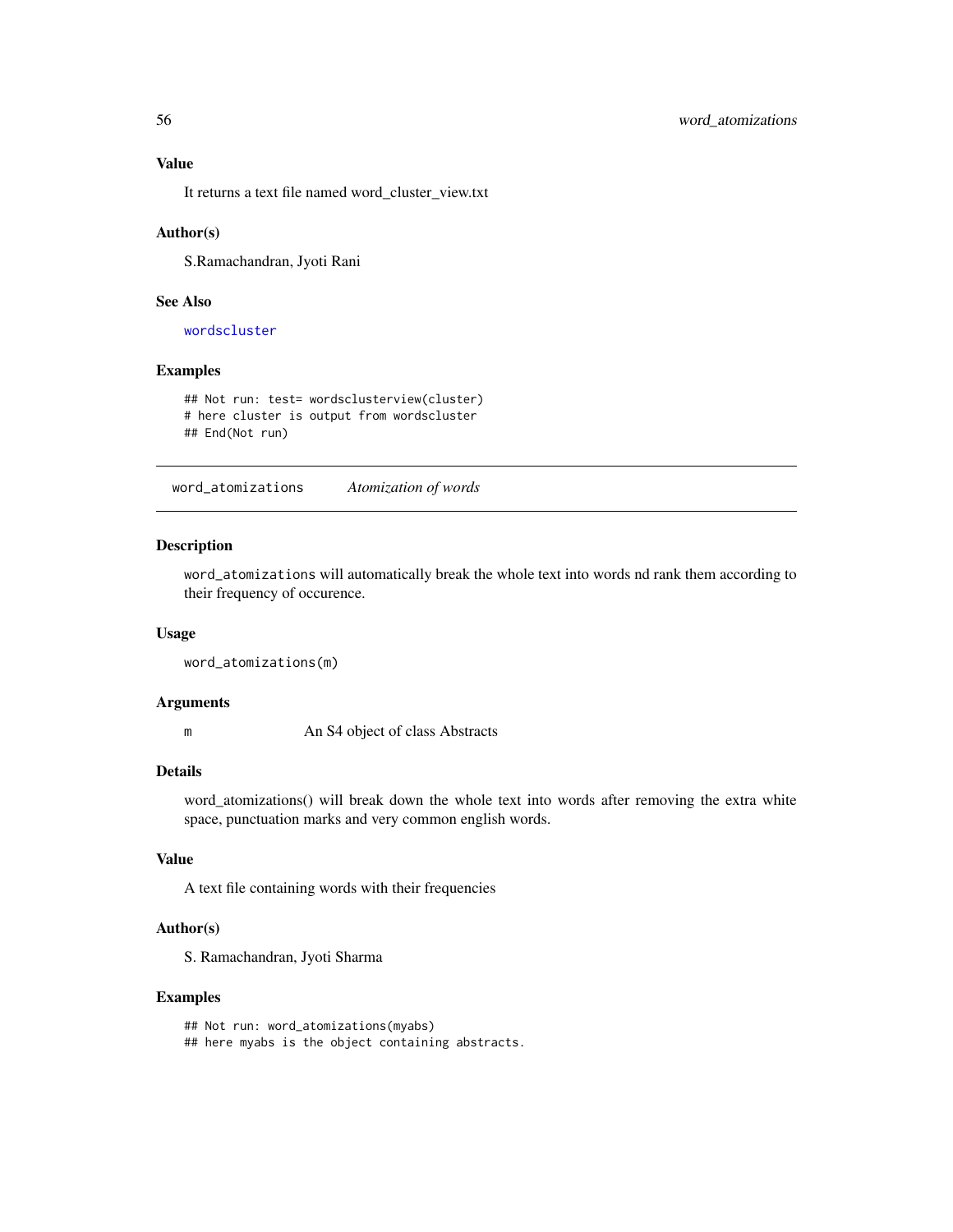### Value

It returns a text file named word_cluster_view.txt

### Author(s)

S.Ramachandran, Jyoti Rani

### See Also

wordscluster

### Examples

```
## Not run: test= wordsclusterview(cluster)
# here cluster is output from wordscluster
## End(Not run)
```

---

## word_atomizations    *Atomization of words*

---

### Description

`word_atomizations` will automatically break the whole text into words nd rank them according to their frequency of occurence.

### Usage

```
word_atomizations(m)
```

### Arguments

| | |
|---|---|
| m | An S4 object of class Abstracts |

### Details

word_atomizations() will break down the whole text into words after removing the extra white space, punctuation marks and very common english words.

### Value

A text file containing words with their frequencies

### Author(s)

S. Ramachandran, Jyoti Sharma

### Examples

```
## Not run: word_atomizations(myabs)
## here myabs is the object containing abstracts.
```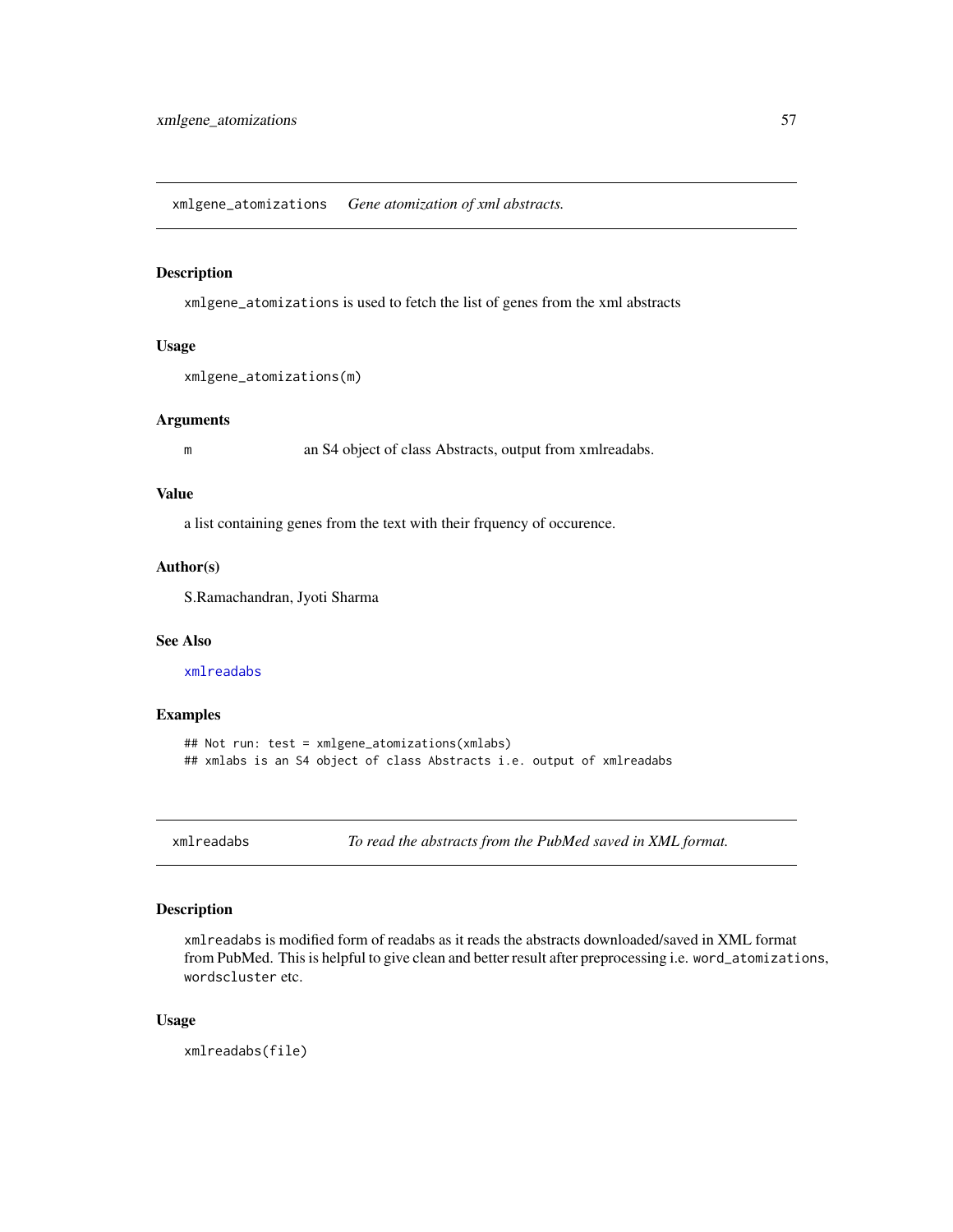## xmlgene_atomizations *Gene atomization of xml abstracts.*

### Description

xmlgene_atomizations is used to fetch the list of genes from the xml abstracts

### Usage

```
xmlgene_atomizations(m)
```

### Arguments

m    an S4 object of class Abstracts, output from xmlreadabs.

### Value

a list containing genes from the text with their frquency of occurence.

### Author(s)

S.Ramachandran, Jyoti Sharma

### See Also

xmlreadabs

### Examples

```
## Not run: test = xmlgene_atomizations(xmlabs)
## xmlabs is an S4 object of class Abstracts i.e. output of xmlreadabs
```

## xmlreadabs *To read the abstracts from the PubMed saved in XML format.*

### Description

xmlreadabs is modified form of readabs as it reads the abstracts downloaded/saved in XML format from PubMed. This is helpful to give clean and better result after preprocessing i.e. word_atomizations, wordscluster etc.

### Usage

```
xmlreadabs(file)
```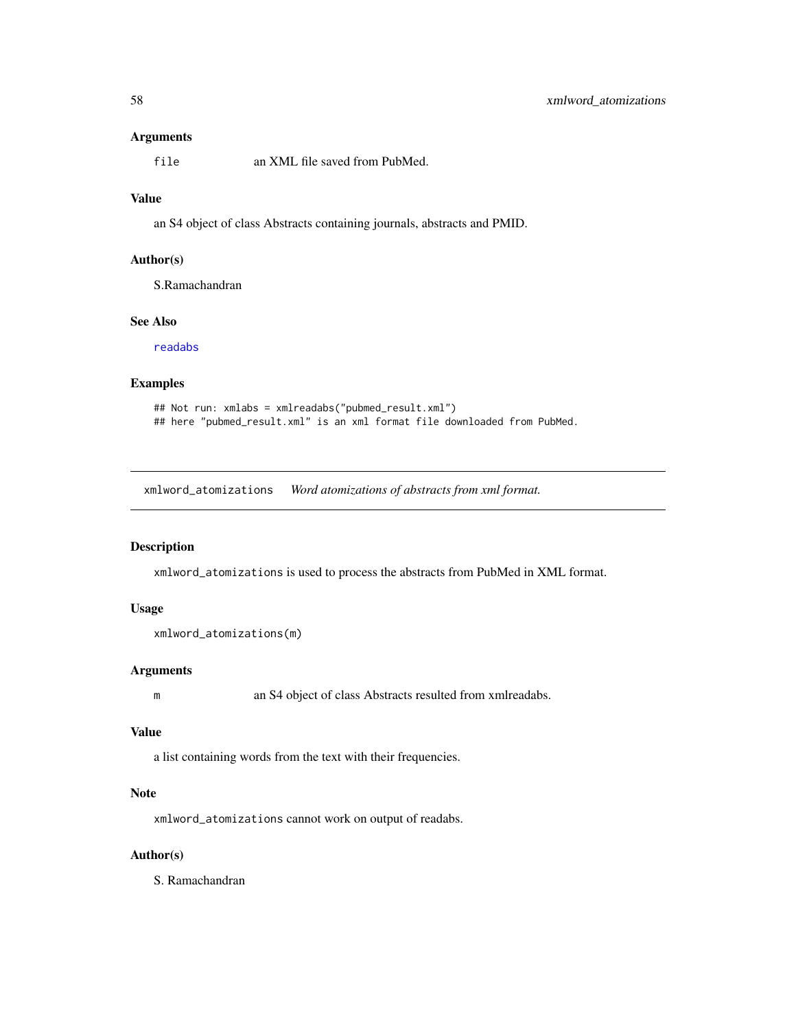### Arguments

`file` an XML file saved from PubMed.

### Value

an S4 object of class Abstracts containing journals, abstracts and PMID.

### Author(s)

S.Ramachandran

### See Also

readabs

### Examples

```
## Not run: xmlabs = xmlreadabs("pubmed_result.xml")
## here "pubmed_result.xml" is an xml format file downloaded from PubMed.
```

---

## xmlword_atomizations *Word atomizations of abstracts from xml format.*

---

### Description

`xmlword_atomizations` is used to process the abstracts from PubMed in XML format.

### Usage

```
xmlword_atomizations(m)
```

### Arguments

`m` an S4 object of class Abstracts resulted from xmlreadabs.

### Value

a list containing words from the text with their frequencies.

### Note

`xmlword_atomizations` cannot work on output of readabs.

### Author(s)

S. Ramachandran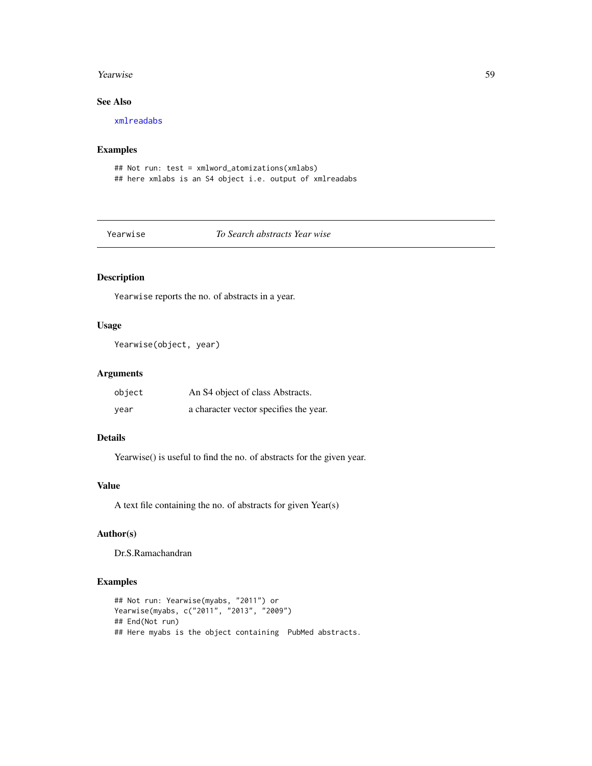### See Also

xmlreadabs

### Examples

```
## Not run: test = xmlword_atomizations(xmlabs)
## here xmlabs is an S4 object i.e. output of xmlreadabs
```

---

## Yearwise &nbsp;&nbsp;&nbsp;&nbsp; *To Search abstracts Year wise*

---

### Description

Yearwise reports the no. of abstracts in a year.

### Usage

```
Yearwise(object, year)
```

### Arguments

| | |
|---|---|
| object | An S4 object of class Abstracts. |
| year | a character vector specifies the year. |

### Details

Yearwise() is useful to find the no. of abstracts for the given year.

### Value

A text file containing the no. of abstracts for given Year(s)

### Author(s)

Dr.S.Ramachandran

### Examples

```
## Not run: Yearwise(myabs, "2011") or
Yearwise(myabs, c("2011", "2013", "2009")
## End(Not run)
## Here myabs is the object containing  PubMed abstracts.
```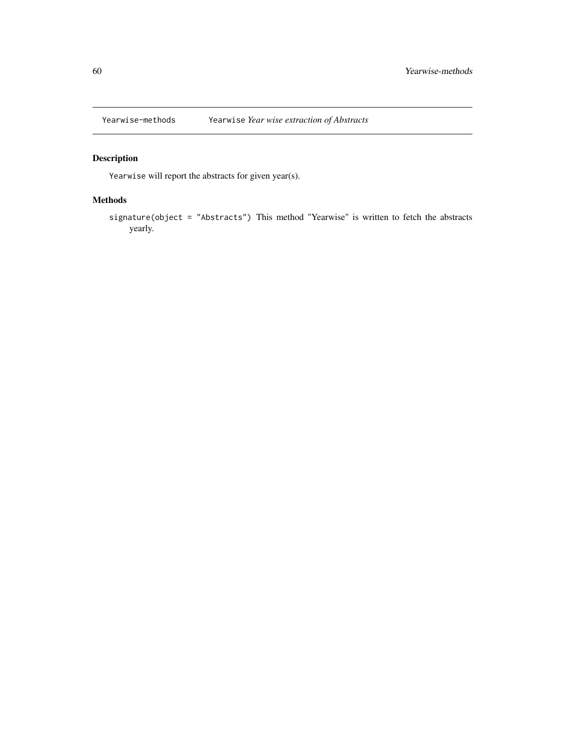Yearwise-methods    `Yearwise` *Year wise extraction of Abstracts*

## Description

`Yearwise` will report the abstracts for given year(s).

## Methods

`signature(object = "Abstracts")` This method "Yearwise" is written to fetch the abstracts yearly.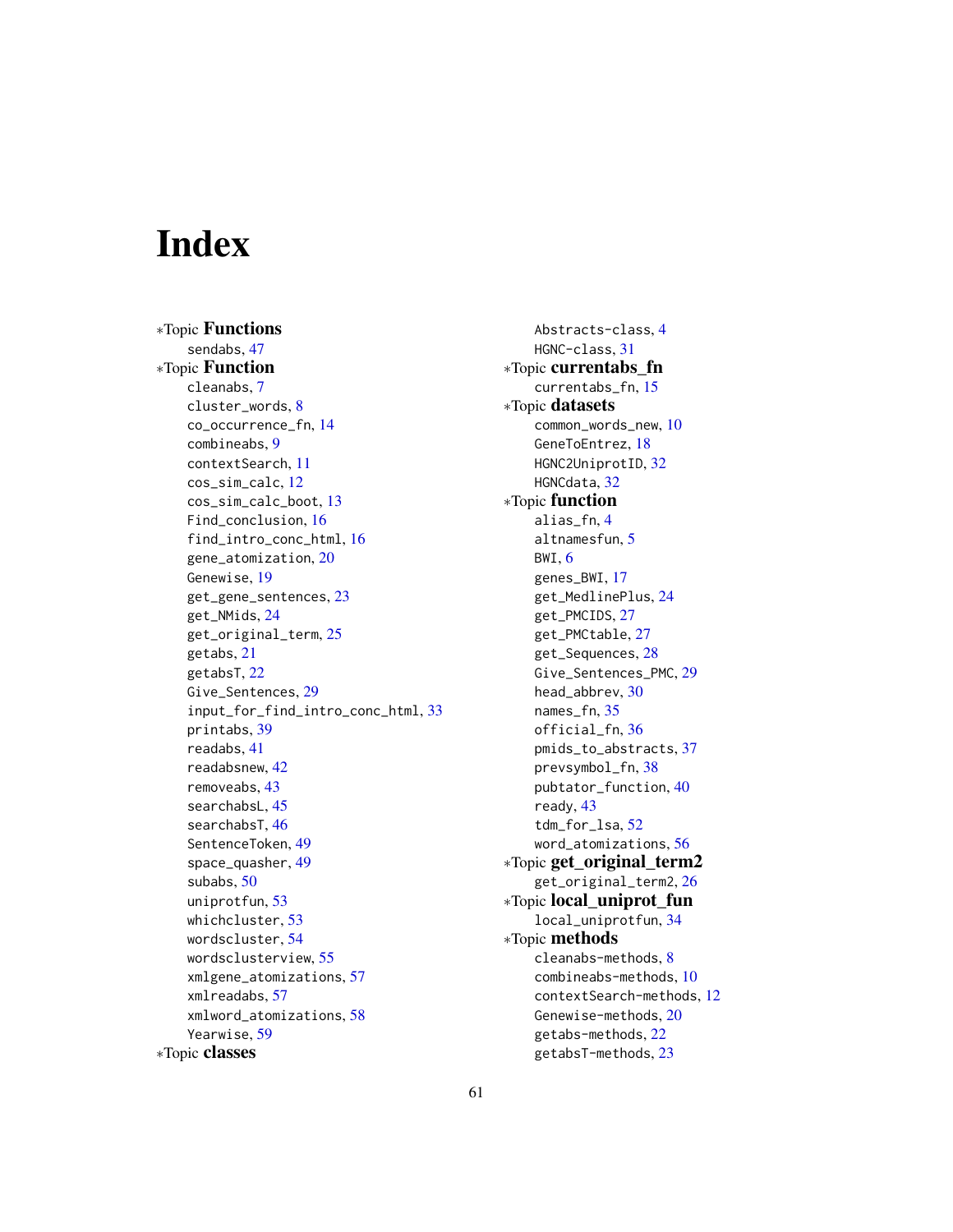# Index

∗Topic **Functions**
sendabs, 47

∗Topic **Function**
cleanabs, 7
cluster_words, 8
co_occurrence_fn, 14
combineabs, 9
contextSearch, 11
cos_sim_calc, 12
cos_sim_calc_boot, 13
Find_conclusion, 16
find_intro_conc_html, 16
gene_atomization, 20
Genewise, 19
get_gene_sentences, 23
get_NMids, 24
get_original_term, 25
getabs, 21
getabsT, 22
Give_Sentences, 29
input_for_find_intro_conc_html, 33
printabs, 39
readabs, 41
readabsnew, 42
removeabs, 43
searchabsL, 45
searchabsT, 46
SentenceToken, 49
space_quasher, 49
subabs, 50
uniprotfun, 53
whichcluster, 53
wordscluster, 54
wordsclusterview, 55
xmlgene_atomizations, 57
xmlreadabs, 57
xmlword_atomizations, 58
Yearwise, 59

∗Topic **classes**
Abstracts-class, 4
HGNC-class, 31

∗Topic **currentabs_fn**
currentabs_fn, 15

∗Topic **datasets**
common_words_new, 10
GeneToEntrez, 18
HGNC2UniprotID, 32
HGNCdata, 32

∗Topic **function**
alias_fn, 4
altnamesfun, 5
BWI, 6
genes_BWI, 17
get_MedlinePlus, 24
get_PMCIDS, 27
get_PMCtable, 27
get_Sequences, 28
Give_Sentences_PMC, 29
head_abbrev, 30
names_fn, 35
official_fn, 36
pmids_to_abstracts, 37
prevsymbol_fn, 38
pubtator_function, 40
ready, 43
tdm_for_lsa, 52
word_atomizations, 56

∗Topic **get_original_term2**
get_original_term2, 26

∗Topic **local_uniprot_fun**
local_uniprotfun, 34

∗Topic **methods**
cleanabs-methods, 8
combineabs-methods, 10
contextSearch-methods, 12
Genewise-methods, 20
getabs-methods, 22
getabsT-methods, 23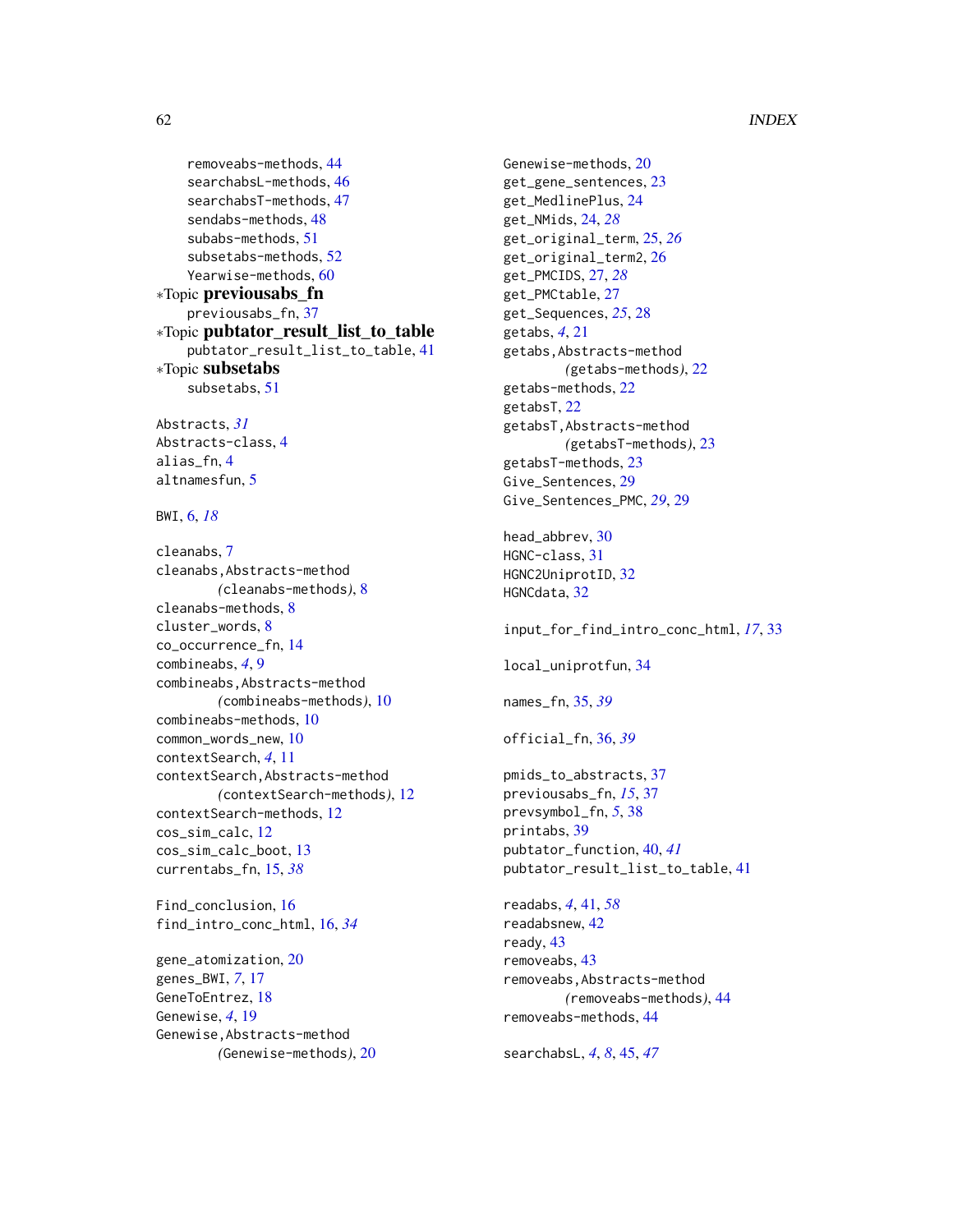removeabs-methods, 44
searchabsL-methods, 46
searchabsT-methods, 47
sendabs-methods, 48
subabs-methods, 51
subsetabs-methods, 52
Yearwise-methods, 60

∗Topic **previousabs_fn**
previousabs_fn, 37

∗Topic **pubtator_result_list_to_table**
pubtator_result_list_to_table, 41

∗Topic **subsetabs**
subsetabs, 51

Abstracts, *31*
Abstracts-class, 4
alias_fn, 4
altnamesfun, 5

BWI, 6, *18*

cleanabs, 7
cleanabs,Abstracts-method
(cleanabs-methods), 8
cleanabs-methods, 8
cluster_words, 8
co_occurrence_fn, 14
combineabs, *4*, 9
combineabs,Abstracts-method
(combineabs-methods), 10
combineabs-methods, 10
common_words_new, 10
contextSearch, *4*, 11
contextSearch,Abstracts-method
(contextSearch-methods), 12
contextSearch-methods, 12
cos_sim_calc, 12
cos_sim_calc_boot, 13
currentabs_fn, 15, *38*

Find_conclusion, 16
find_intro_conc_html, 16, *34*

gene_atomization, 20
genes_BWI, *7*, 17
GeneToEntrez, 18
Genewise, *4*, 19
Genewise,Abstracts-method
(Genewise-methods), 20
Genewise-methods, 20
get_gene_sentences, 23
get_MedlinePlus, 24
get_NMids, 24, *28*
get_original_term, 25, *26*
get_original_term2, 26
get_PMCIDS, 27, *28*
get_PMCtable, 27
get_Sequences, *25*, 28
getabs, *4*, 21
getabs,Abstracts-method
(getabs-methods), 22
getabs-methods, 22
getabsT, 22
getabsT,Abstracts-method
(getabsT-methods), 23
getabsT-methods, 23
Give_Sentences, 29
Give_Sentences_PMC, *29*, 29

head_abbrev, 30
HGNC-class, 31
HGNC2UniprotID, 32
HGNCdata, 32

input_for_find_intro_conc_html, *17*, 33

local_uniprotfun, 34

names_fn, 35, *39*

official_fn, 36, *39*

pmids_to_abstracts, 37
previousabs_fn, *15*, 37
prevsymbol_fn, *5*, 38
printabs, 39
pubtator_function, 40, *41*
pubtator_result_list_to_table, 41

readabs, *4*, 41, *58*
readabsnew, 42
ready, 43
removeabs, 43
removeabs,Abstracts-method
(removeabs-methods), 44
removeabs-methods, 44

searchabsL, *4*, *8*, 45, *47*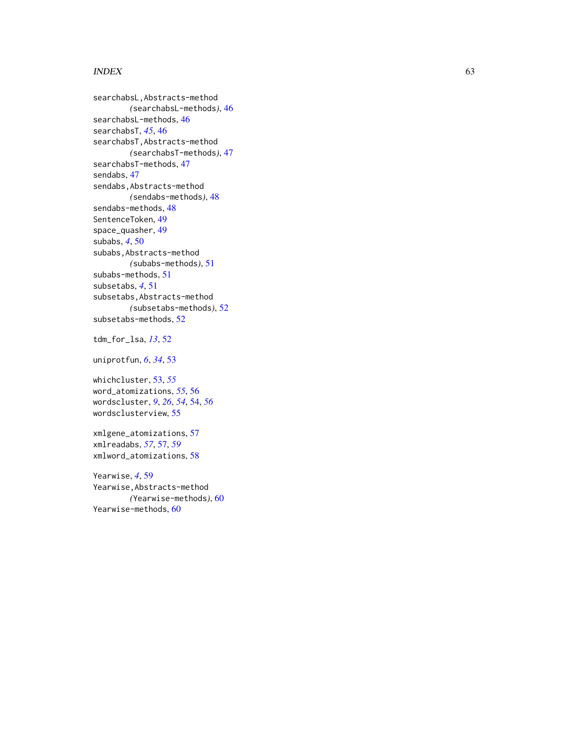searchabsL,Abstracts-method
        *(searchabsL-methods)*, 46
searchabsL-methods, 46
searchabsT, *45*, 46
searchabsT,Abstracts-method
        *(searchabsT-methods)*, 47
searchabsT-methods, 47
sendabs, 47
sendabs,Abstracts-method
        *(sendabs-methods)*, 48
sendabs-methods, 48
SentenceToken, 49
space_quasher, 49
subabs, *4*, 50
subabs,Abstracts-method
        *(subabs-methods)*, 51
subabs-methods, 51
subsetabs, *4*, 51
subsetabs,Abstracts-method
        *(subsetabs-methods)*, 52
subsetabs-methods, 52

tdm_for_lsa, *13*, 52

uniprotfun, *6*, *34*, 53

whichcluster, 53, *55*
word_atomizations, *55*, 56
wordscluster, *9*, *26*, *54*, 54, *56*
wordsclusterview, 55

xmlgene_atomizations, 57
xmlreadabs, *57*, 57, *59*
xmlword_atomizations, 58

Yearwise, *4*, 59
Yearwise,Abstracts-method
        *(Yearwise-methods)*, 60
Yearwise-methods, 60